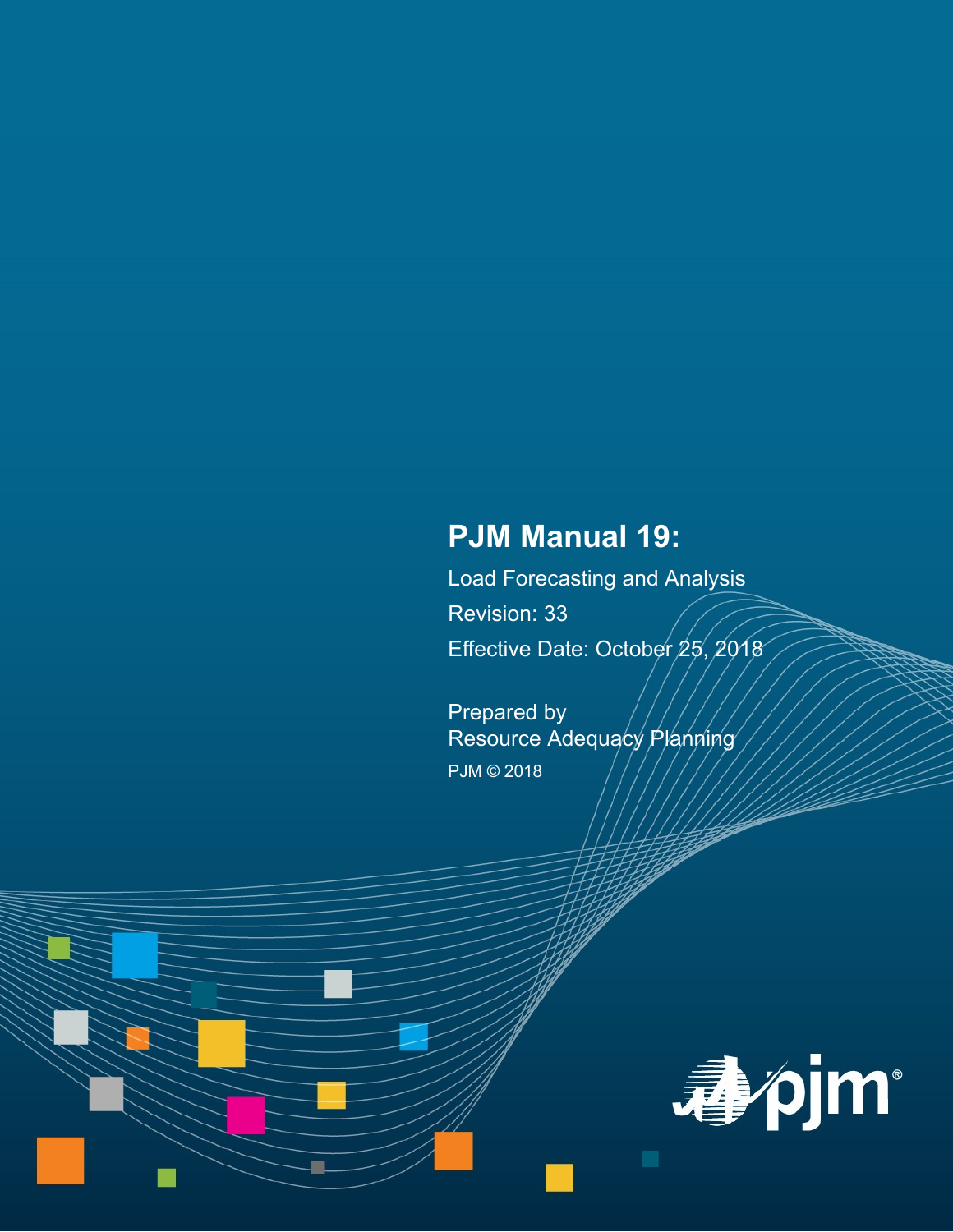# PJM Manual 19:

Load Forecasting and Analysis

Revision: 33

Effective Date: October 25, 2018

Prepared by
Resource Adequacy Planning

PJM © 2018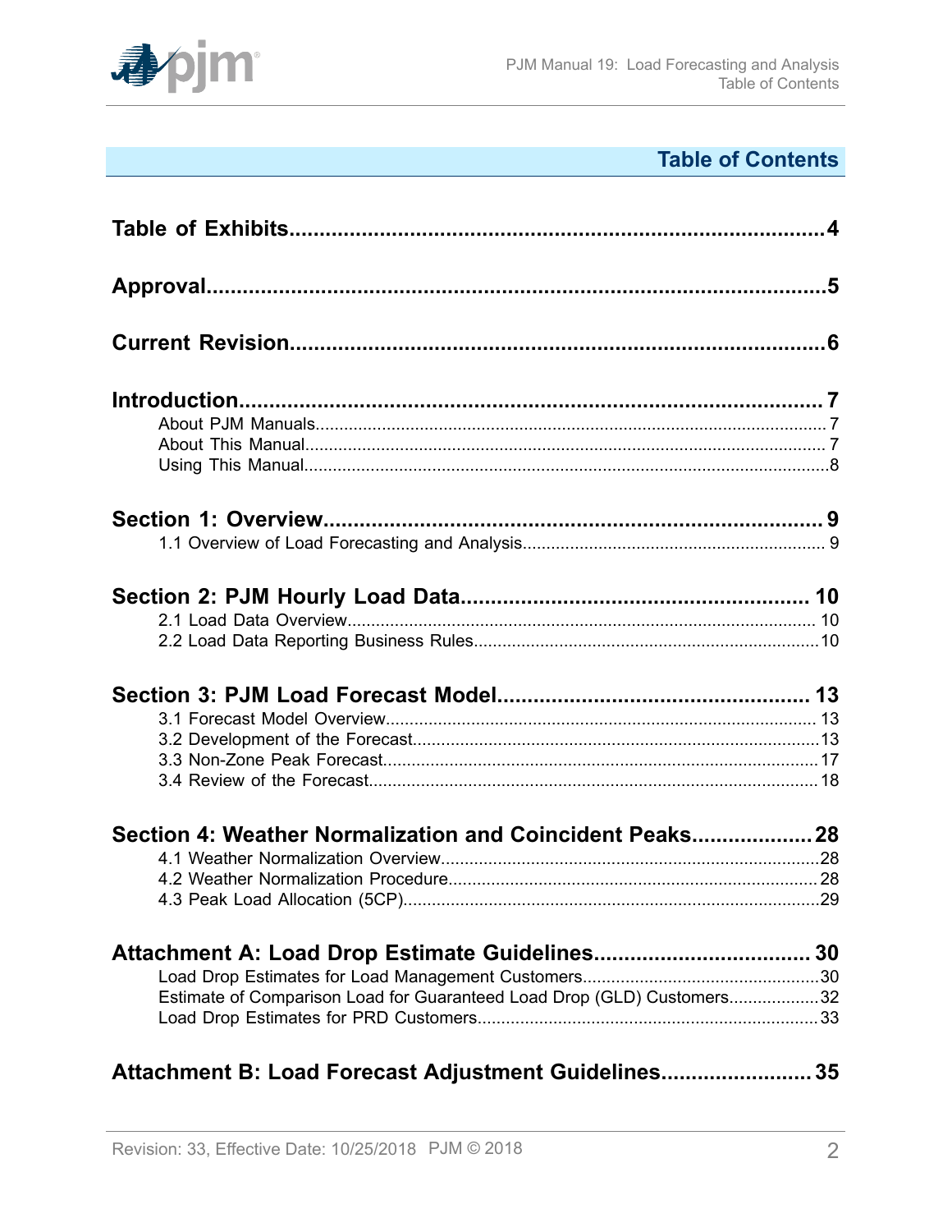# Table of Contents

**Table of Exhibits** ... 4

**Approval** ... 5

**Current Revision** ... 6

**Introduction** ... 7

- About PJM Manuals ... 7
- About This Manual ... 7
- Using This Manual ... 8

**Section 1: Overview** ... 9

- 1.1 Overview of Load Forecasting and Analysis ... 9

**Section 2: PJM Hourly Load Data** ... 10

- 2.1 Load Data Overview ... 10
- 2.2 Load Data Reporting Business Rules ... 10

**Section 3: PJM Load Forecast Model** ... 13

- 3.1 Forecast Model Overview ... 13
- 3.2 Development of the Forecast ... 13
- 3.3 Non-Zone Peak Forecast ... 17
- 3.4 Review of the Forecast ... 18

**Section 4: Weather Normalization and Coincident Peaks** ... 28

- 4.1 Weather Normalization Overview ... 28
- 4.2 Weather Normalization Procedure ... 28
- 4.3 Peak Load Allocation (5CP) ... 29

**Attachment A: Load Drop Estimate Guidelines** ... 30

- Load Drop Estimates for Load Management Customers ... 30
- Estimate of Comparison Load for Guaranteed Load Drop (GLD) Customers ... 32
- Load Drop Estimates for PRD Customers ... 33

**Attachment B: Load Forecast Adjustment Guidelines** ... 35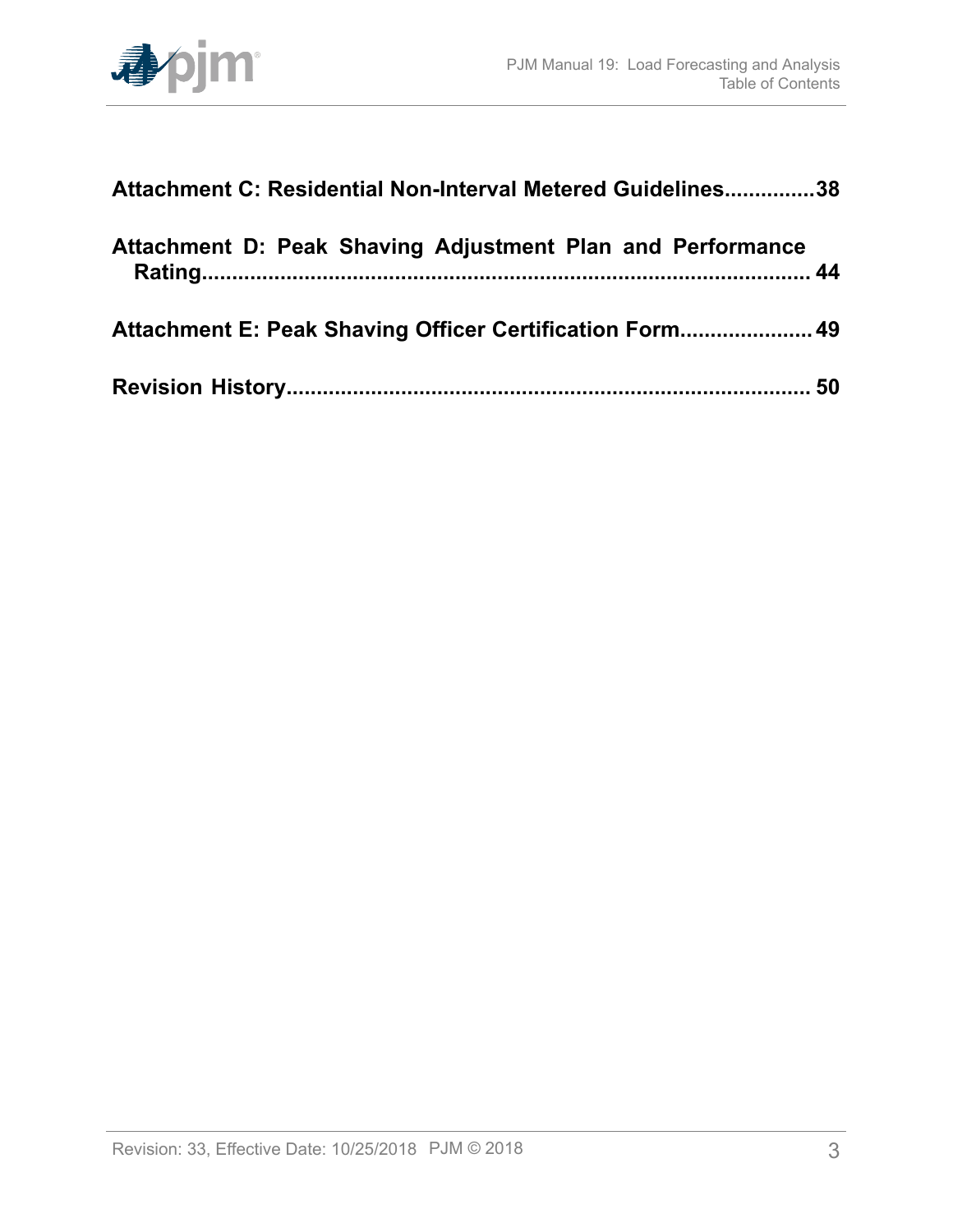**Attachment C: Residential Non-Interval Metered Guidelines...............38**

**Attachment D: Peak Shaving Adjustment Plan and Performance Rating.................................................................................................. 44**

**Attachment E: Peak Shaving Officer Certification Form..................... 49**

**Revision History...................................................................................... 50**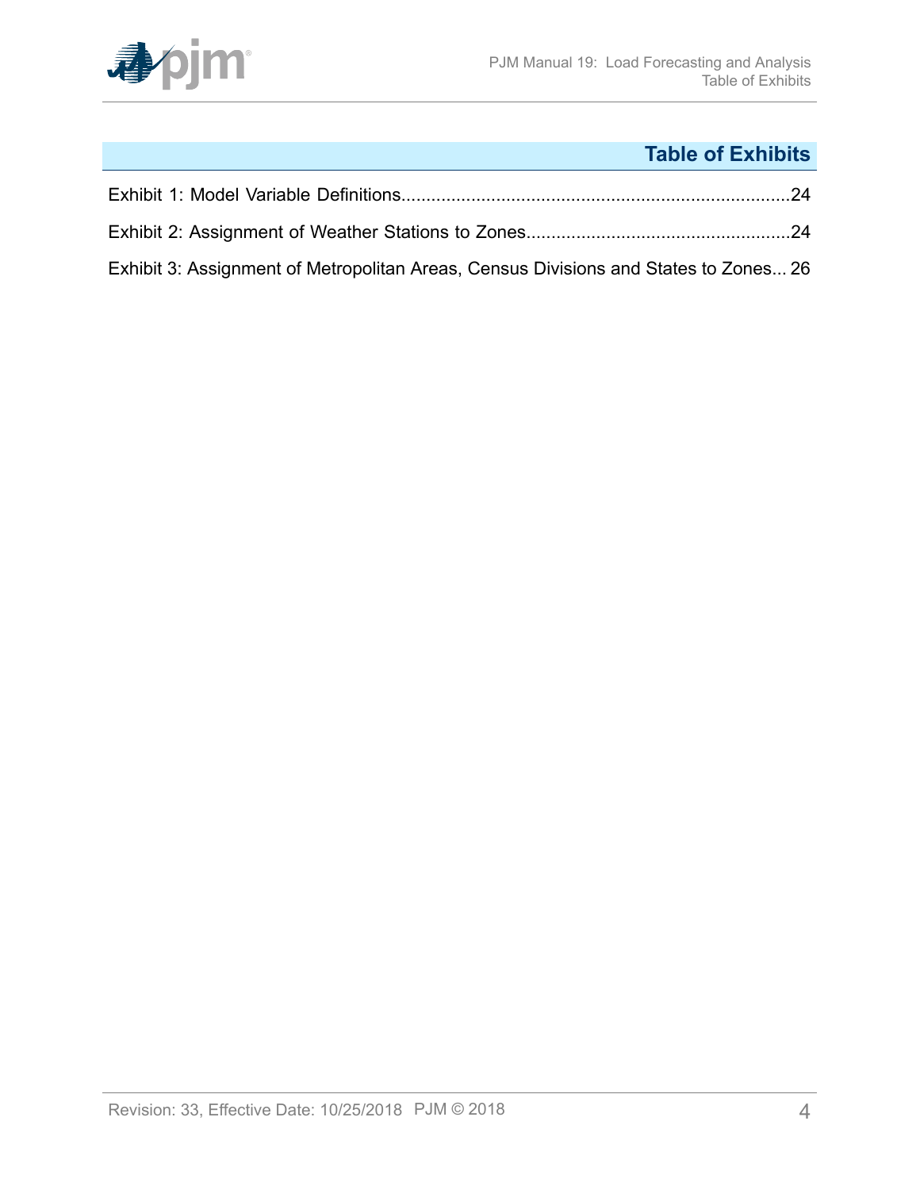## Table of Exhibits

Exhibit 1: Model Variable Definitions....................................................................................24

Exhibit 2: Assignment of Weather Stations to Zones.....................................................24

Exhibit 3: Assignment of Metropolitan Areas, Census Divisions and States to Zones... 26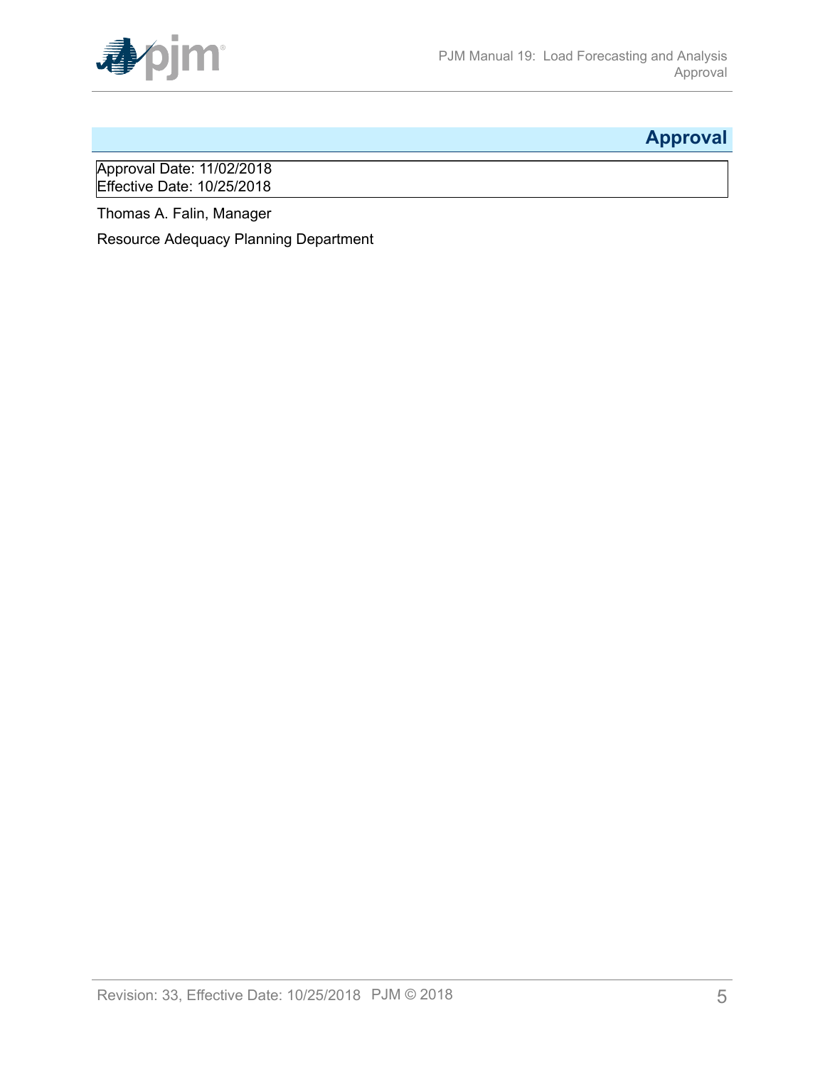# Approval

Approval Date: 11/02/2018
Effective Date: 10/25/2018

Thomas A. Falin, Manager

Resource Adequacy Planning Department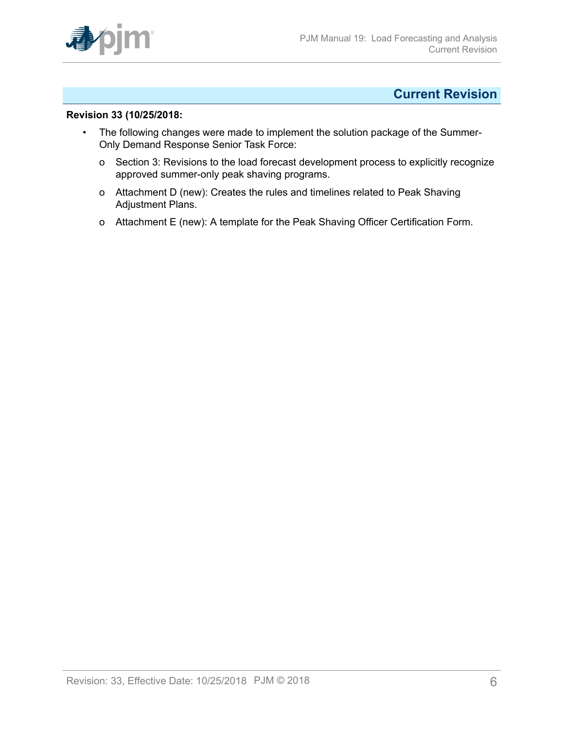## Current Revision

**Revision 33 (10/25/2018:**

- The following changes were made to implement the solution package of the Summer-Only Demand Response Senior Task Force:
  - Section 3: Revisions to the load forecast development process to explicitly recognize approved summer-only peak shaving programs.
  - Attachment D (new): Creates the rules and timelines related to Peak Shaving Adjustment Plans.
  - Attachment E (new): A template for the Peak Shaving Officer Certification Form.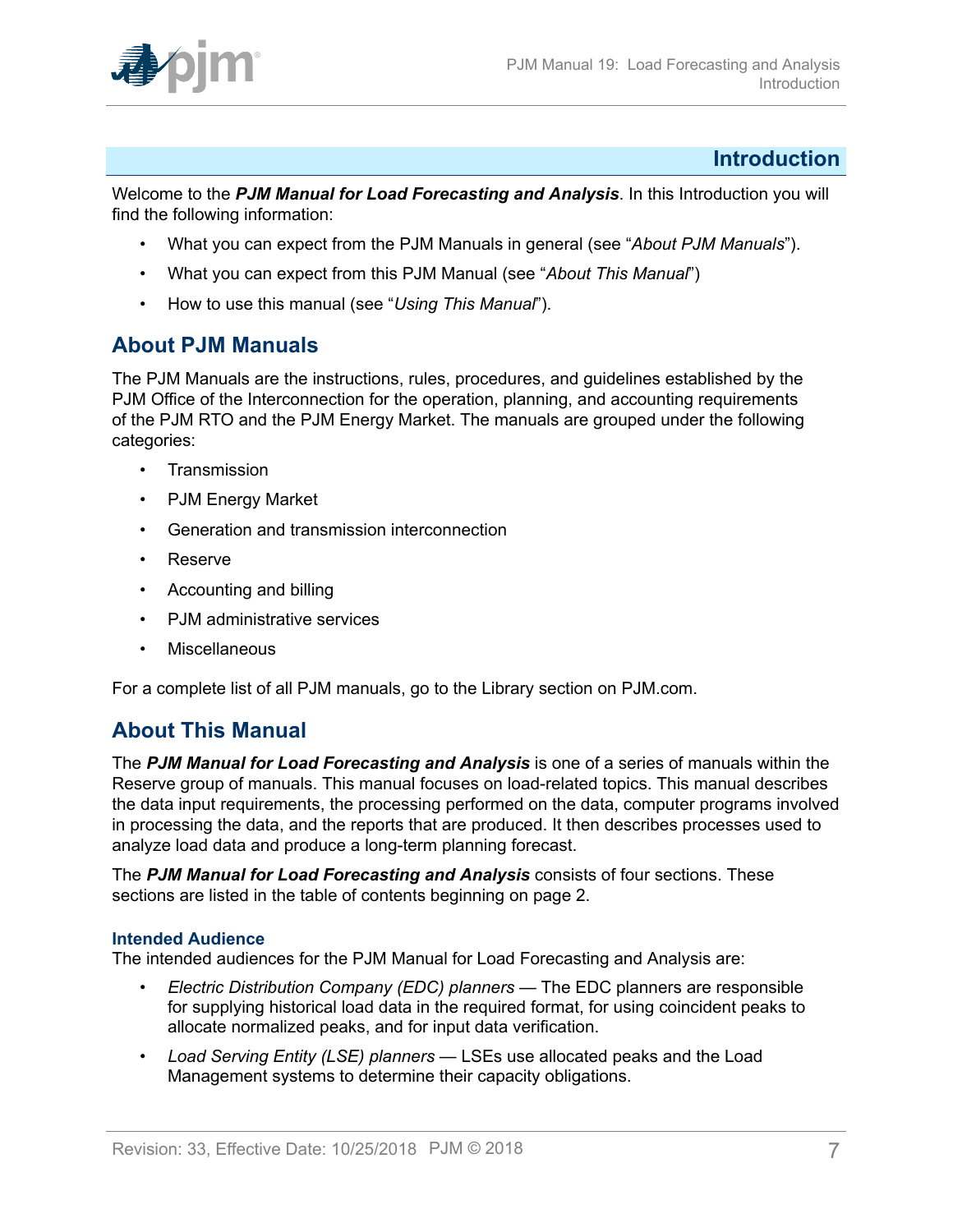# Introduction

Welcome to the ***PJM Manual for Load Forecasting and Analysis***. In this Introduction you will find the following information:

- What you can expect from the PJM Manuals in general (see "*About PJM Manuals*").
- What you can expect from this PJM Manual (see "*About This Manual*")
- How to use this manual (see "*Using This Manual*").

## About PJM Manuals

The PJM Manuals are the instructions, rules, procedures, and guidelines established by the PJM Office of the Interconnection for the operation, planning, and accounting requirements of the PJM RTO and the PJM Energy Market. The manuals are grouped under the following categories:

- Transmission
- PJM Energy Market
- Generation and transmission interconnection
- Reserve
- Accounting and billing
- PJM administrative services
- Miscellaneous

For a complete list of all PJM manuals, go to the Library section on PJM.com.

## About This Manual

The ***PJM Manual for Load Forecasting and Analysis*** is one of a series of manuals within the Reserve group of manuals. This manual focuses on load-related topics. This manual describes the data input requirements, the processing performed on the data, computer programs involved in processing the data, and the reports that are produced. It then describes processes used to analyze load data and produce a long-term planning forecast.

The ***PJM Manual for Load Forecasting and Analysis*** consists of four sections. These sections are listed in the table of contents beginning on page 2.

### Intended Audience

The intended audiences for the PJM Manual for Load Forecasting and Analysis are:

- *Electric Distribution Company (EDC) planners* — The EDC planners are responsible for supplying historical load data in the required format, for using coincident peaks to allocate normalized peaks, and for input data verification.
- *Load Serving Entity (LSE) planners* — LSEs use allocated peaks and the Load Management systems to determine their capacity obligations.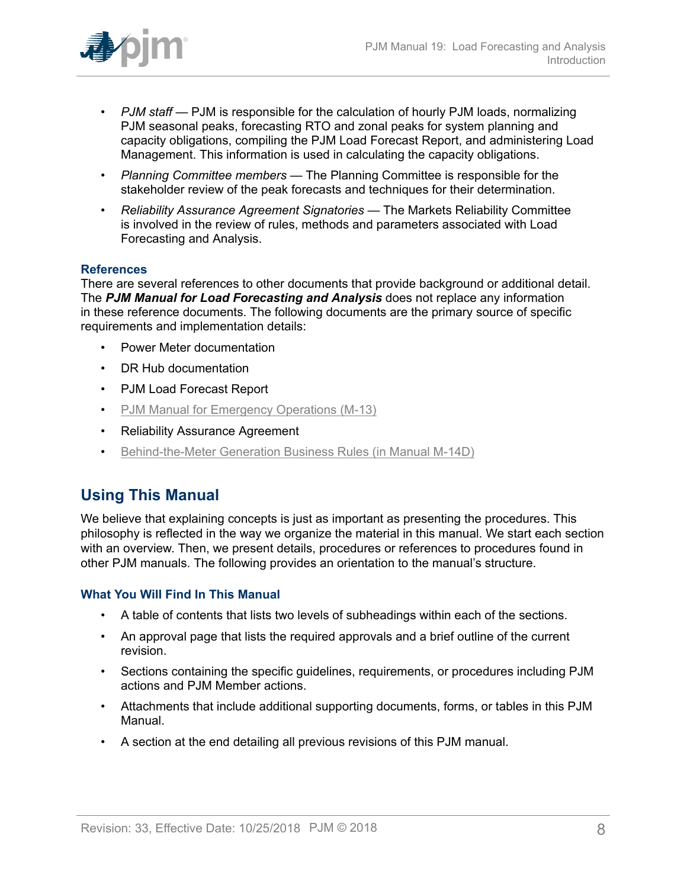- *PJM staff* — PJM is responsible for the calculation of hourly PJM loads, normalizing PJM seasonal peaks, forecasting RTO and zonal peaks for system planning and capacity obligations, compiling the PJM Load Forecast Report, and administering Load Management. This information is used in calculating the capacity obligations.
- *Planning Committee members* — The Planning Committee is responsible for the stakeholder review of the peak forecasts and techniques for their determination.
- *Reliability Assurance Agreement Signatories* — The Markets Reliability Committee is involved in the review of rules, methods and parameters associated with Load Forecasting and Analysis.

### References

There are several references to other documents that provide background or additional detail. The ***PJM Manual for Load Forecasting and Analysis*** does not replace any information in these reference documents. The following documents are the primary source of specific requirements and implementation details:

- Power Meter documentation
- DR Hub documentation
- PJM Load Forecast Report
- PJM Manual for Emergency Operations (M-13)
- Reliability Assurance Agreement
- Behind-the-Meter Generation Business Rules (in Manual M-14D)

## Using This Manual

We believe that explaining concepts is just as important as presenting the procedures. This philosophy is reflected in the way we organize the material in this manual. We start each section with an overview. Then, we present details, procedures or references to procedures found in other PJM manuals. The following provides an orientation to the manual's structure.

### What You Will Find In This Manual

- A table of contents that lists two levels of subheadings within each of the sections.
- An approval page that lists the required approvals and a brief outline of the current revision.
- Sections containing the specific guidelines, requirements, or procedures including PJM actions and PJM Member actions.
- Attachments that include additional supporting documents, forms, or tables in this PJM Manual.
- A section at the end detailing all previous revisions of this PJM manual.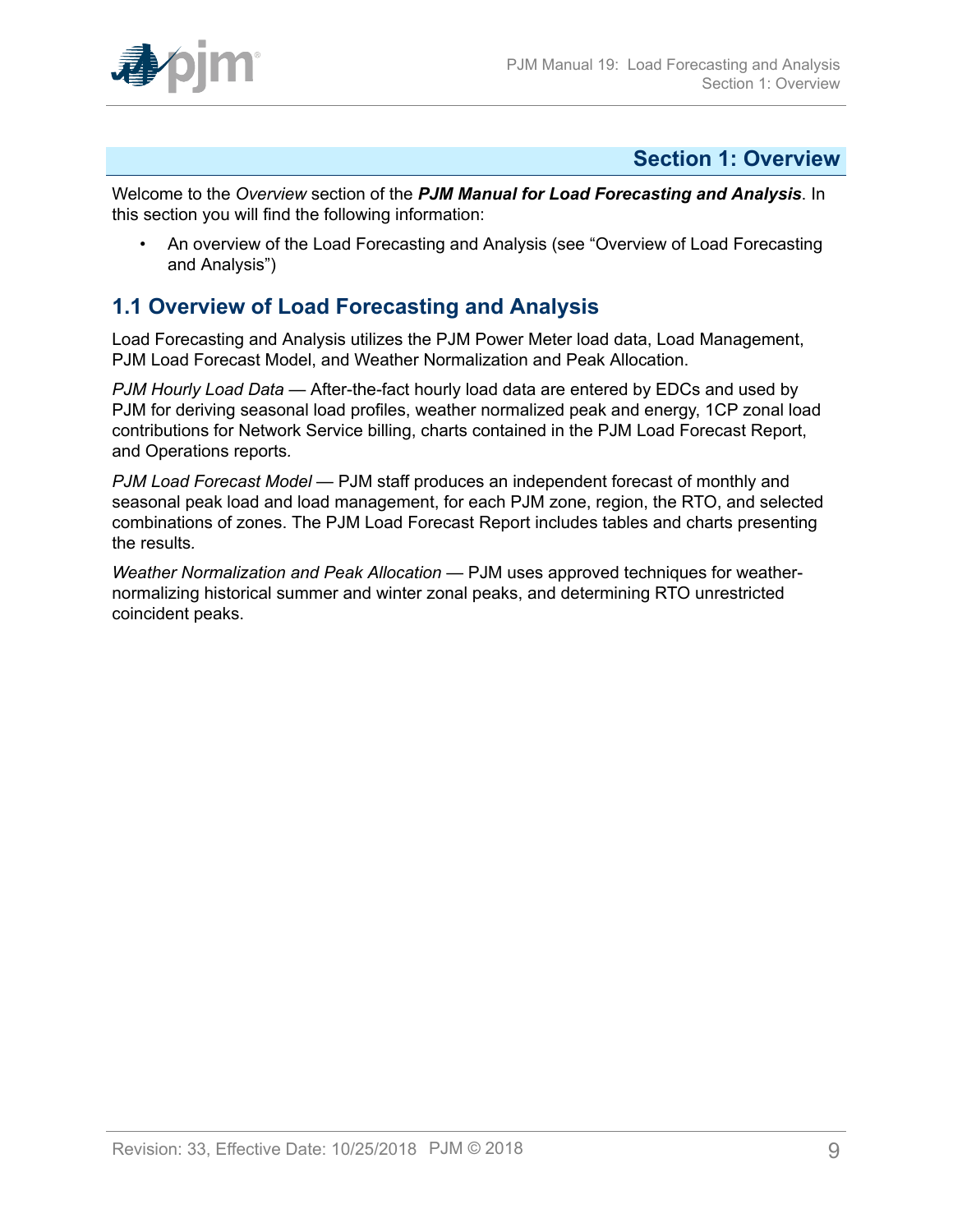# Section 1: Overview

Welcome to the *Overview* section of the ***PJM Manual for Load Forecasting and Analysis***. In this section you will find the following information:

- An overview of the Load Forecasting and Analysis (see "Overview of Load Forecasting and Analysis")

## 1.1 Overview of Load Forecasting and Analysis

Load Forecasting and Analysis utilizes the PJM Power Meter load data, Load Management, PJM Load Forecast Model, and Weather Normalization and Peak Allocation.

*PJM Hourly Load Data* — After-the-fact hourly load data are entered by EDCs and used by PJM for deriving seasonal load profiles, weather normalized peak and energy, 1CP zonal load contributions for Network Service billing, charts contained in the PJM Load Forecast Report, and Operations reports.

*PJM Load Forecast Model* — PJM staff produces an independent forecast of monthly and seasonal peak load and load management, for each PJM zone, region, the RTO, and selected combinations of zones. The PJM Load Forecast Report includes tables and charts presenting the results.

*Weather Normalization and Peak Allocation* — PJM uses approved techniques for weather-normalizing historical summer and winter zonal peaks, and determining RTO unrestricted coincident peaks.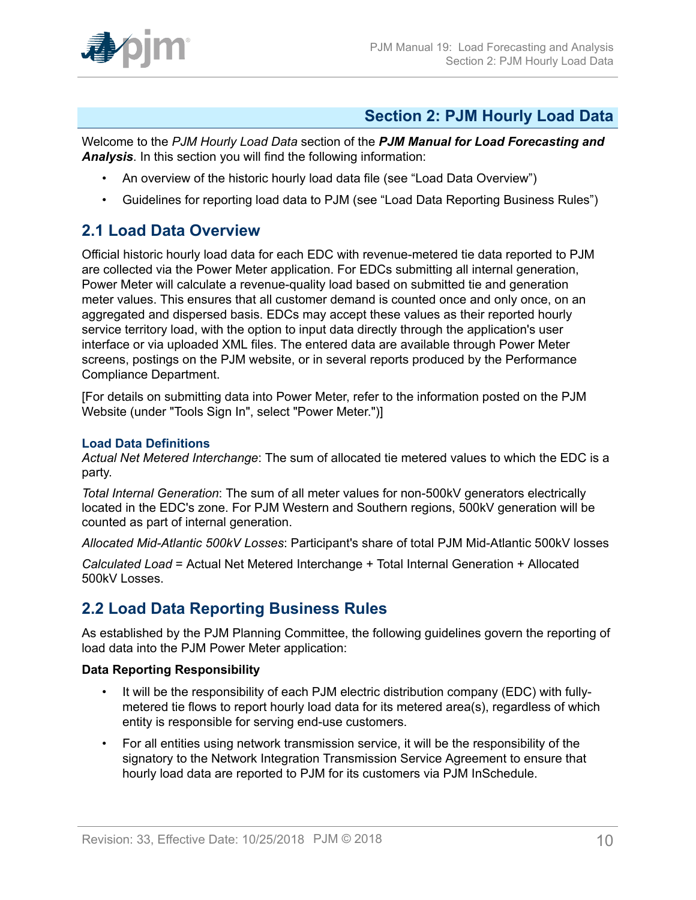# Section 2: PJM Hourly Load Data

Welcome to the *PJM Hourly Load Data* section of the ***PJM Manual for Load Forecasting and Analysis***. In this section you will find the following information:

- An overview of the historic hourly load data file (see "Load Data Overview")
- Guidelines for reporting load data to PJM (see "Load Data Reporting Business Rules")

## 2.1 Load Data Overview

Official historic hourly load data for each EDC with revenue-metered tie data reported to PJM are collected via the Power Meter application. For EDCs submitting all internal generation, Power Meter will calculate a revenue-quality load based on submitted tie and generation meter values. This ensures that all customer demand is counted once and only once, on an aggregated and dispersed basis. EDCs may accept these values as their reported hourly service territory load, with the option to input data directly through the application's user interface or via uploaded XML files. The entered data are available through Power Meter screens, postings on the PJM website, or in several reports produced by the Performance Compliance Department.

[For details on submitting data into Power Meter, refer to the information posted on the PJM Website (under "Tools Sign In", select "Power Meter.")]

### Load Data Definitions

*Actual Net Metered Interchange*: The sum of allocated tie metered values to which the EDC is a party.

*Total Internal Generation*: The sum of all meter values for non-500kV generators electrically located in the EDC's zone. For PJM Western and Southern regions, 500kV generation will be counted as part of internal generation.

*Allocated Mid-Atlantic 500kV Losses*: Participant's share of total PJM Mid-Atlantic 500kV losses

*Calculated Load* = Actual Net Metered Interchange + Total Internal Generation + Allocated 500kV Losses.

## 2.2 Load Data Reporting Business Rules

As established by the PJM Planning Committee, the following guidelines govern the reporting of load data into the PJM Power Meter application:

**Data Reporting Responsibility**

- It will be the responsibility of each PJM electric distribution company (EDC) with fully-metered tie flows to report hourly load data for its metered area(s), regardless of which entity is responsible for serving end-use customers.
- For all entities using network transmission service, it will be the responsibility of the signatory to the Network Integration Transmission Service Agreement to ensure that hourly load data are reported to PJM for its customers via PJM InSchedule.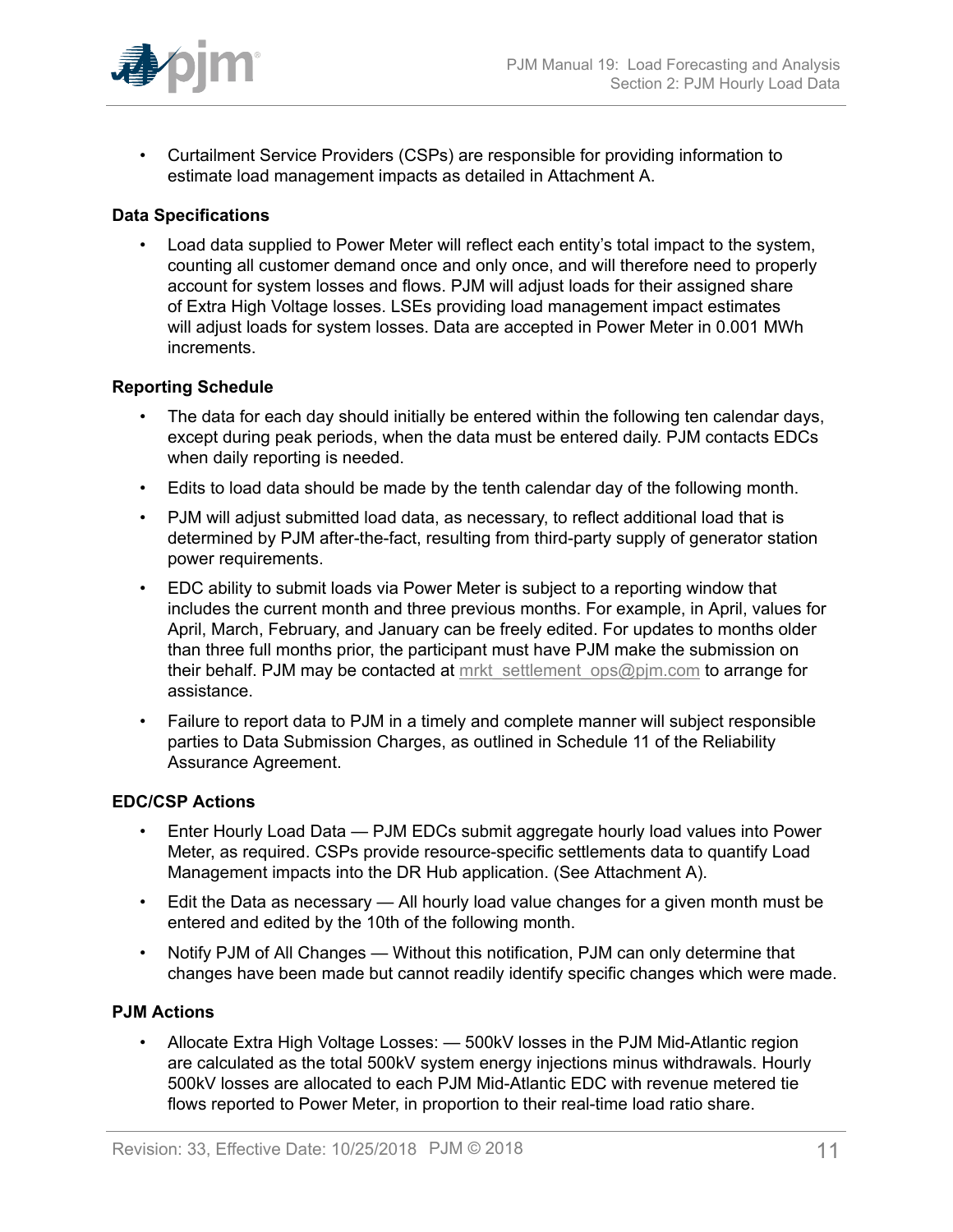- Curtailment Service Providers (CSPs) are responsible for providing information to estimate load management impacts as detailed in Attachment A.

**Data Specifications**

- Load data supplied to Power Meter will reflect each entity's total impact to the system, counting all customer demand once and only once, and will therefore need to properly account for system losses and flows. PJM will adjust loads for their assigned share of Extra High Voltage losses. LSEs providing load management impact estimates will adjust loads for system losses. Data are accepted in Power Meter in 0.001 MWh increments.

**Reporting Schedule**

- The data for each day should initially be entered within the following ten calendar days, except during peak periods, when the data must be entered daily. PJM contacts EDCs when daily reporting is needed.
- Edits to load data should be made by the tenth calendar day of the following month.
- PJM will adjust submitted load data, as necessary, to reflect additional load that is determined by PJM after-the-fact, resulting from third-party supply of generator station power requirements.
- EDC ability to submit loads via Power Meter is subject to a reporting window that includes the current month and three previous months. For example, in April, values for April, March, February, and January can be freely edited. For updates to months older than three full months prior, the participant must have PJM make the submission on their behalf. PJM may be contacted at mrkt_settlement_ops@pjm.com to arrange for assistance.
- Failure to report data to PJM in a timely and complete manner will subject responsible parties to Data Submission Charges, as outlined in Schedule 11 of the Reliability Assurance Agreement.

**EDC/CSP Actions**

- Enter Hourly Load Data — PJM EDCs submit aggregate hourly load values into Power Meter, as required. CSPs provide resource-specific settlements data to quantify Load Management impacts into the DR Hub application. (See Attachment A).
- Edit the Data as necessary — All hourly load value changes for a given month must be entered and edited by the 10th of the following month.
- Notify PJM of All Changes — Without this notification, PJM can only determine that changes have been made but cannot readily identify specific changes which were made.

**PJM Actions**

- Allocate Extra High Voltage Losses: — 500kV losses in the PJM Mid-Atlantic region are calculated as the total 500kV system energy injections minus withdrawals. Hourly 500kV losses are allocated to each PJM Mid-Atlantic EDC with revenue metered tie flows reported to Power Meter, in proportion to their real-time load ratio share.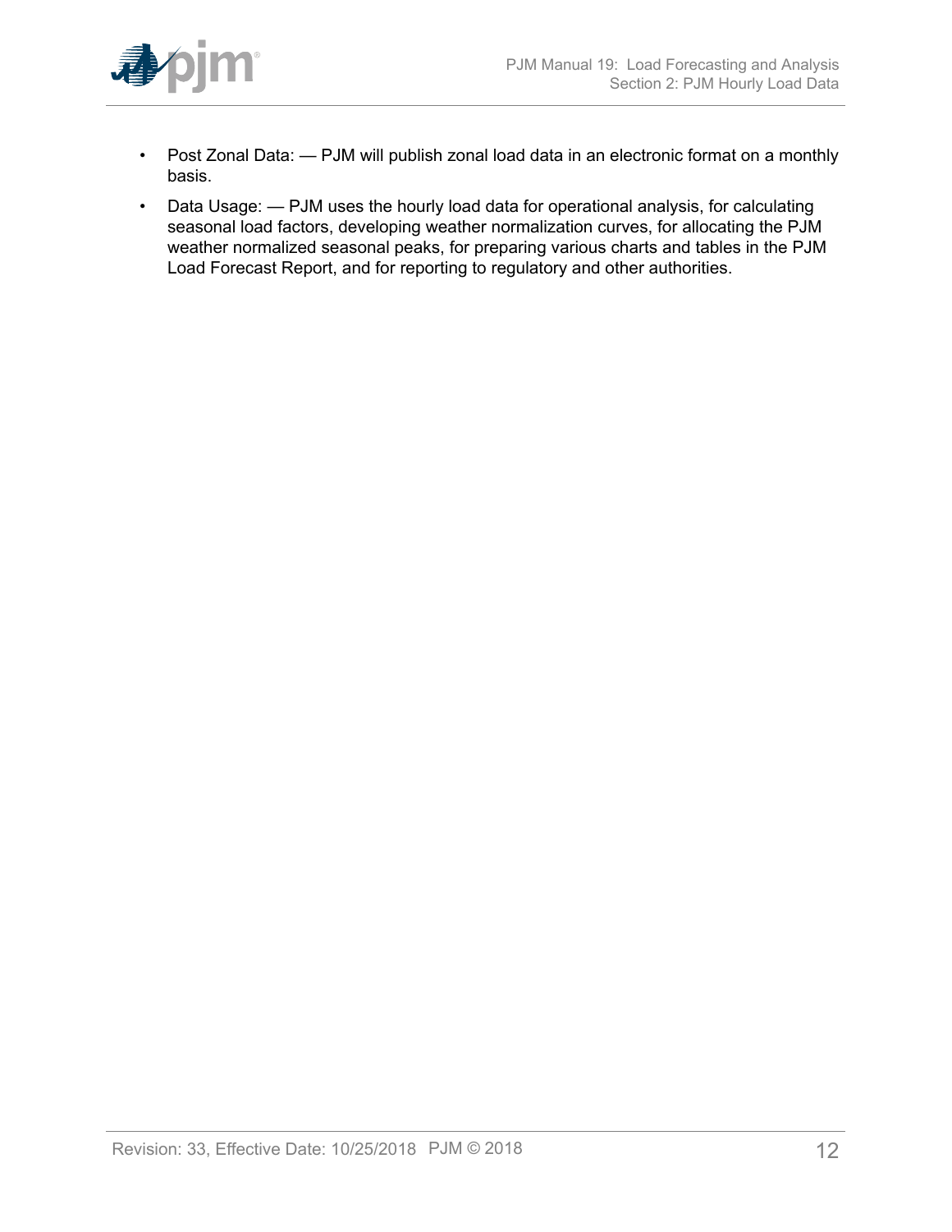- Post Zonal Data: — PJM will publish zonal load data in an electronic format on a monthly basis.
- Data Usage: — PJM uses the hourly load data for operational analysis, for calculating seasonal load factors, developing weather normalization curves, for allocating the PJM weather normalized seasonal peaks, for preparing various charts and tables in the PJM Load Forecast Report, and for reporting to regulatory and other authorities.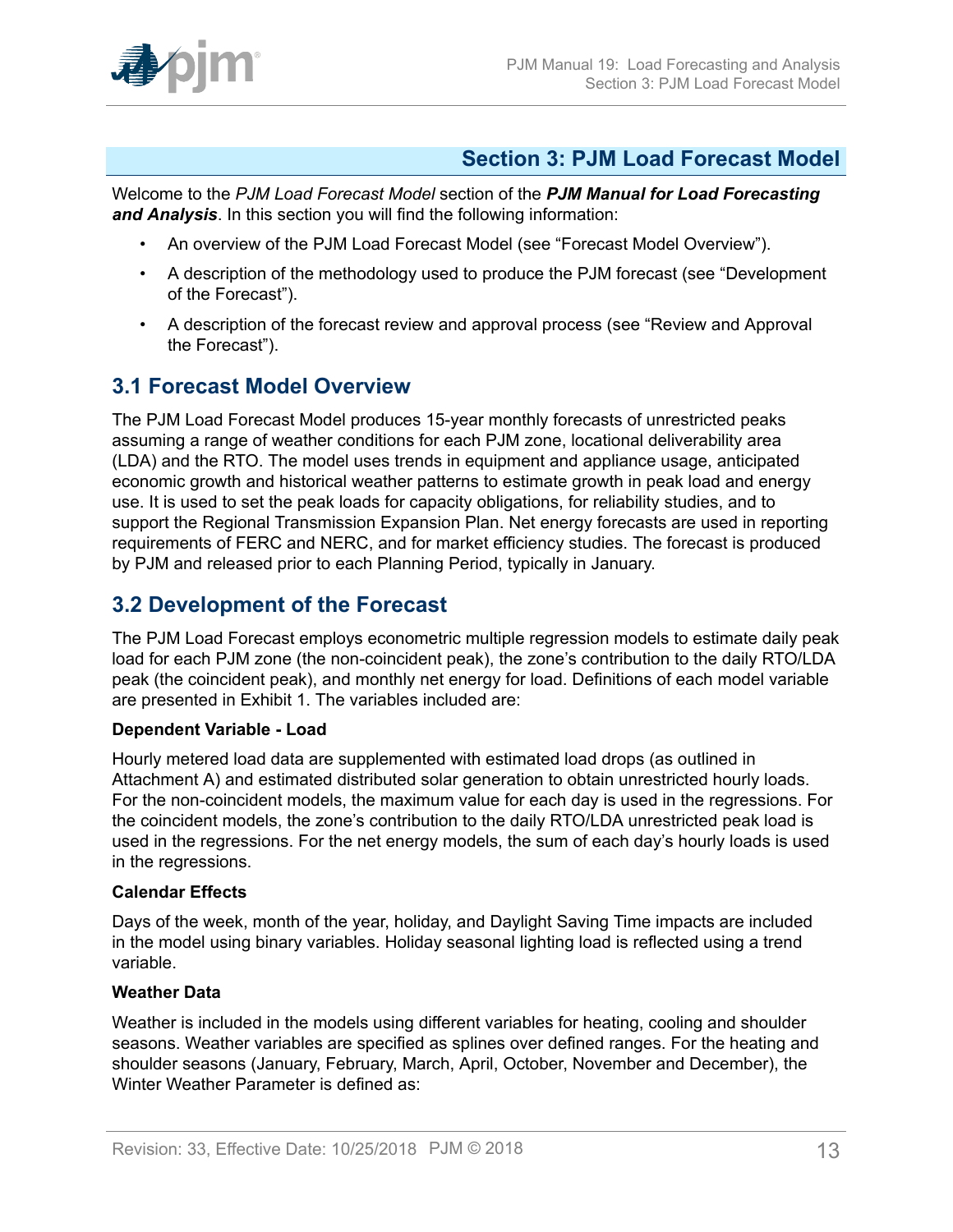## Section 3: PJM Load Forecast Model

Welcome to the *PJM Load Forecast Model* section of the ***PJM Manual for Load Forecasting and Analysis***. In this section you will find the following information:

- An overview of the PJM Load Forecast Model (see "Forecast Model Overview").
- A description of the methodology used to produce the PJM forecast (see "Development of the Forecast").
- A description of the forecast review and approval process (see "Review and Approval the Forecast").

### 3.1 Forecast Model Overview

The PJM Load Forecast Model produces 15-year monthly forecasts of unrestricted peaks assuming a range of weather conditions for each PJM zone, locational deliverability area (LDA) and the RTO. The model uses trends in equipment and appliance usage, anticipated economic growth and historical weather patterns to estimate growth in peak load and energy use. It is used to set the peak loads for capacity obligations, for reliability studies, and to support the Regional Transmission Expansion Plan. Net energy forecasts are used in reporting requirements of FERC and NERC, and for market efficiency studies. The forecast is produced by PJM and released prior to each Planning Period, typically in January.

### 3.2 Development of the Forecast

The PJM Load Forecast employs econometric multiple regression models to estimate daily peak load for each PJM zone (the non-coincident peak), the zone's contribution to the daily RTO/LDA peak (the coincident peak), and monthly net energy for load. Definitions of each model variable are presented in Exhibit 1. The variables included are:

**Dependent Variable - Load**

Hourly metered load data are supplemented with estimated load drops (as outlined in Attachment A) and estimated distributed solar generation to obtain unrestricted hourly loads. For the non-coincident models, the maximum value for each day is used in the regressions. For the coincident models, the zone's contribution to the daily RTO/LDA unrestricted peak load is used in the regressions. For the net energy models, the sum of each day's hourly loads is used in the regressions.

**Calendar Effects**

Days of the week, month of the year, holiday, and Daylight Saving Time impacts are included in the model using binary variables. Holiday seasonal lighting load is reflected using a trend variable.

**Weather Data**

Weather is included in the models using different variables for heating, cooling and shoulder seasons. Weather variables are specified as splines over defined ranges. For the heating and shoulder seasons (January, February, March, April, October, November and December), the Winter Weather Parameter is defined as: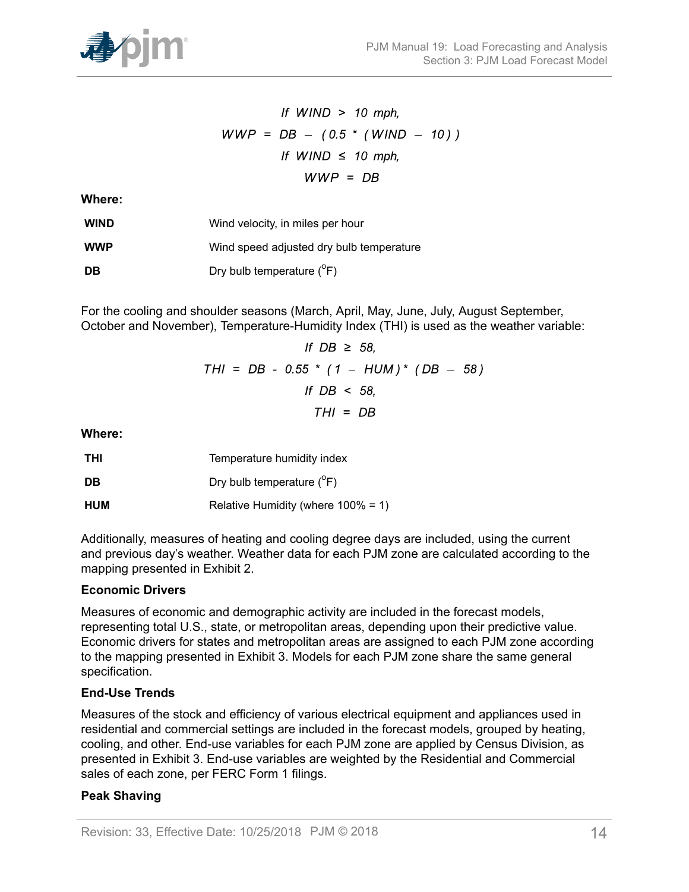$$\text{If } WIND > 10 \text{ mph,}$$
$$WWP = DB - (0.5 * (WIND - 10))$$
$$\text{If } WIND \leq 10 \text{ mph,}$$
$$WWP = DB$$

**Where:**

| | |
|---|---|
| **WIND** | Wind velocity, in miles per hour |
| **WWP** | Wind speed adjusted dry bulb temperature |
| **DB** | Dry bulb temperature ($^{o}$F) |

For the cooling and shoulder seasons (March, April, May, June, July, August September, October and November), Temperature-Humidity Index (THI) is used as the weather variable:

$$\text{If } DB \geq 58,$$
$$THI = DB - 0.55 * (1 - HUM) * (DB - 58)$$
$$\text{If } DB < 58,$$
$$THI = DB$$

**Where:**

| | |
|---|---|
| **THI** | Temperature humidity index |
| **DB** | Dry bulb temperature ($^{o}$F) |
| **HUM** | Relative Humidity (where 100% = 1) |

Additionally, measures of heating and cooling degree days are included, using the current and previous day's weather. Weather data for each PJM zone are calculated according to the mapping presented in Exhibit 2.

**Economic Drivers**

Measures of economic and demographic activity are included in the forecast models, representing total U.S., state, or metropolitan areas, depending upon their predictive value. Economic drivers for states and metropolitan areas are assigned to each PJM zone according to the mapping presented in Exhibit 3. Models for each PJM zone share the same general specification.

**End-Use Trends**

Measures of the stock and efficiency of various electrical equipment and appliances used in residential and commercial settings are included in the forecast models, grouped by heating, cooling, and other. End-use variables for each PJM zone are applied by Census Division, as presented in Exhibit 3. End-use variables are weighted by the Residential and Commercial sales of each zone, per FERC Form 1 filings.

**Peak Shaving**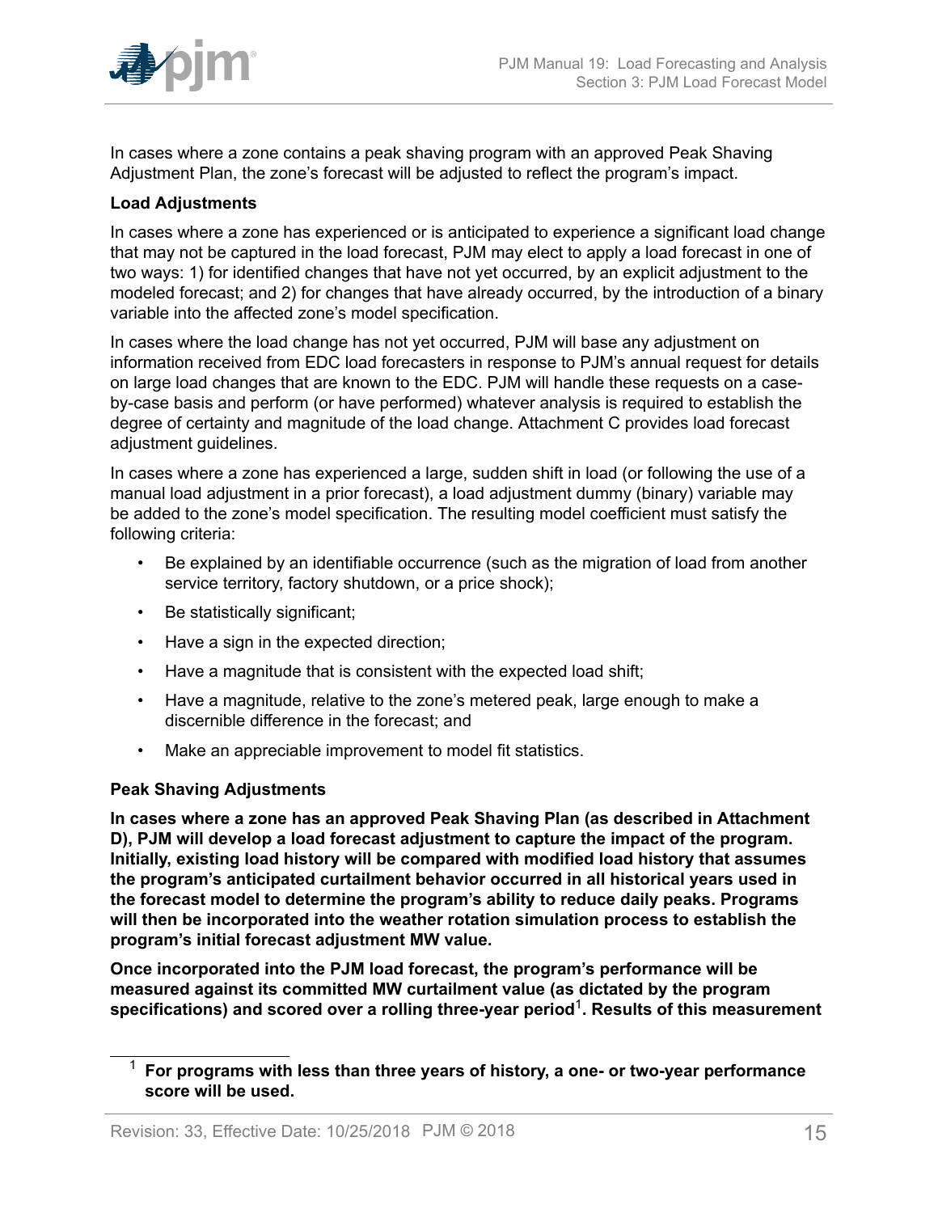In cases where a zone contains a peak shaving program with an approved Peak Shaving Adjustment Plan, the zone's forecast will be adjusted to reflect the program's impact.

**Load Adjustments**

In cases where a zone has experienced or is anticipated to experience a significant load change that may not be captured in the load forecast, PJM may elect to apply a load forecast in one of two ways: 1) for identified changes that have not yet occurred, by an explicit adjustment to the modeled forecast; and 2) for changes that have already occurred, by the introduction of a binary variable into the affected zone's model specification.

In cases where the load change has not yet occurred, PJM will base any adjustment on information received from EDC load forecasters in response to PJM's annual request for details on large load changes that are known to the EDC. PJM will handle these requests on a case-by-case basis and perform (or have performed) whatever analysis is required to establish the degree of certainty and magnitude of the load change. Attachment C provides load forecast adjustment guidelines.

In cases where a zone has experienced a large, sudden shift in load (or following the use of a manual load adjustment in a prior forecast), a load adjustment dummy (binary) variable may be added to the zone's model specification. The resulting model coefficient must satisfy the following criteria:

- Be explained by an identifiable occurrence (such as the migration of load from another service territory, factory shutdown, or a price shock);
- Be statistically significant;
- Have a sign in the expected direction;
- Have a magnitude that is consistent with the expected load shift;
- Have a magnitude, relative to the zone's metered peak, large enough to make a discernible difference in the forecast; and
- Make an appreciable improvement to model fit statistics.

**Peak Shaving Adjustments**

**In cases where a zone has an approved Peak Shaving Plan (as described in Attachment D), PJM will develop a load forecast adjustment to capture the impact of the program. Initially, existing load history will be compared with modified load history that assumes the program's anticipated curtailment behavior occurred in all historical years used in the forecast model to determine the program's ability to reduce daily peaks. Programs will then be incorporated into the weather rotation simulation process to establish the program's initial forecast adjustment MW value.**

**Once incorporated into the PJM load forecast, the program's performance will be measured against its committed MW curtailment value (as dictated by the program specifications) and scored over a rolling three-year period[1]. Results of this measurement**

[1] **For programs with less than three years of history, a one- or two-year performance score will be used.**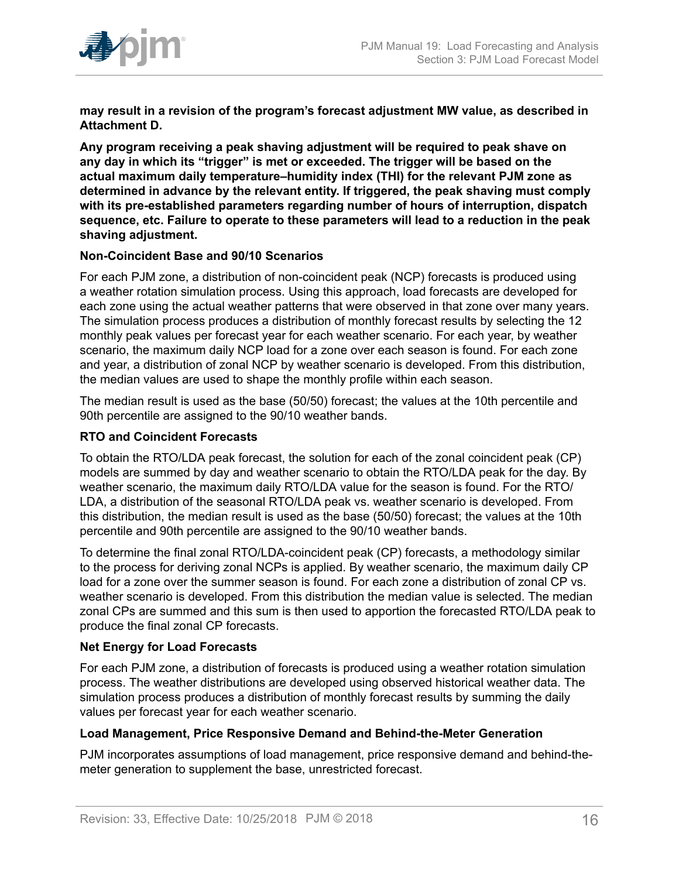**may result in a revision of the program's forecast adjustment MW value, as described in Attachment D.**

**Any program receiving a peak shaving adjustment will be required to peak shave on any day in which its "trigger" is met or exceeded. The trigger will be based on the actual maximum daily temperature–humidity index (THI) for the relevant PJM zone as determined in advance by the relevant entity. If triggered, the peak shaving must comply with its pre-established parameters regarding number of hours of interruption, dispatch sequence, etc. Failure to operate to these parameters will lead to a reduction in the peak shaving adjustment.**

**Non-Coincident Base and 90/10 Scenarios**

For each PJM zone, a distribution of non-coincident peak (NCP) forecasts is produced using a weather rotation simulation process. Using this approach, load forecasts are developed for each zone using the actual weather patterns that were observed in that zone over many years. The simulation process produces a distribution of monthly forecast results by selecting the 12 monthly peak values per forecast year for each weather scenario. For each year, by weather scenario, the maximum daily NCP load for a zone over each season is found. For each zone and year, a distribution of zonal NCP by weather scenario is developed. From this distribution, the median values are used to shape the monthly profile within each season.

The median result is used as the base (50/50) forecast; the values at the 10th percentile and 90th percentile are assigned to the 90/10 weather bands.

**RTO and Coincident Forecasts**

To obtain the RTO/LDA peak forecast, the solution for each of the zonal coincident peak (CP) models are summed by day and weather scenario to obtain the RTO/LDA peak for the day. By weather scenario, the maximum daily RTO/LDA value for the season is found. For the RTO/LDA, a distribution of the seasonal RTO/LDA peak vs. weather scenario is developed. From this distribution, the median result is used as the base (50/50) forecast; the values at the 10th percentile and 90th percentile are assigned to the 90/10 weather bands.

To determine the final zonal RTO/LDA-coincident peak (CP) forecasts, a methodology similar to the process for deriving zonal NCPs is applied. By weather scenario, the maximum daily CP load for a zone over the summer season is found. For each zone a distribution of zonal CP vs. weather scenario is developed. From this distribution the median value is selected. The median zonal CPs are summed and this sum is then used to apportion the forecasted RTO/LDA peak to produce the final zonal CP forecasts.

**Net Energy for Load Forecasts**

For each PJM zone, a distribution of forecasts is produced using a weather rotation simulation process. The weather distributions are developed using observed historical weather data. The simulation process produces a distribution of monthly forecast results by summing the daily values per forecast year for each weather scenario.

**Load Management, Price Responsive Demand and Behind-the-Meter Generation**

PJM incorporates assumptions of load management, price responsive demand and behind-the-meter generation to supplement the base, unrestricted forecast.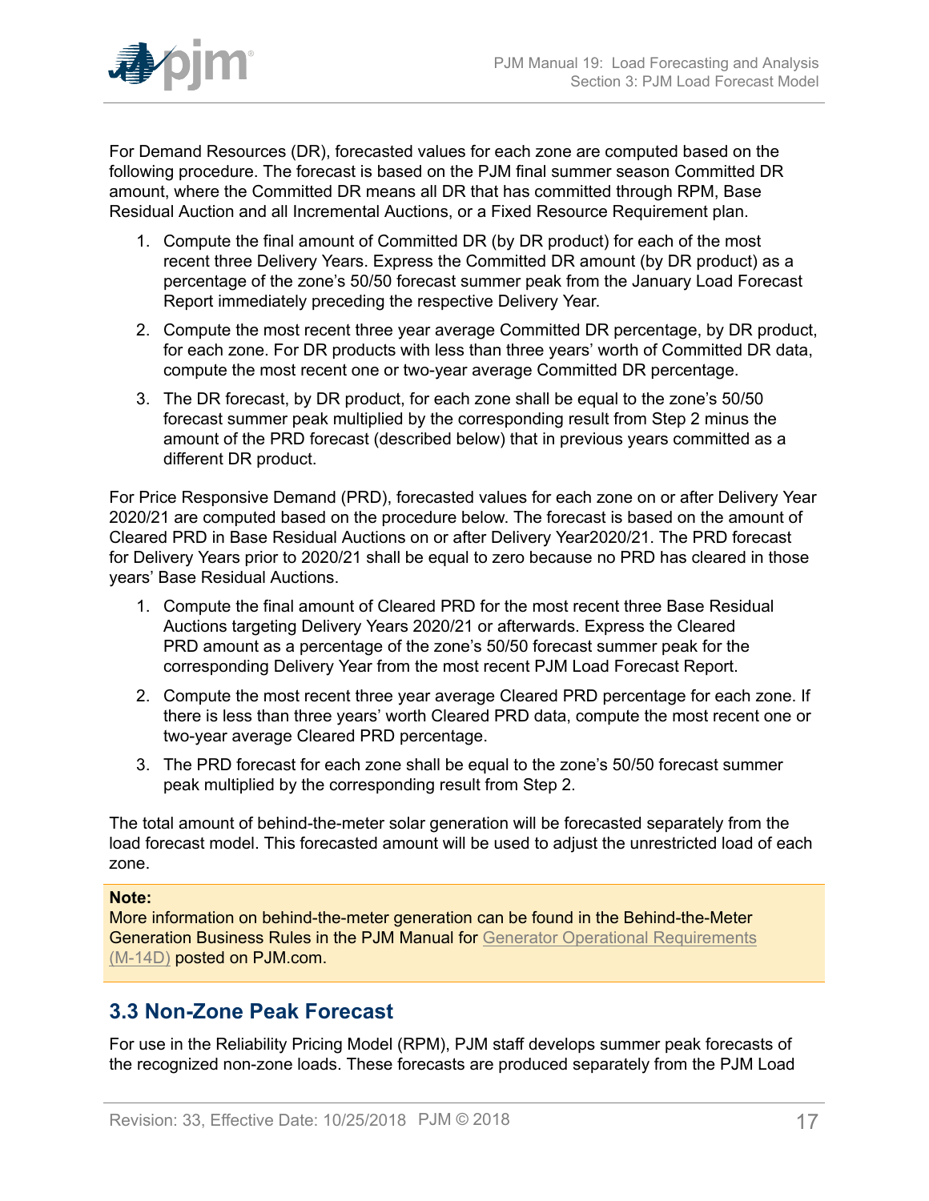For Demand Resources (DR), forecasted values for each zone are computed based on the following procedure. The forecast is based on the PJM final summer season Committed DR amount, where the Committed DR means all DR that has committed through RPM, Base Residual Auction and all Incremental Auctions, or a Fixed Resource Requirement plan.

1. Compute the final amount of Committed DR (by DR product) for each of the most recent three Delivery Years. Express the Committed DR amount (by DR product) as a percentage of the zone's 50/50 forecast summer peak from the January Load Forecast Report immediately preceding the respective Delivery Year.
2. Compute the most recent three year average Committed DR percentage, by DR product, for each zone. For DR products with less than three years' worth of Committed DR data, compute the most recent one or two-year average Committed DR percentage.
3. The DR forecast, by DR product, for each zone shall be equal to the zone's 50/50 forecast summer peak multiplied by the corresponding result from Step 2 minus the amount of the PRD forecast (described below) that in previous years committed as a different DR product.

For Price Responsive Demand (PRD), forecasted values for each zone on or after Delivery Year 2020/21 are computed based on the procedure below. The forecast is based on the amount of Cleared PRD in Base Residual Auctions on or after Delivery Year2020/21. The PRD forecast for Delivery Years prior to 2020/21 shall be equal to zero because no PRD has cleared in those years' Base Residual Auctions.

1. Compute the final amount of Cleared PRD for the most recent three Base Residual Auctions targeting Delivery Years 2020/21 or afterwards. Express the Cleared PRD amount as a percentage of the zone's 50/50 forecast summer peak for the corresponding Delivery Year from the most recent PJM Load Forecast Report.
2. Compute the most recent three year average Cleared PRD percentage for each zone. If there is less than three years' worth Cleared PRD data, compute the most recent one or two-year average Cleared PRD percentage.
3. The PRD forecast for each zone shall be equal to the zone's 50/50 forecast summer peak multiplied by the corresponding result from Step 2.

The total amount of behind-the-meter solar generation will be forecasted separately from the load forecast model. This forecasted amount will be used to adjust the unrestricted load of each zone.

> **Note:**
> More information on behind-the-meter generation can be found in the Behind-the-Meter Generation Business Rules in the PJM Manual for Generator Operational Requirements (M-14D) posted on PJM.com.

## 3.3 Non-Zone Peak Forecast

For use in the Reliability Pricing Model (RPM), PJM staff develops summer peak forecasts of the recognized non-zone loads. These forecasts are produced separately from the PJM Load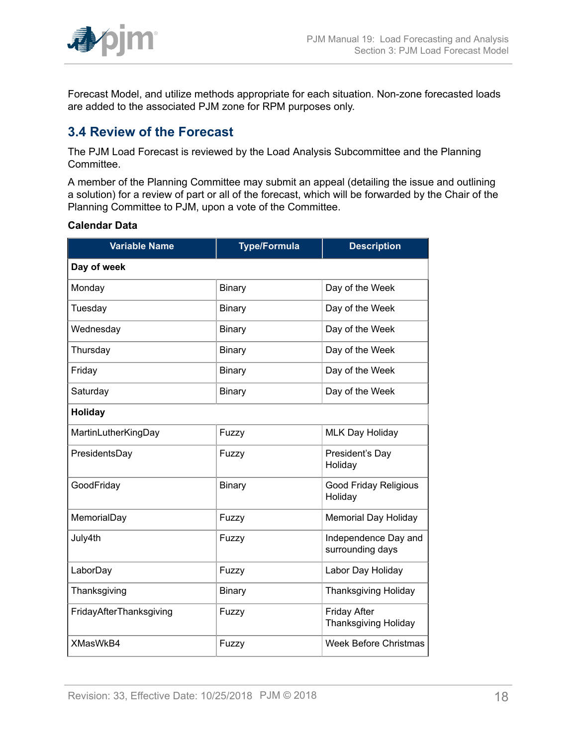Forecast Model, and utilize methods appropriate for each situation. Non-zone forecasted loads are added to the associated PJM zone for RPM purposes only.

## 3.4 Review of the Forecast

The PJM Load Forecast is reviewed by the Load Analysis Subcommittee and the Planning Committee.

A member of the Planning Committee may submit an appeal (detailing the issue and outlining a solution) for a review of part or all of the forecast, which will be forwarded by the Chair of the Planning Committee to PJM, upon a vote of the Committee.

**Calendar Data**

| Variable Name | Type/Formula | Description |
|---|---|---|
| **Day of week** | | |
| Monday | Binary | Day of the Week |
| Tuesday | Binary | Day of the Week |
| Wednesday | Binary | Day of the Week |
| Thursday | Binary | Day of the Week |
| Friday | Binary | Day of the Week |
| Saturday | Binary | Day of the Week |
| **Holiday** | | |
| MartinLutherKingDay | Fuzzy | MLK Day Holiday |
| PresidentsDay | Fuzzy | President's Day Holiday |
| GoodFriday | Binary | Good Friday Religious Holiday |
| MemorialDay | Fuzzy | Memorial Day Holiday |
| July4th | Fuzzy | Independence Day and surrounding days |
| LaborDay | Fuzzy | Labor Day Holiday |
| Thanksgiving | Binary | Thanksgiving Holiday |
| FridayAfterThanksgiving | Fuzzy | Friday After Thanksgiving Holiday |
| XMasWkB4 | Fuzzy | Week Before Christmas |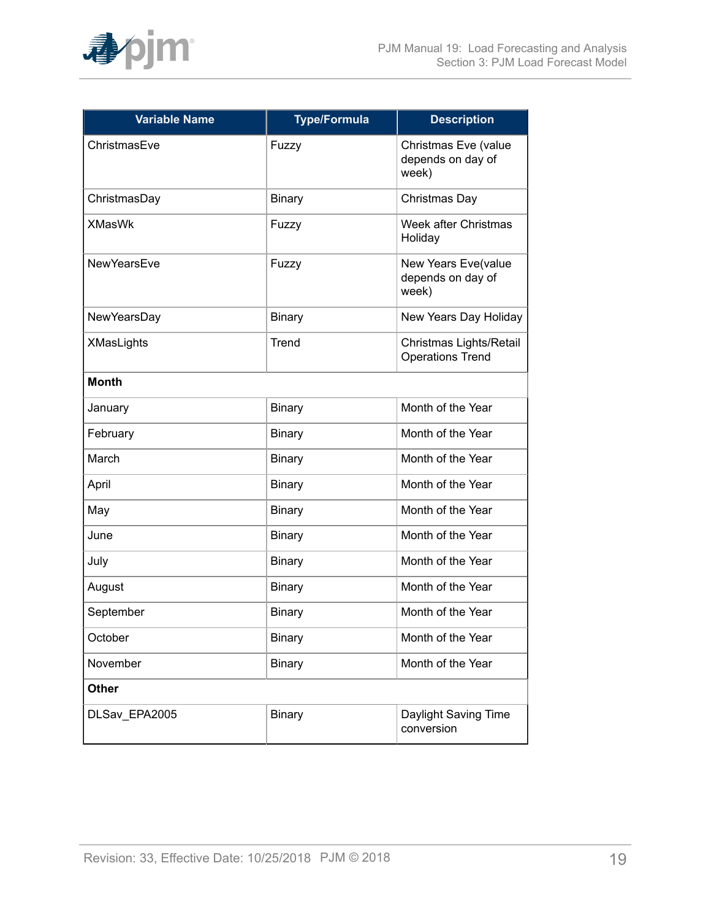| Variable Name | Type/Formula | Description |
|---|---|---|
| ChristmasEve | Fuzzy | Christmas Eve (value depends on day of week) |
| ChristmasDay | Binary | Christmas Day |
| XMasWk | Fuzzy | Week after Christmas Holiday |
| NewYearsEve | Fuzzy | New Years Eve(value depends on day of week) |
| NewYearsDay | Binary | New Years Day Holiday |
| XMasLights | Trend | Christmas Lights/Retail Operations Trend |
| **Month** | | |
| January | Binary | Month of the Year |
| February | Binary | Month of the Year |
| March | Binary | Month of the Year |
| April | Binary | Month of the Year |
| May | Binary | Month of the Year |
| June | Binary | Month of the Year |
| July | Binary | Month of the Year |
| August | Binary | Month of the Year |
| September | Binary | Month of the Year |
| October | Binary | Month of the Year |
| November | Binary | Month of the Year |
| **Other** | | |
| DLSav_EPA2005 | Binary | Daylight Saving Time conversion |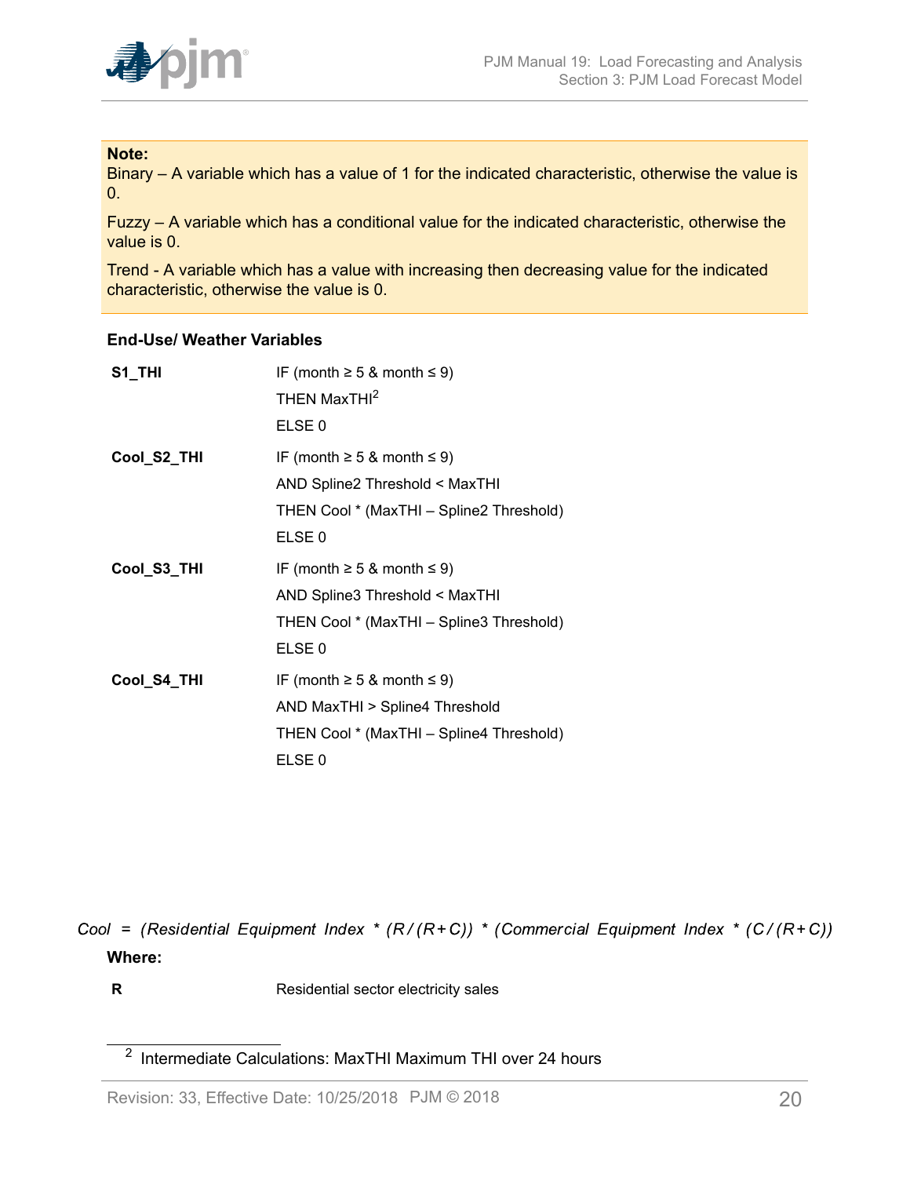> **Note:**
> Binary – A variable which has a value of 1 for the indicated characteristic, otherwise the value is 0.
>
> Fuzzy – A variable which has a conditional value for the indicated characteristic, otherwise the value is 0.
>
> Trend - A variable which has a value with increasing then decreasing value for the indicated characteristic, otherwise the value is 0.

**End-Use/ Weather Variables**

| | |
|---|---|
| **S1_THI** | IF (month ≥ 5 & month ≤ 9)<br>THEN MaxTHI[2]<br>ELSE 0 |
| **Cool_S2_THI** | IF (month ≥ 5 & month ≤ 9)<br>AND Spline2 Threshold < MaxTHI<br>THEN Cool * (MaxTHI – Spline2 Threshold)<br>ELSE 0 |
| **Cool_S3_THI** | IF (month ≥ 5 & month ≤ 9)<br>AND Spline3 Threshold < MaxTHI<br>THEN Cool * (MaxTHI – Spline3 Threshold)<br>ELSE 0 |
| **Cool_S4_THI** | IF (month ≥ 5 & month ≤ 9)<br>AND MaxTHI > Spline4 Threshold<br>THEN Cool * (MaxTHI – Spline4 Threshold)<br>ELSE 0 |

$$Cool = (Residential\ Equipment\ Index * (R/(R+C)) * (Commercial\ Equipment\ Index * (C/(R+C))$$

**Where:**

| | |
|---|---|
| **R** | Residential sector electricity sales |

[2] Intermediate Calculations: MaxTHI Maximum THI over 24 hours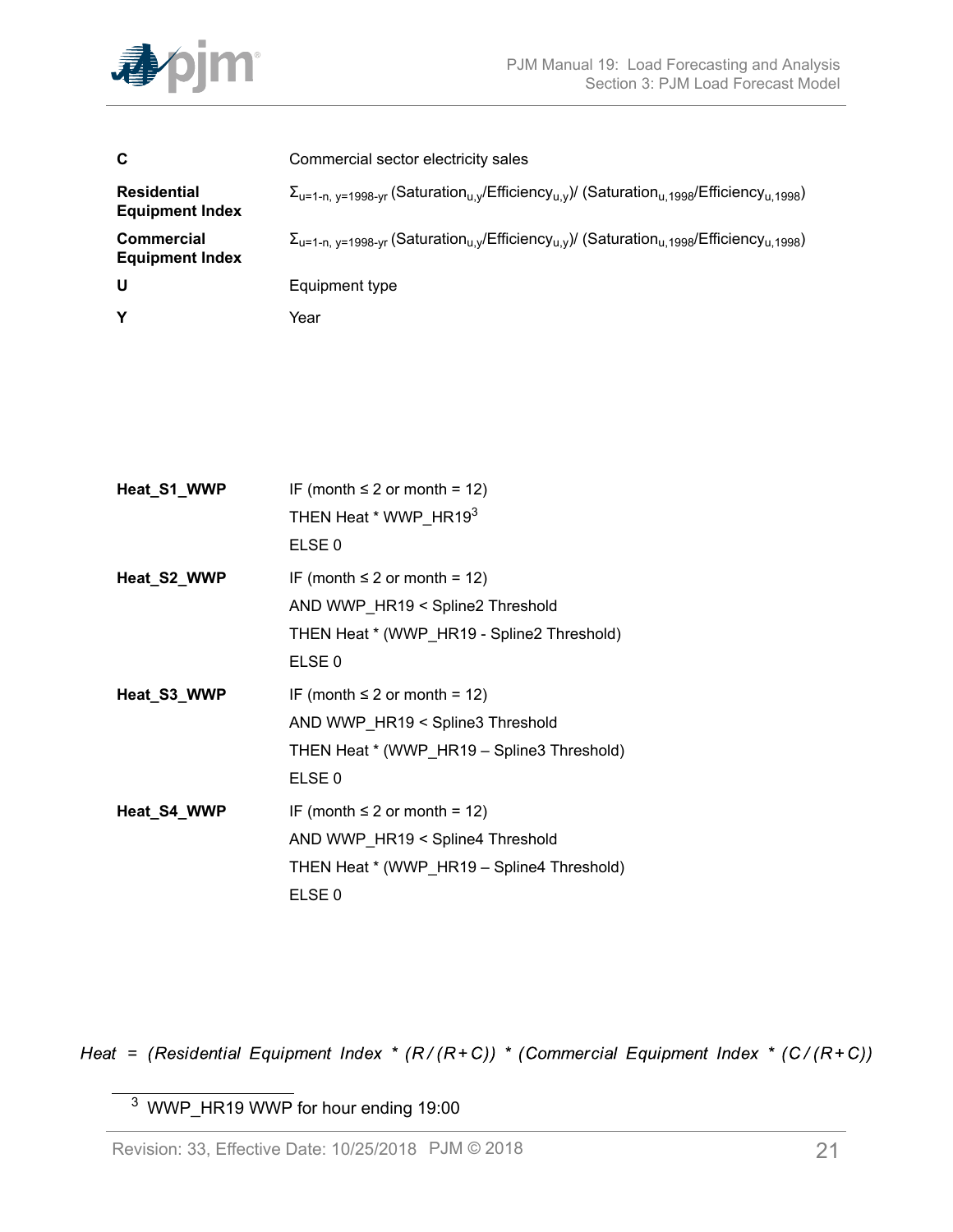| | |
|---|---|
| **C** | Commercial sector electricity sales |
| **Residential Equipment Index** | $\Sigma_{u=1\text{-}n,\ y=1998\text{-}yr}$ (Saturation$_{u,y}$/Efficiency$_{u,y}$)/ (Saturation$_{u,1998}$/Efficiency$_{u,1998}$) |
| **Commercial Equipment Index** | $\Sigma_{u=1\text{-}n,\ y=1998\text{-}yr}$ (Saturation$_{u,y}$/Efficiency$_{u,y}$)/ (Saturation$_{u,1998}$/Efficiency$_{u,1998}$) |
| **U** | Equipment type |
| **Y** | Year |

| | |
|---|---|
| **Heat_S1_WWP** | IF (month ≤ 2 or month = 12)<br>THEN Heat * WWP_HR19[3]<br>ELSE 0 |
| **Heat_S2_WWP** | IF (month ≤ 2 or month = 12)<br>AND WWP_HR19 < Spline2 Threshold<br>THEN Heat * (WWP_HR19 - Spline2 Threshold)<br>ELSE 0 |
| **Heat_S3_WWP** | IF (month ≤ 2 or month = 12)<br>AND WWP_HR19 < Spline3 Threshold<br>THEN Heat * (WWP_HR19 – Spline3 Threshold)<br>ELSE 0 |
| **Heat_S4_WWP** | IF (month ≤ 2 or month = 12)<br>AND WWP_HR19 < Spline4 Threshold<br>THEN Heat * (WWP_HR19 – Spline4 Threshold)<br>ELSE 0 |

$$Heat = (Residential\ Equipment\ Index * (R/(R+C)) * (Commercial\ Equipment\ Index * (C/(R+C))$$

[3] WWP_HR19 WWP for hour ending 19:00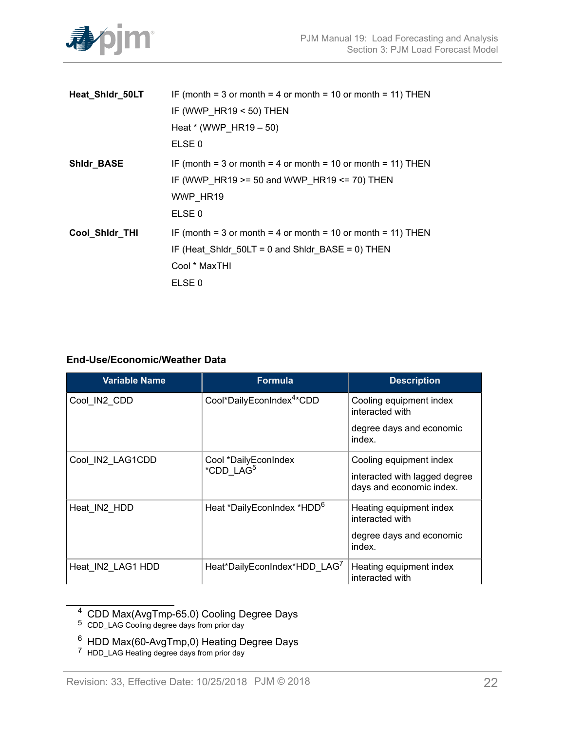**Heat_Shldr_50LT** IF (month = 3 or month = 4 or month = 10 or month = 11) THEN

IF (WWP_HR19 < 50) THEN

Heat * (WWP_HR19 – 50)

ELSE 0

**Shldr_BASE** IF (month = 3 or month = 4 or month = 10 or month = 11) THEN

IF (WWP_HR19 >= 50 and WWP_HR19 <= 70) THEN

WWP_HR19

ELSE 0

**Cool_Shldr_THI** IF (month = 3 or month = 4 or month = 10 or month = 11) THEN

IF (Heat_Shldr_50LT = 0 and Shldr_BASE = 0) THEN

Cool * MaxTHI

ELSE 0

### End-Use/Economic/Weather Data

| Variable Name | Formula | Description |
|---|---|---|
| Cool_IN2_CDD | Cool*DailyEconIndex[4]*CDD | Cooling equipment index interacted with degree days and economic index. |
| Cool_IN2_LAG1CDD | Cool *DailyEconIndex *CDD_LAG[5] | Cooling equipment index interacted with lagged degree days and economic index. |
| Heat_IN2_HDD | Heat *DailyEconIndex *HDD[6] | Heating equipment index interacted with degree days and economic index. |
| Heat_IN2_LAG1 HDD | Heat*DailyEconIndex*HDD_LAG[7] | Heating equipment index interacted with |

---

[4] CDD Max(AvgTmp-65.0) Cooling Degree Days

[5] CDD_LAG Cooling degree days from prior day

[6] HDD Max(60-AvgTmp,0) Heating Degree Days

[7] HDD_LAG Heating degree days from prior day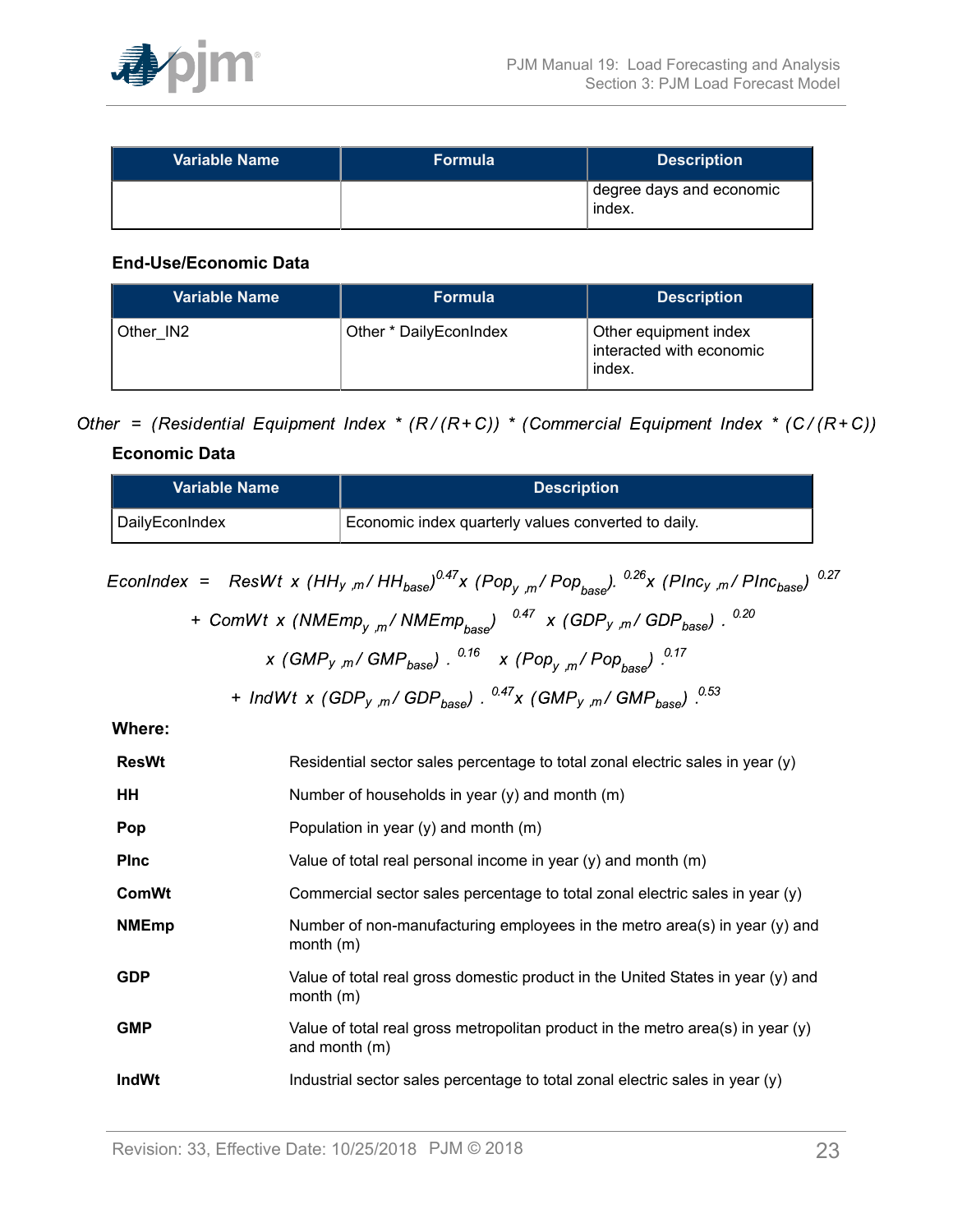| Variable Name | Formula | Description |
|---|---|---|
| | | degree days and economic index. |

### End-Use/Economic Data

| Variable Name | Formula | Description |
|---|---|---|
| Other_IN2 | Other * DailyEconIndex | Other equipment index interacted with economic index. |

$$Other = (Residential\ Equipment\ Index * (R/(R+C)) * (Commercial\ Equipment\ Index * (C/(R+C))$$

### Economic Data

| Variable Name | Description |
|---|---|
| DailyEconIndex | Economic index quarterly values converted to daily. |

$$EconIndex = ResWt \times (HH_{y,m} / HH_{base})^{0.47} \times (Pop_{y,m} / Pop_{base})^{0.26} \times (PInc_{y,m} / PInc_{base})^{0.27}$$
$$+ ComWt \times (NMEmp_{y,m} / NMEmp_{base})^{0.47} \times (GDP_{y,m} / GDP_{base})^{0.20}$$
$$\times (GMP_{y,m} / GMP_{base})^{0.16} \times (Pop_{y,m} / Pop_{base})^{0.17}$$
$$+ IndWt \times (GDP_{y,m} / GDP_{base})^{0.47} \times (GMP_{y,m} / GMP_{base})^{0.53}$$

**Where:**

| | |
|---|---|
| **ResWt** | Residential sector sales percentage to total zonal electric sales in year (y) |
| **HH** | Number of households in year (y) and month (m) |
| **Pop** | Population in year (y) and month (m) |
| **PInc** | Value of total real personal income in year (y) and month (m) |
| **ComWt** | Commercial sector sales percentage to total zonal electric sales in year (y) |
| **NMEmp** | Number of non-manufacturing employees in the metro area(s) in year (y) and month (m) |
| **GDP** | Value of total real gross domestic product in the United States in year (y) and month (m) |
| **GMP** | Value of total real gross metropolitan product in the metro area(s) in year (y) and month (m) |
| **IndWt** | Industrial sector sales percentage to total zonal electric sales in year (y) |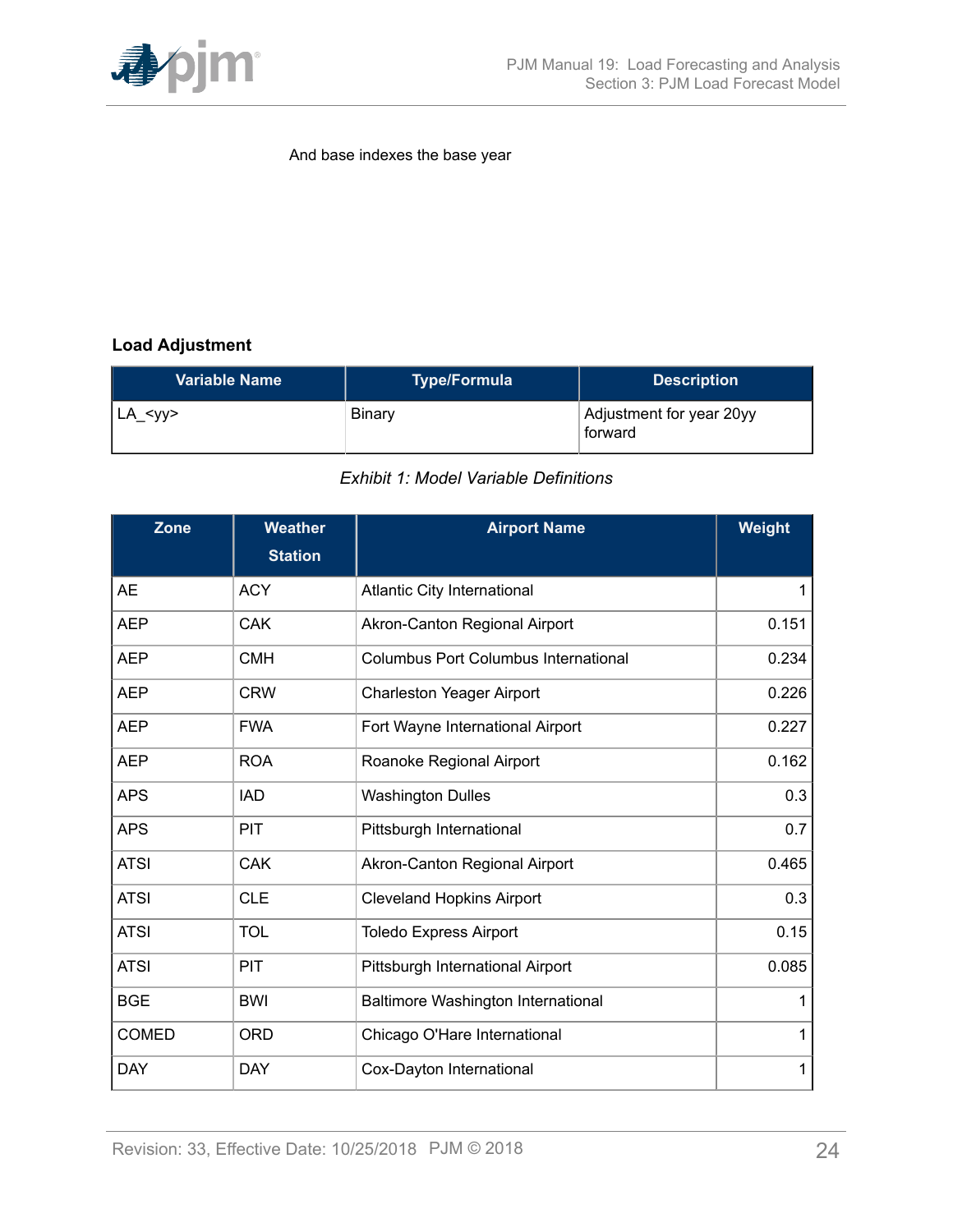And base indexes the base year

**Load Adjustment**

| Variable Name | Type/Formula | Description |
|---|---|---|
| LA_<yy> | Binary | Adjustment for year 20yy forward |

*Exhibit 1: Model Variable Definitions*

| Zone | Weather Station | Airport Name | Weight |
|---|---|---|---|
| AE | ACY | Atlantic City International | 1 |
| AEP | CAK | Akron-Canton Regional Airport | 0.151 |
| AEP | CMH | Columbus Port Columbus International | 0.234 |
| AEP | CRW | Charleston Yeager Airport | 0.226 |
| AEP | FWA | Fort Wayne International Airport | 0.227 |
| AEP | ROA | Roanoke Regional Airport | 0.162 |
| APS | IAD | Washington Dulles | 0.3 |
| APS | PIT | Pittsburgh International | 0.7 |
| ATSI | CAK | Akron-Canton Regional Airport | 0.465 |
| ATSI | CLE | Cleveland Hopkins Airport | 0.3 |
| ATSI | TOL | Toledo Express Airport | 0.15 |
| ATSI | PIT | Pittsburgh International Airport | 0.085 |
| BGE | BWI | Baltimore Washington International | 1 |
| COMED | ORD | Chicago O'Hare International | 1 |
| DAY | DAY | Cox-Dayton International | 1 |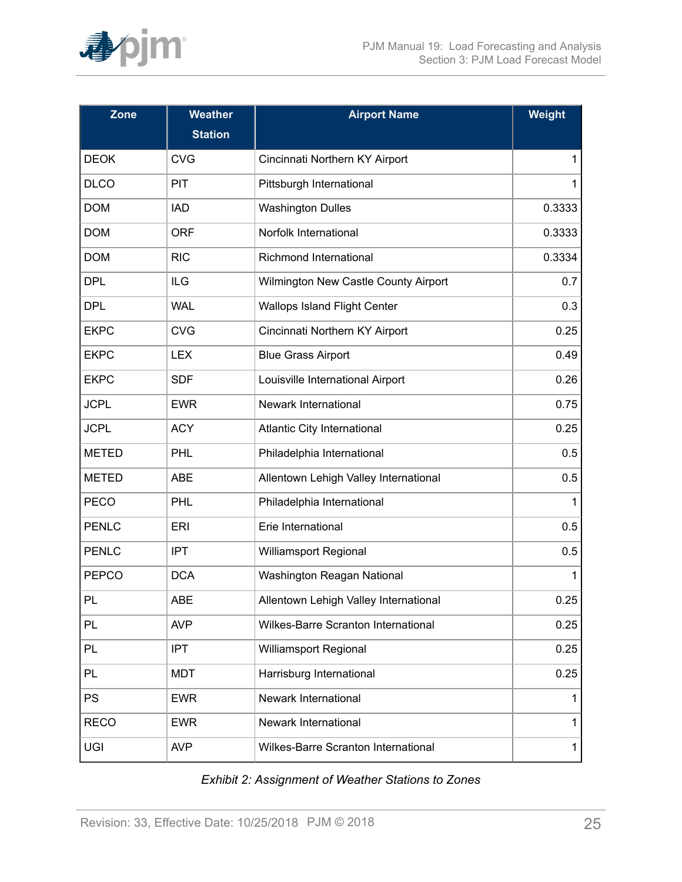| Zone | Weather Station | Airport Name | Weight |
|---|---|---|---|
| DEOK | CVG | Cincinnati Northern KY Airport | 1 |
| DLCO | PIT | Pittsburgh International | 1 |
| DOM | IAD | Washington Dulles | 0.3333 |
| DOM | ORF | Norfolk International | 0.3333 |
| DOM | RIC | Richmond International | 0.3334 |
| DPL | ILG | Wilmington New Castle County Airport | 0.7 |
| DPL | WAL | Wallops Island Flight Center | 0.3 |
| EKPC | CVG | Cincinnati Northern KY Airport | 0.25 |
| EKPC | LEX | Blue Grass Airport | 0.49 |
| EKPC | SDF | Louisville International Airport | 0.26 |
| JCPL | EWR | Newark International | 0.75 |
| JCPL | ACY | Atlantic City International | 0.25 |
| METED | PHL | Philadelphia International | 0.5 |
| METED | ABE | Allentown Lehigh Valley International | 0.5 |
| PECO | PHL | Philadelphia International | 1 |
| PENLC | ERI | Erie International | 0.5 |
| PENLC | IPT | Williamsport Regional | 0.5 |
| PEPCO | DCA | Washington Reagan National | 1 |
| PL | ABE | Allentown Lehigh Valley International | 0.25 |
| PL | AVP | Wilkes-Barre Scranton International | 0.25 |
| PL | IPT | Williamsport Regional | 0.25 |
| PL | MDT | Harrisburg International | 0.25 |
| PS | EWR | Newark International | 1 |
| RECO | EWR | Newark International | 1 |
| UGI | AVP | Wilkes-Barre Scranton International | 1 |

*Exhibit 2: Assignment of Weather Stations to Zones*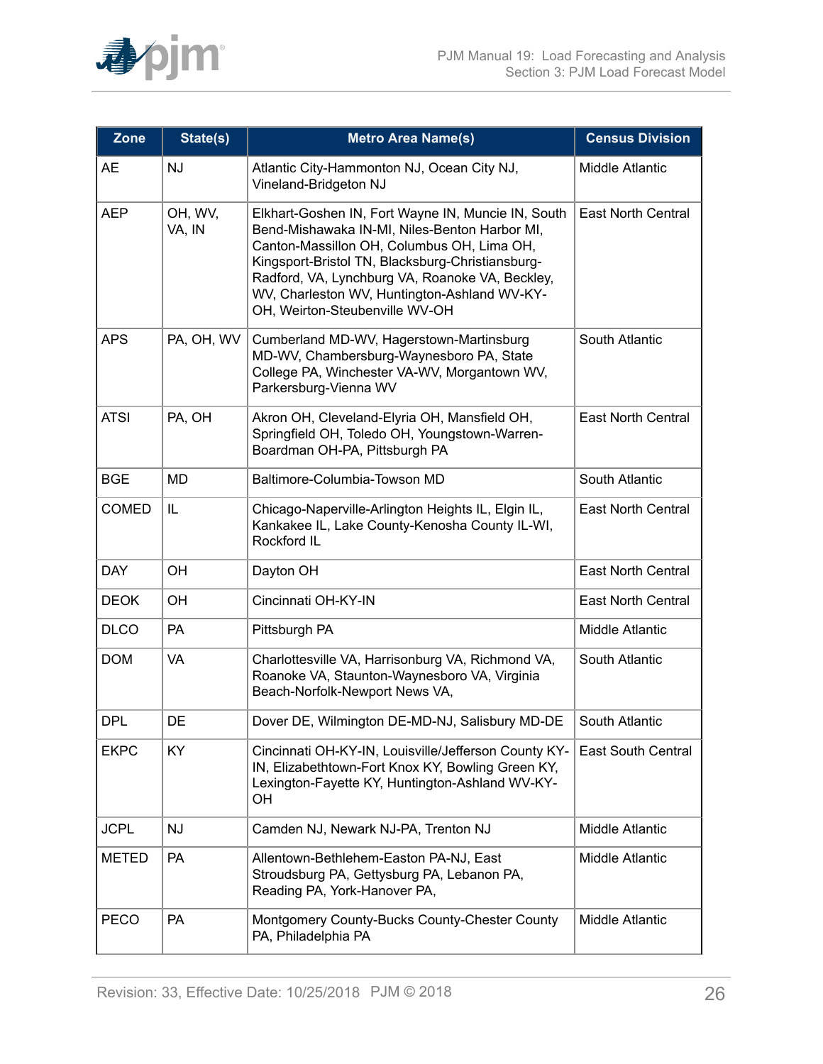| Zone | State(s) | Metro Area Name(s) | Census Division |
|---|---|---|---|
| AE | NJ | Atlantic City-Hammonton NJ, Ocean City NJ, Vineland-Bridgeton NJ | Middle Atlantic |
| AEP | OH, WV, VA, IN | Elkhart-Goshen IN, Fort Wayne IN, Muncie IN, South Bend-Mishawaka IN-MI, Niles-Benton Harbor MI, Canton-Massillon OH, Columbus OH, Lima OH, Kingsport-Bristol TN, Blacksburg-Christiansburg-Radford, VA, Lynchburg VA, Roanoke VA, Beckley, WV, Charleston WV, Huntington-Ashland WV-KY-OH, Weirton-Steubenville WV-OH | East North Central |
| APS | PA, OH, WV | Cumberland MD-WV, Hagerstown-Martinsburg MD-WV, Chambersburg-Waynesboro PA, State College PA, Winchester VA-WV, Morgantown WV, Parkersburg-Vienna WV | South Atlantic |
| ATSI | PA, OH | Akron OH, Cleveland-Elyria OH, Mansfield OH, Springfield OH, Toledo OH, Youngstown-Warren-Boardman OH-PA, Pittsburgh PA | East North Central |
| BGE | MD | Baltimore-Columbia-Towson MD | South Atlantic |
| COMED | IL | Chicago-Naperville-Arlington Heights IL, Elgin IL, Kankakee IL, Lake County-Kenosha County IL-WI, Rockford IL | East North Central |
| DAY | OH | Dayton OH | East North Central |
| DEOK | OH | Cincinnati OH-KY-IN | East North Central |
| DLCO | PA | Pittsburgh PA | Middle Atlantic |
| DOM | VA | Charlottesville VA, Harrisonburg VA, Richmond VA, Roanoke VA, Staunton-Waynesboro VA, Virginia Beach-Norfolk-Newport News VA, | South Atlantic |
| DPL | DE | Dover DE, Wilmington DE-MD-NJ, Salisbury MD-DE | South Atlantic |
| EKPC | KY | Cincinnati OH-KY-IN, Louisville/Jefferson County KY-IN, Elizabethtown-Fort Knox KY, Bowling Green KY, Lexington-Fayette KY, Huntington-Ashland WV-KY-OH | East South Central |
| JCPL | NJ | Camden NJ, Newark NJ-PA, Trenton NJ | Middle Atlantic |
| METED | PA | Allentown-Bethlehem-Easton PA-NJ, East Stroudsburg PA, Gettysburg PA, Lebanon PA, Reading PA, York-Hanover PA, | Middle Atlantic |
| PECO | PA | Montgomery County-Bucks County-Chester County PA, Philadelphia PA | Middle Atlantic |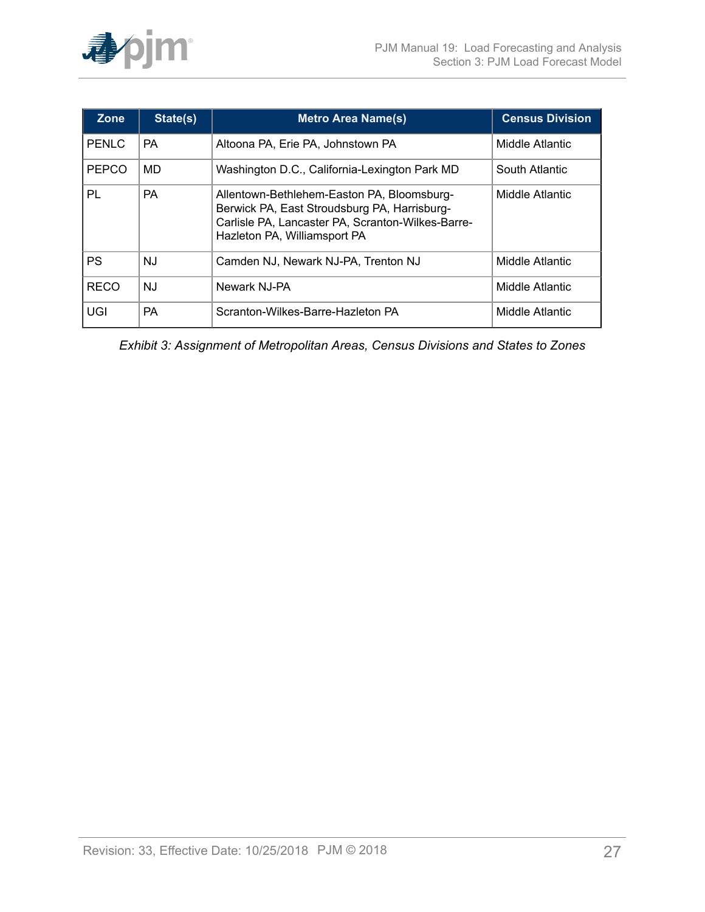| Zone | State(s) | Metro Area Name(s) | Census Division |
|---|---|---|---|
| PENLC | PA | Altoona PA, Erie PA, Johnstown PA | Middle Atlantic |
| PEPCO | MD | Washington D.C., California-Lexington Park MD | South Atlantic |
| PL | PA | Allentown-Bethlehem-Easton PA, Bloomsburg-Berwick PA, East Stroudsburg PA, Harrisburg-Carlisle PA, Lancaster PA, Scranton-Wilkes-Barre-Hazleton PA, Williamsport PA | Middle Atlantic |
| PS | NJ | Camden NJ, Newark NJ-PA, Trenton NJ | Middle Atlantic |
| RECO | NJ | Newark NJ-PA | Middle Atlantic |
| UGI | PA | Scranton-Wilkes-Barre-Hazleton PA | Middle Atlantic |

*Exhibit 3: Assignment of Metropolitan Areas, Census Divisions and States to Zones*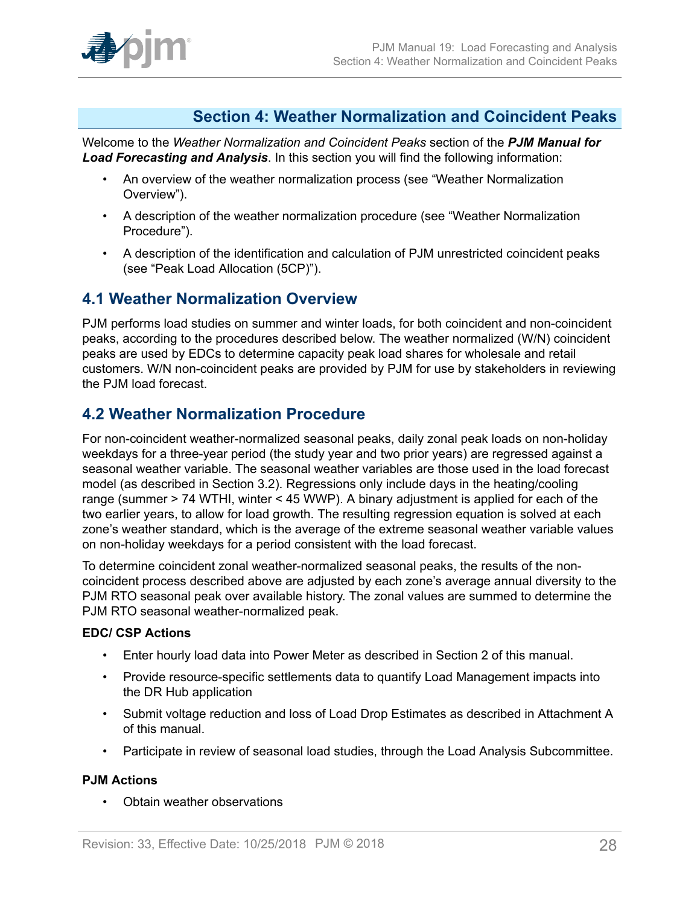## Section 4: Weather Normalization and Coincident Peaks

Welcome to the *Weather Normalization and Coincident Peaks* section of the ***PJM Manual for Load Forecasting and Analysis***. In this section you will find the following information:

- An overview of the weather normalization process (see "Weather Normalization Overview").
- A description of the weather normalization procedure (see "Weather Normalization Procedure").
- A description of the identification and calculation of PJM unrestricted coincident peaks (see "Peak Load Allocation (5CP)").

## 4.1 Weather Normalization Overview

PJM performs load studies on summer and winter loads, for both coincident and non-coincident peaks, according to the procedures described below. The weather normalized (W/N) coincident peaks are used by EDCs to determine capacity peak load shares for wholesale and retail customers. W/N non-coincident peaks are provided by PJM for use by stakeholders in reviewing the PJM load forecast.

## 4.2 Weather Normalization Procedure

For non-coincident weather-normalized seasonal peaks, daily zonal peak loads on non-holiday weekdays for a three-year period (the study year and two prior years) are regressed against a seasonal weather variable. The seasonal weather variables are those used in the load forecast model (as described in Section 3.2). Regressions only include days in the heating/cooling range (summer > 74 WTHI, winter < 45 WWP). A binary adjustment is applied for each of the two earlier years, to allow for load growth. The resulting regression equation is solved at each zone's weather standard, which is the average of the extreme seasonal weather variable values on non-holiday weekdays for a period consistent with the load forecast.

To determine coincident zonal weather-normalized seasonal peaks, the results of the non-coincident process described above are adjusted by each zone's average annual diversity to the PJM RTO seasonal peak over available history. The zonal values are summed to determine the PJM RTO seasonal weather-normalized peak.

**EDC/ CSP Actions**

- Enter hourly load data into Power Meter as described in Section 2 of this manual.
- Provide resource-specific settlements data to quantify Load Management impacts into the DR Hub application
- Submit voltage reduction and loss of Load Drop Estimates as described in Attachment A of this manual.
- Participate in review of seasonal load studies, through the Load Analysis Subcommittee.

**PJM Actions**

- Obtain weather observations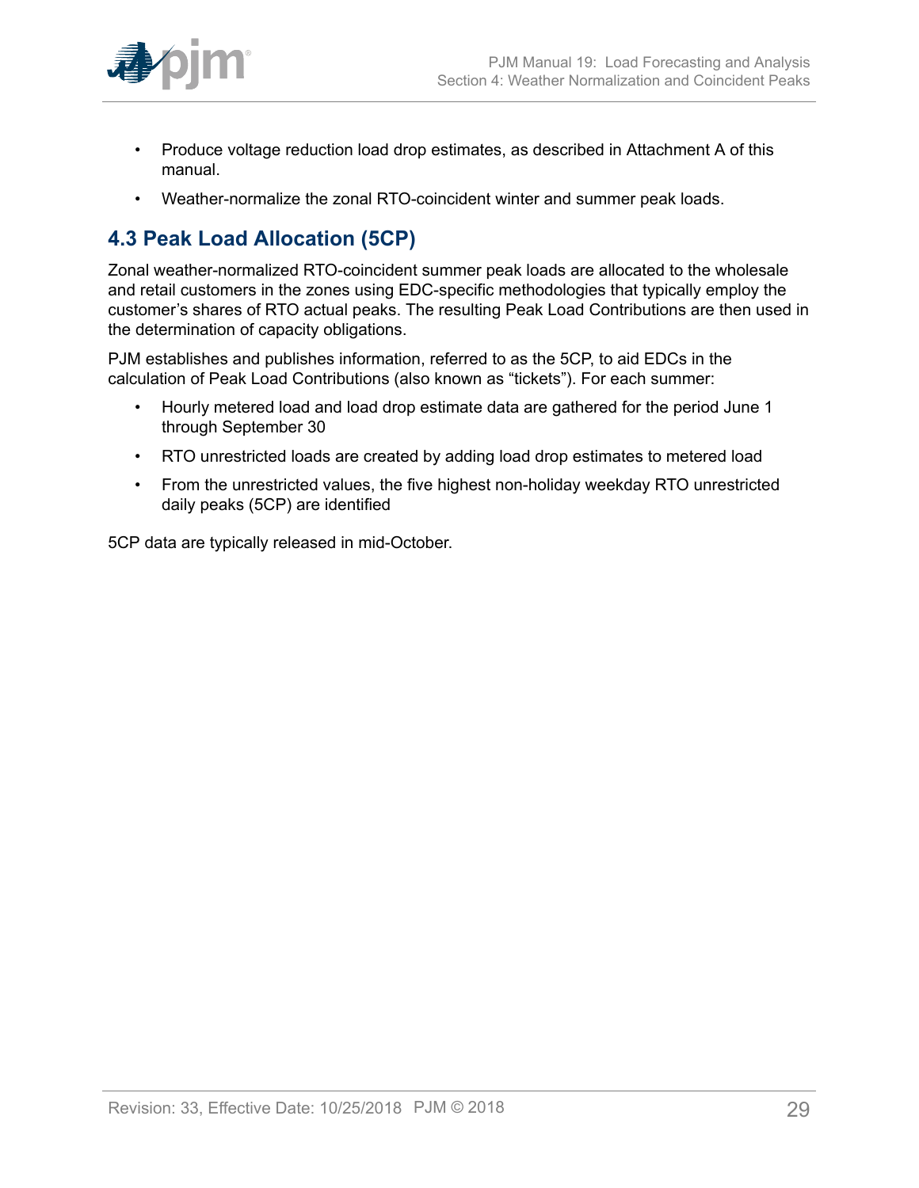- Produce voltage reduction load drop estimates, as described in Attachment A of this manual.
- Weather-normalize the zonal RTO-coincident winter and summer peak loads.

## 4.3 Peak Load Allocation (5CP)

Zonal weather-normalized RTO-coincident summer peak loads are allocated to the wholesale and retail customers in the zones using EDC-specific methodologies that typically employ the customer's shares of RTO actual peaks. The resulting Peak Load Contributions are then used in the determination of capacity obligations.

PJM establishes and publishes information, referred to as the 5CP, to aid EDCs in the calculation of Peak Load Contributions (also known as "tickets"). For each summer:

- Hourly metered load and load drop estimate data are gathered for the period June 1 through September 30
- RTO unrestricted loads are created by adding load drop estimates to metered load
- From the unrestricted values, the five highest non-holiday weekday RTO unrestricted daily peaks (5CP) are identified

5CP data are typically released in mid-October.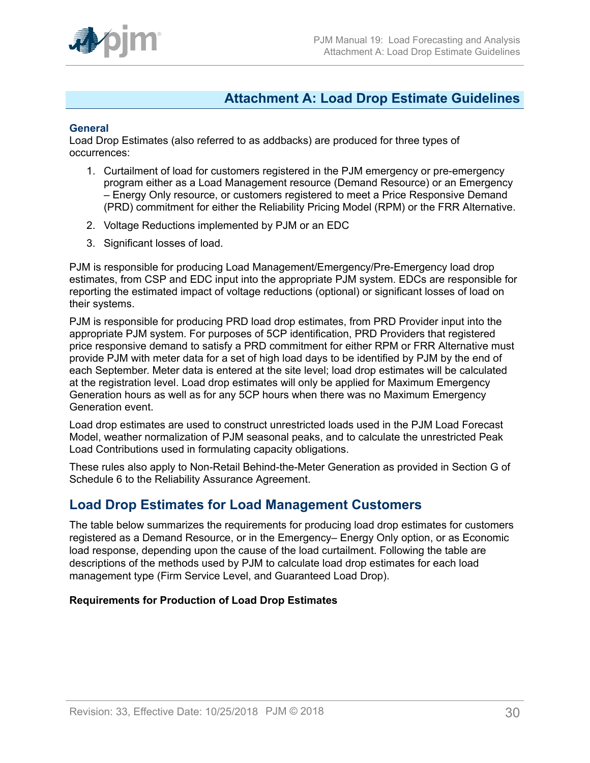## Attachment A: Load Drop Estimate Guidelines

### General

Load Drop Estimates (also referred to as addbacks) are produced for three types of occurrences:

1. Curtailment of load for customers registered in the PJM emergency or pre-emergency program either as a Load Management resource (Demand Resource) or an Emergency – Energy Only resource, or customers registered to meet a Price Responsive Demand (PRD) commitment for either the Reliability Pricing Model (RPM) or the FRR Alternative.
2. Voltage Reductions implemented by PJM or an EDC
3. Significant losses of load.

PJM is responsible for producing Load Management/Emergency/Pre-Emergency load drop estimates, from CSP and EDC input into the appropriate PJM system. EDCs are responsible for reporting the estimated impact of voltage reductions (optional) or significant losses of load on their systems.

PJM is responsible for producing PRD load drop estimates, from PRD Provider input into the appropriate PJM system. For purposes of 5CP identification, PRD Providers that registered price responsive demand to satisfy a PRD commitment for either RPM or FRR Alternative must provide PJM with meter data for a set of high load days to be identified by PJM by the end of each September. Meter data is entered at the site level; load drop estimates will be calculated at the registration level. Load drop estimates will only be applied for Maximum Emergency Generation hours as well as for any 5CP hours when there was no Maximum Emergency Generation event.

Load drop estimates are used to construct unrestricted loads used in the PJM Load Forecast Model, weather normalization of PJM seasonal peaks, and to calculate the unrestricted Peak Load Contributions used in formulating capacity obligations.

These rules also apply to Non-Retail Behind-the-Meter Generation as provided in Section G of Schedule 6 to the Reliability Assurance Agreement.

## Load Drop Estimates for Load Management Customers

The table below summarizes the requirements for producing load drop estimates for customers registered as a Demand Resource, or in the Emergency– Energy Only option, or as Economic load response, depending upon the cause of the load curtailment. Following the table are descriptions of the methods used by PJM to calculate load drop estimates for each load management type (Firm Service Level, and Guaranteed Load Drop).

**Requirements for Production of Load Drop Estimates**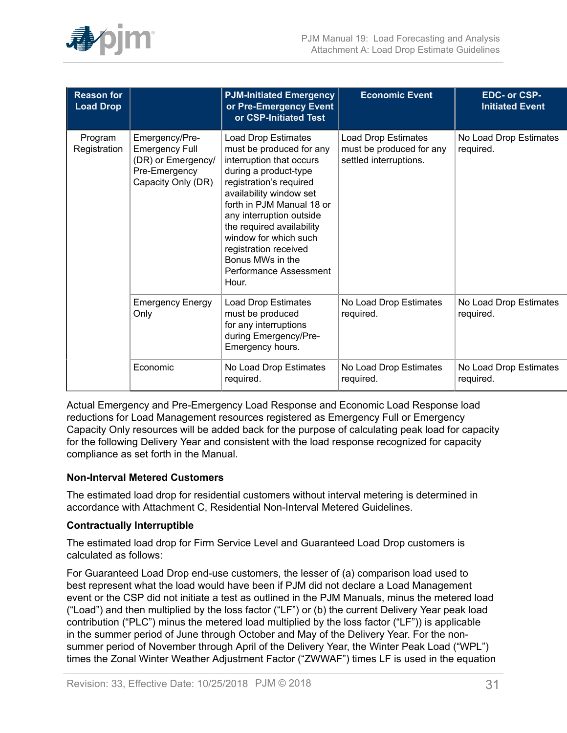| Reason for Load Drop | | PJM-Initiated Emergency or Pre-Emergency Event or CSP-Initiated Test | Economic Event | EDC- or CSP-Initiated Event |
|---|---|---|---|---|
| Program Registration | Emergency/Pre-Emergency Full (DR) or Emergency/ Pre-Emergency Capacity Only (DR) | Load Drop Estimates must be produced for any interruption that occurs during a product-type registration's required availability window set forth in PJM Manual 18 or any interruption outside the required availability window for which such registration received Bonus MWs in the Performance Assessment Hour. | Load Drop Estimates must be produced for any settled interruptions. | No Load Drop Estimates required. |
| | Emergency Energy Only | Load Drop Estimates must be produced for any interruptions during Emergency/Pre-Emergency hours. | No Load Drop Estimates required. | No Load Drop Estimates required. |
| | Economic | No Load Drop Estimates required. | No Load Drop Estimates required. | No Load Drop Estimates required. |

Actual Emergency and Pre-Emergency Load Response and Economic Load Response load reductions for Load Management resources registered as Emergency Full or Emergency Capacity Only resources will be added back for the purpose of calculating peak load for capacity for the following Delivery Year and consistent with the load response recognized for capacity compliance as set forth in the Manual.

**Non-Interval Metered Customers**

The estimated load drop for residential customers without interval metering is determined in accordance with Attachment C, Residential Non-Interval Metered Guidelines.

**Contractually Interruptible**

The estimated load drop for Firm Service Level and Guaranteed Load Drop customers is calculated as follows:

For Guaranteed Load Drop end-use customers, the lesser of (a) comparison load used to best represent what the load would have been if PJM did not declare a Load Management event or the CSP did not initiate a test as outlined in the PJM Manuals, minus the metered load ("Load") and then multiplied by the loss factor ("LF") or (b) the current Delivery Year peak load contribution ("PLC") minus the metered load multiplied by the loss factor ("LF")) is applicable in the summer period of June through October and May of the Delivery Year. For the non-summer period of November through April of the Delivery Year, the Winter Peak Load ("WPL") times the Zonal Winter Weather Adjustment Factor ("ZWWAF") times LF is used in the equation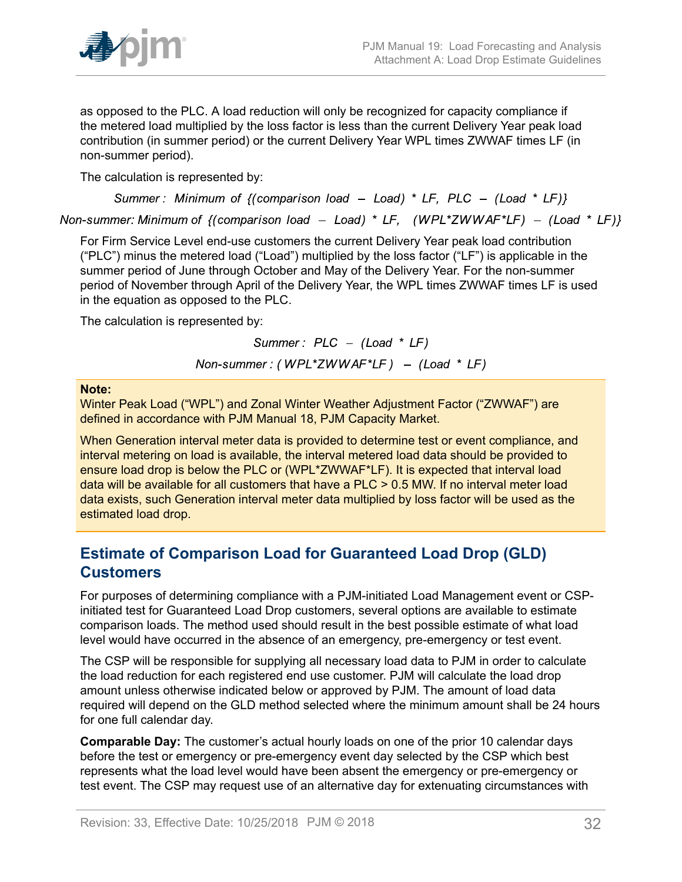as opposed to the PLC. A load reduction will only be recognized for capacity compliance if the metered load multiplied by the loss factor is less than the current Delivery Year peak load contribution (in summer period) or the current Delivery Year WPL times ZWWAF times LF (in non-summer period).

The calculation is represented by:

$$\textit{Summer: Minimum of } \{(\textit{comparison load} - \textit{Load}) * \textit{LF},\ \textit{PLC} - (\textit{Load} * \textit{LF})\}$$

$$\textit{Non-summer: Minimum of } \{(\textit{comparison load} - \textit{Load}) * \textit{LF},\ (\textit{WPL}*\textit{ZWWAF}*\textit{LF}) - (\textit{Load} * \textit{LF})\}$$

For Firm Service Level end-use customers the current Delivery Year peak load contribution (“PLC”) minus the metered load (“Load”) multiplied by the loss factor (“LF”) is applicable in the summer period of June through October and May of the Delivery Year. For the non-summer period of November through April of the Delivery Year, the WPL times ZWWAF times LF is used in the equation as opposed to the PLC.

The calculation is represented by:

$$\textit{Summer: } \textit{PLC} - (\textit{Load} * \textit{LF})$$

$$\textit{Non-summer: } (\textit{WPL}*\textit{ZWWAF}*\textit{LF}) - (\textit{Load} * \textit{LF})$$

**Note:**

Winter Peak Load (“WPL”) and Zonal Winter Weather Adjustment Factor (“ZWWAF”) are defined in accordance with PJM Manual 18, PJM Capacity Market.

When Generation interval meter data is provided to determine test or event compliance, and interval metering on load is available, the interval metered load data should be provided to ensure load drop is below the PLC or (WPL*ZWWAF*LF). It is expected that interval load data will be available for all customers that have a PLC > 0.5 MW. If no interval meter load data exists, such Generation interval meter data multiplied by loss factor will be used as the estimated load drop.

## Estimate of Comparison Load for Guaranteed Load Drop (GLD) Customers

For purposes of determining compliance with a PJM-initiated Load Management event or CSP-initiated test for Guaranteed Load Drop customers, several options are available to estimate comparison loads. The method used should result in the best possible estimate of what load level would have occurred in the absence of an emergency, pre-emergency or test event.

The CSP will be responsible for supplying all necessary load data to PJM in order to calculate the load reduction for each registered end use customer. PJM will calculate the load drop amount unless otherwise indicated below or approved by PJM. The amount of load data required will depend on the GLD method selected where the minimum amount shall be 24 hours for one full calendar day.

**Comparable Day:** The customer’s actual hourly loads on one of the prior 10 calendar days before the test or emergency or pre-emergency event day selected by the CSP which best represents what the load level would have been absent the emergency or pre-emergency or test event. The CSP may request use of an alternative day for extenuating circumstances with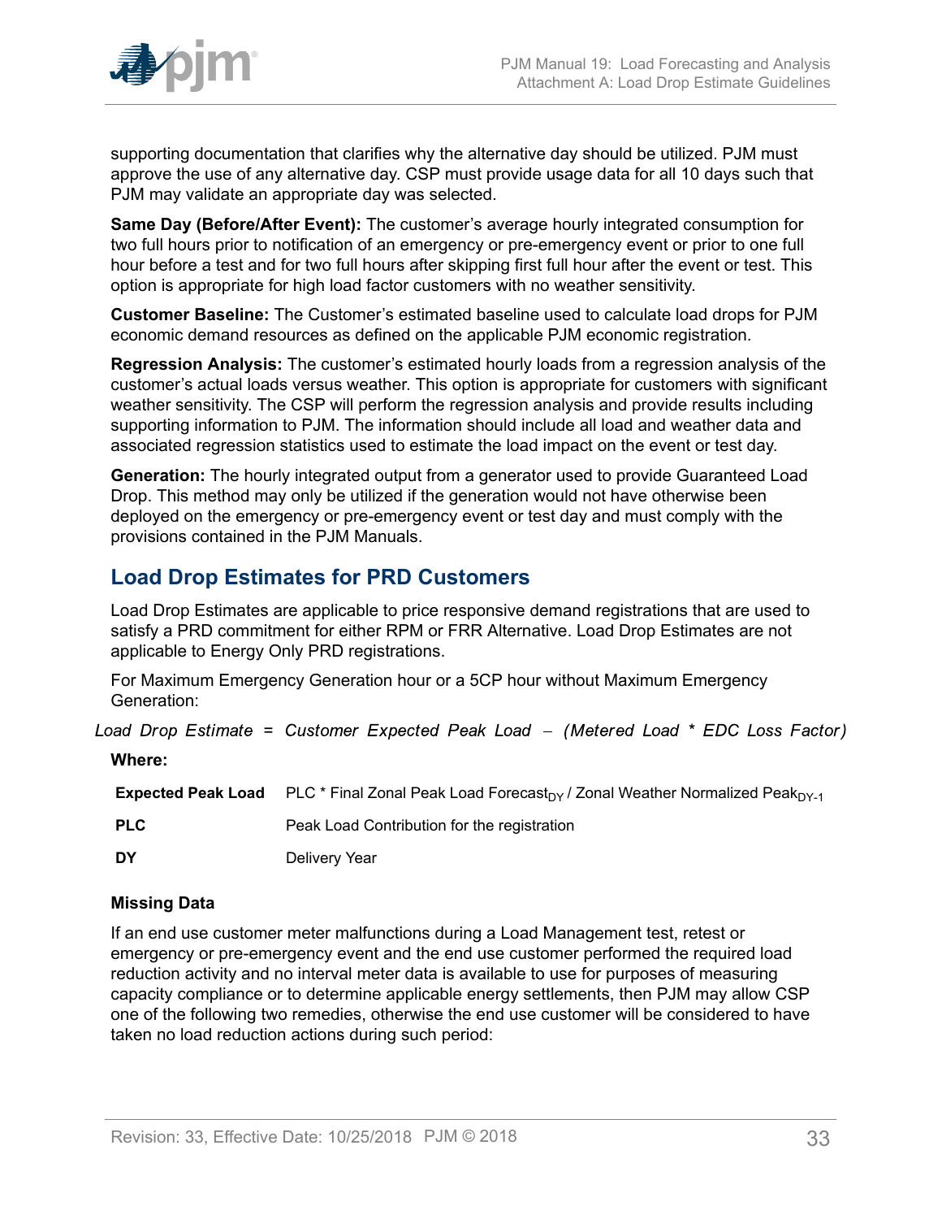supporting documentation that clarifies why the alternative day should be utilized. PJM must approve the use of any alternative day. CSP must provide usage data for all 10 days such that PJM may validate an appropriate day was selected.

**Same Day (Before/After Event):** The customer's average hourly integrated consumption for two full hours prior to notification of an emergency or pre-emergency event or prior to one full hour before a test and for two full hours after skipping first full hour after the event or test. This option is appropriate for high load factor customers with no weather sensitivity.

**Customer Baseline:** The Customer's estimated baseline used to calculate load drops for PJM economic demand resources as defined on the applicable PJM economic registration.

**Regression Analysis:** The customer's estimated hourly loads from a regression analysis of the customer's actual loads versus weather. This option is appropriate for customers with significant weather sensitivity. The CSP will perform the regression analysis and provide results including supporting information to PJM. The information should include all load and weather data and associated regression statistics used to estimate the load impact on the event or test day.

**Generation:** The hourly integrated output from a generator used to provide Guaranteed Load Drop. This method may only be utilized if the generation would not have otherwise been deployed on the emergency or pre-emergency event or test day and must comply with the provisions contained in the PJM Manuals.

## Load Drop Estimates for PRD Customers

Load Drop Estimates are applicable to price responsive demand registrations that are used to satisfy a PRD commitment for either RPM or FRR Alternative. Load Drop Estimates are not applicable to Energy Only PRD registrations.

For Maximum Emergency Generation hour or a 5CP hour without Maximum Emergency Generation:

$$\text{Load Drop Estimate} = \text{Customer Expected Peak Load} - (\text{Metered Load} * \text{EDC Loss Factor})$$

**Where:**

| | |
|---|---|
| **Expected Peak Load** | PLC * Final Zonal Peak Load Forecast$_{DY}$ / Zonal Weather Normalized Peak$_{DY-1}$ |
| **PLC** | Peak Load Contribution for the registration |
| **DY** | Delivery Year |

### Missing Data

If an end use customer meter malfunctions during a Load Management test, retest or emergency or pre-emergency event and the end use customer performed the required load reduction activity and no interval meter data is available to use for purposes of measuring capacity compliance or to determine applicable energy settlements, then PJM may allow CSP one of the following two remedies, otherwise the end use customer will be considered to have taken no load reduction actions during such period: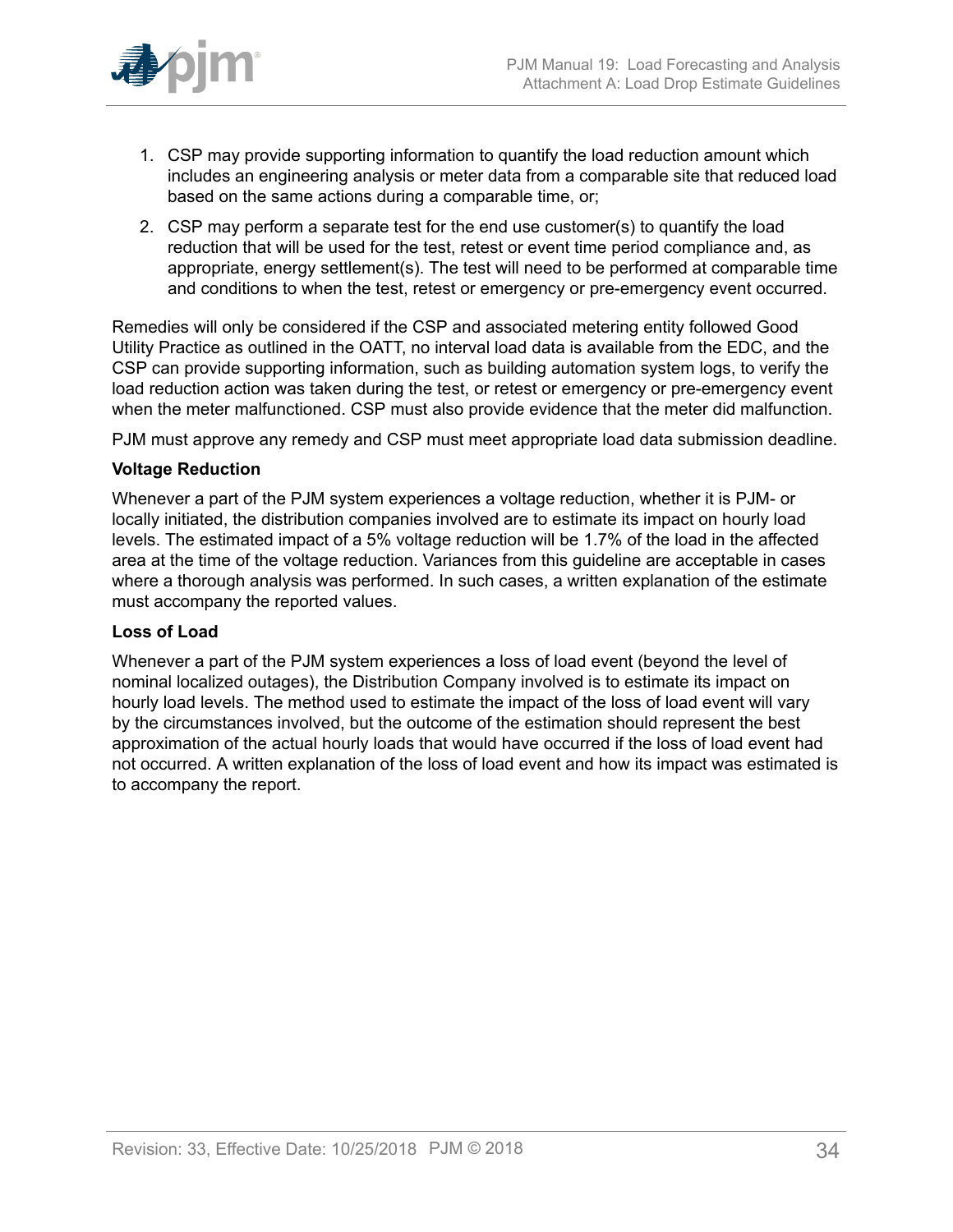1. CSP may provide supporting information to quantify the load reduction amount which includes an engineering analysis or meter data from a comparable site that reduced load based on the same actions during a comparable time, or;
2. CSP may perform a separate test for the end use customer(s) to quantify the load reduction that will be used for the test, retest or event time period compliance and, as appropriate, energy settlement(s). The test will need to be performed at comparable time and conditions to when the test, retest or emergency or pre-emergency event occurred.

Remedies will only be considered if the CSP and associated metering entity followed Good Utility Practice as outlined in the OATT, no interval load data is available from the EDC, and the CSP can provide supporting information, such as building automation system logs, to verify the load reduction action was taken during the test, or retest or emergency or pre-emergency event when the meter malfunctioned. CSP must also provide evidence that the meter did malfunction.

PJM must approve any remedy and CSP must meet appropriate load data submission deadline.

**Voltage Reduction**

Whenever a part of the PJM system experiences a voltage reduction, whether it is PJM- or locally initiated, the distribution companies involved are to estimate its impact on hourly load levels. The estimated impact of a 5% voltage reduction will be 1.7% of the load in the affected area at the time of the voltage reduction. Variances from this guideline are acceptable in cases where a thorough analysis was performed. In such cases, a written explanation of the estimate must accompany the reported values.

**Loss of Load**

Whenever a part of the PJM system experiences a loss of load event (beyond the level of nominal localized outages), the Distribution Company involved is to estimate its impact on hourly load levels. The method used to estimate the impact of the loss of load event will vary by the circumstances involved, but the outcome of the estimation should represent the best approximation of the actual hourly loads that would have occurred if the loss of load event had not occurred. A written explanation of the loss of load event and how its impact was estimated is to accompany the report.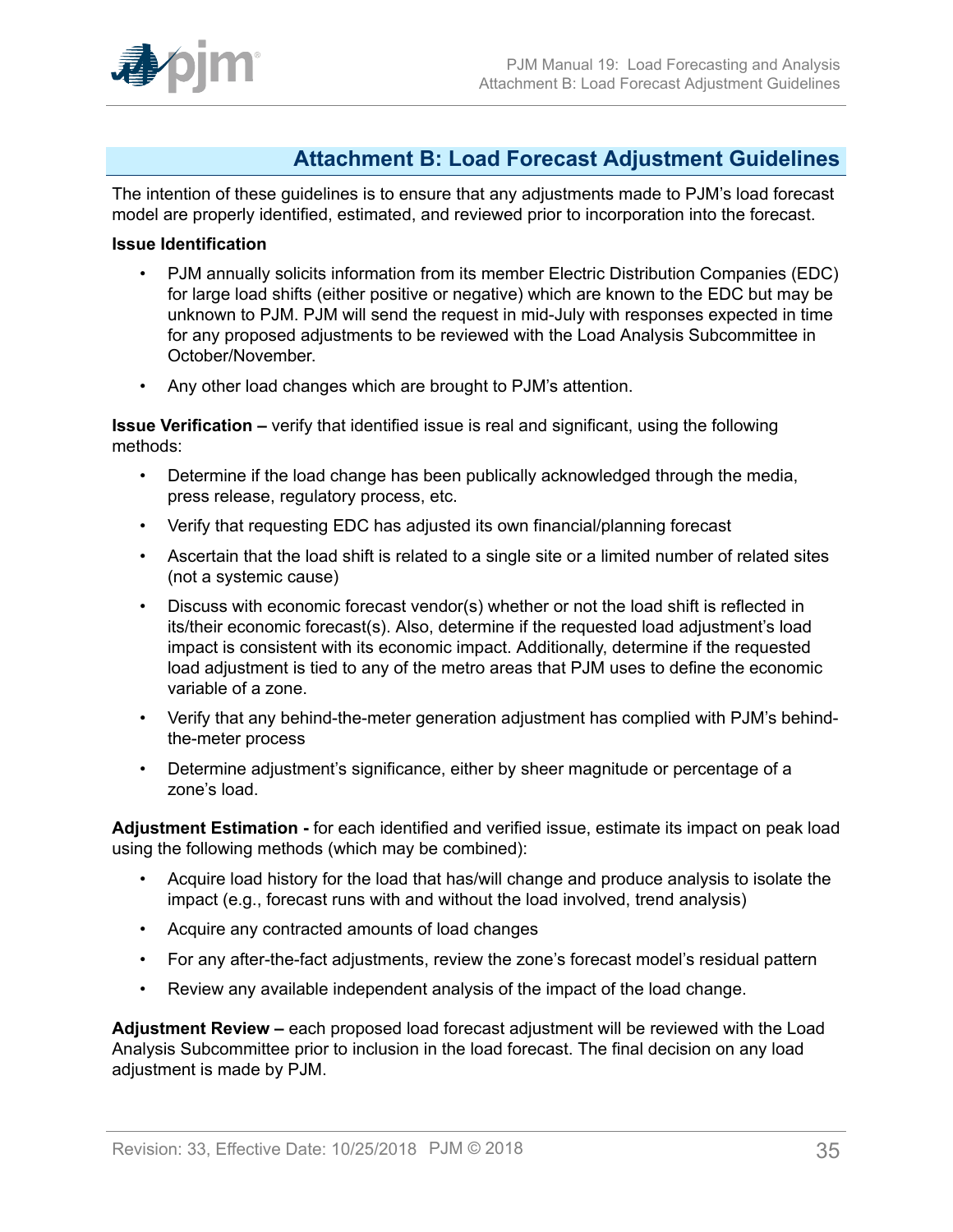# Attachment B: Load Forecast Adjustment Guidelines

The intention of these guidelines is to ensure that any adjustments made to PJM's load forecast model are properly identified, estimated, and reviewed prior to incorporation into the forecast.

**Issue Identification**

- PJM annually solicits information from its member Electric Distribution Companies (EDC) for large load shifts (either positive or negative) which are known to the EDC but may be unknown to PJM. PJM will send the request in mid-July with responses expected in time for any proposed adjustments to be reviewed with the Load Analysis Subcommittee in October/November.
- Any other load changes which are brought to PJM's attention.

**Issue Verification –** verify that identified issue is real and significant, using the following methods:

- Determine if the load change has been publically acknowledged through the media, press release, regulatory process, etc.
- Verify that requesting EDC has adjusted its own financial/planning forecast
- Ascertain that the load shift is related to a single site or a limited number of related sites (not a systemic cause)
- Discuss with economic forecast vendor(s) whether or not the load shift is reflected in its/their economic forecast(s). Also, determine if the requested load adjustment's load impact is consistent with its economic impact. Additionally, determine if the requested load adjustment is tied to any of the metro areas that PJM uses to define the economic variable of a zone.
- Verify that any behind-the-meter generation adjustment has complied with PJM's behind-the-meter process
- Determine adjustment's significance, either by sheer magnitude or percentage of a zone's load.

**Adjustment Estimation -** for each identified and verified issue, estimate its impact on peak load using the following methods (which may be combined):

- Acquire load history for the load that has/will change and produce analysis to isolate the impact (e.g., forecast runs with and without the load involved, trend analysis)
- Acquire any contracted amounts of load changes
- For any after-the-fact adjustments, review the zone's forecast model's residual pattern
- Review any available independent analysis of the impact of the load change.

**Adjustment Review –** each proposed load forecast adjustment will be reviewed with the Load Analysis Subcommittee prior to inclusion in the load forecast. The final decision on any load adjustment is made by PJM.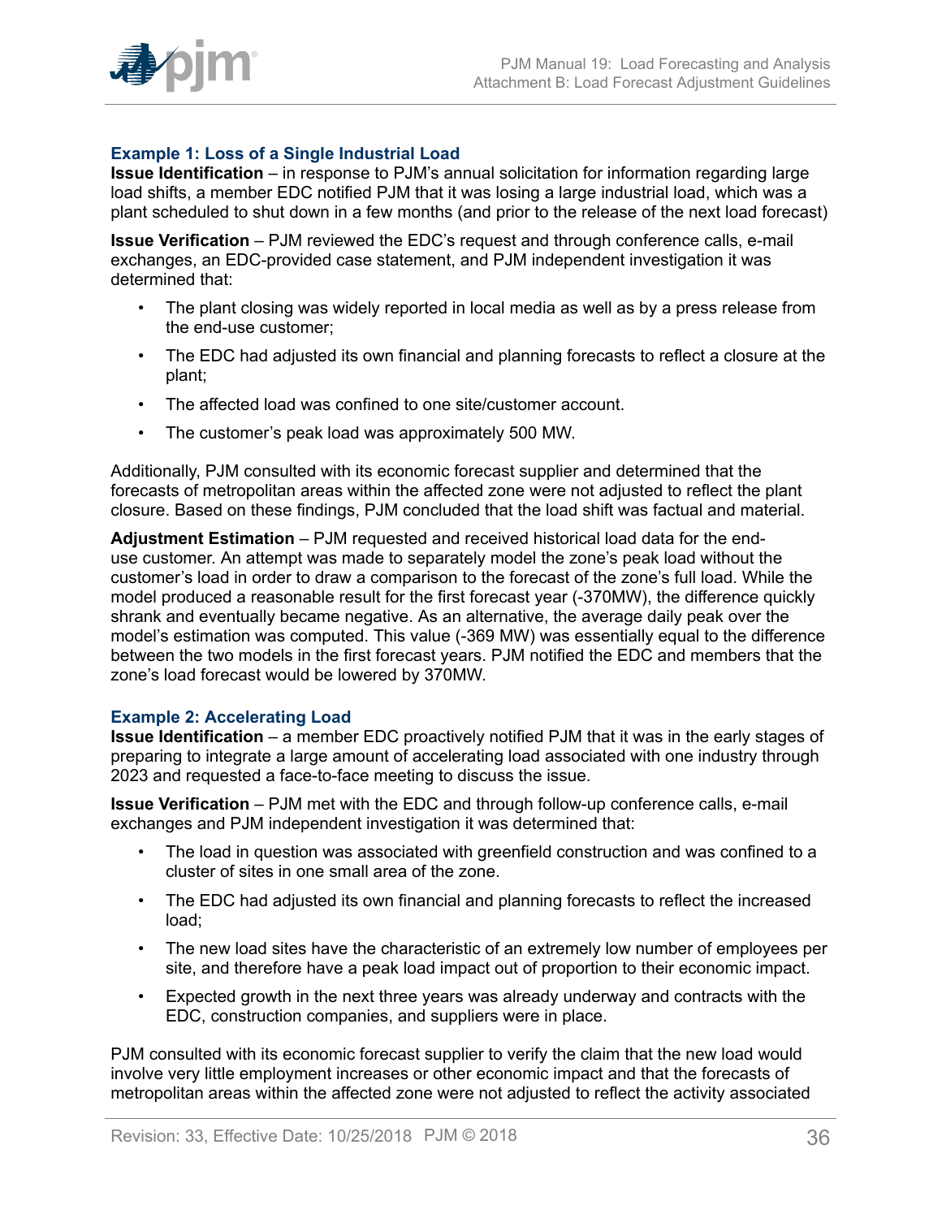### Example 1: Loss of a Single Industrial Load

**Issue Identification** – in response to PJM's annual solicitation for information regarding large load shifts, a member EDC notified PJM that it was losing a large industrial load, which was a plant scheduled to shut down in a few months (and prior to the release of the next load forecast)

**Issue Verification** – PJM reviewed the EDC's request and through conference calls, e-mail exchanges, an EDC-provided case statement, and PJM independent investigation it was determined that:

- The plant closing was widely reported in local media as well as by a press release from the end-use customer;
- The EDC had adjusted its own financial and planning forecasts to reflect a closure at the plant;
- The affected load was confined to one site/customer account.
- The customer's peak load was approximately 500 MW.

Additionally, PJM consulted with its economic forecast supplier and determined that the forecasts of metropolitan areas within the affected zone were not adjusted to reflect the plant closure. Based on these findings, PJM concluded that the load shift was factual and material.

**Adjustment Estimation** – PJM requested and received historical load data for the end-use customer. An attempt was made to separately model the zone's peak load without the customer's load in order to draw a comparison to the forecast of the zone's full load. While the model produced a reasonable result for the first forecast year (-370MW), the difference quickly shrank and eventually became negative. As an alternative, the average daily peak over the model's estimation was computed. This value (-369 MW) was essentially equal to the difference between the two models in the first forecast years. PJM notified the EDC and members that the zone's load forecast would be lowered by 370MW.

### Example 2: Accelerating Load

**Issue Identification** – a member EDC proactively notified PJM that it was in the early stages of preparing to integrate a large amount of accelerating load associated with one industry through 2023 and requested a face-to-face meeting to discuss the issue.

**Issue Verification** – PJM met with the EDC and through follow-up conference calls, e-mail exchanges and PJM independent investigation it was determined that:

- The load in question was associated with greenfield construction and was confined to a cluster of sites in one small area of the zone.
- The EDC had adjusted its own financial and planning forecasts to reflect the increased load;
- The new load sites have the characteristic of an extremely low number of employees per site, and therefore have a peak load impact out of proportion to their economic impact.
- Expected growth in the next three years was already underway and contracts with the EDC, construction companies, and suppliers were in place.

PJM consulted with its economic forecast supplier to verify the claim that the new load would involve very little employment increases or other economic impact and that the forecasts of metropolitan areas within the affected zone were not adjusted to reflect the activity associated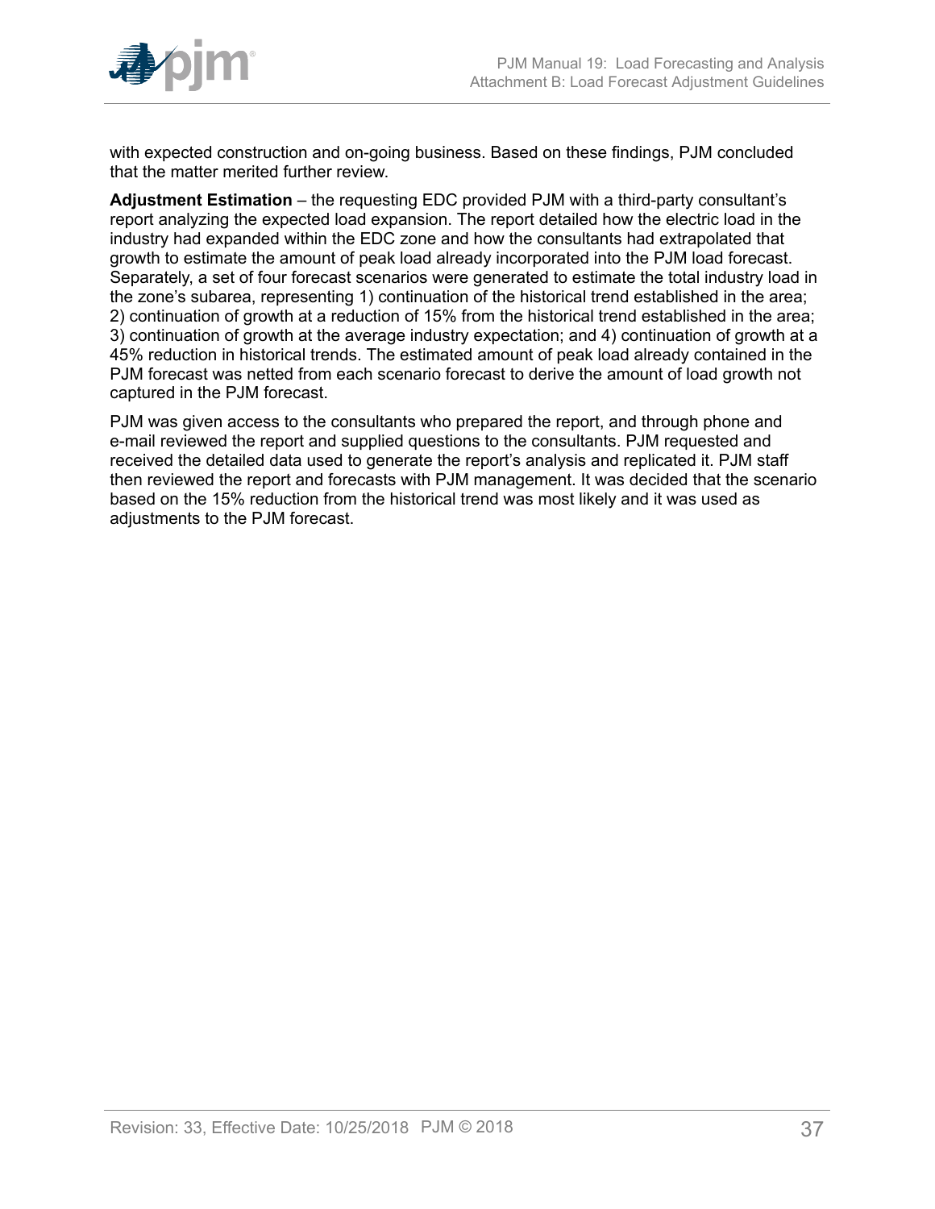with expected construction and on-going business. Based on these findings, PJM concluded that the matter merited further review.

**Adjustment Estimation** – the requesting EDC provided PJM with a third-party consultant's report analyzing the expected load expansion. The report detailed how the electric load in the industry had expanded within the EDC zone and how the consultants had extrapolated that growth to estimate the amount of peak load already incorporated into the PJM load forecast. Separately, a set of four forecast scenarios were generated to estimate the total industry load in the zone's subarea, representing 1) continuation of the historical trend established in the area; 2) continuation of growth at a reduction of 15% from the historical trend established in the area; 3) continuation of growth at the average industry expectation; and 4) continuation of growth at a 45% reduction in historical trends. The estimated amount of peak load already contained in the PJM forecast was netted from each scenario forecast to derive the amount of load growth not captured in the PJM forecast.

PJM was given access to the consultants who prepared the report, and through phone and e-mail reviewed the report and supplied questions to the consultants. PJM requested and received the detailed data used to generate the report's analysis and replicated it. PJM staff then reviewed the report and forecasts with PJM management. It was decided that the scenario based on the 15% reduction from the historical trend was most likely and it was used as adjustments to the PJM forecast.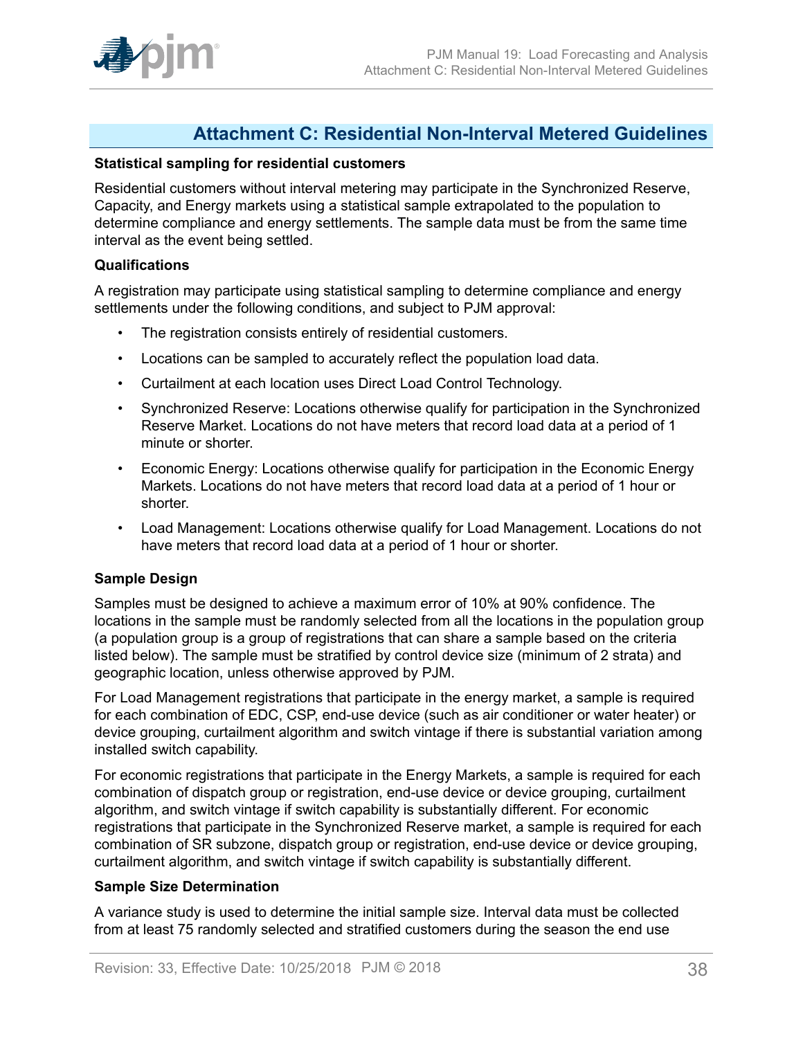# Attachment C: Residential Non-Interval Metered Guidelines

**Statistical sampling for residential customers**

Residential customers without interval metering may participate in the Synchronized Reserve, Capacity, and Energy markets using a statistical sample extrapolated to the population to determine compliance and energy settlements. The sample data must be from the same time interval as the event being settled.

**Qualifications**

A registration may participate using statistical sampling to determine compliance and energy settlements under the following conditions, and subject to PJM approval:

- The registration consists entirely of residential customers.
- Locations can be sampled to accurately reflect the population load data.
- Curtailment at each location uses Direct Load Control Technology.
- Synchronized Reserve: Locations otherwise qualify for participation in the Synchronized Reserve Market. Locations do not have meters that record load data at a period of 1 minute or shorter.
- Economic Energy: Locations otherwise qualify for participation in the Economic Energy Markets. Locations do not have meters that record load data at a period of 1 hour or shorter.
- Load Management: Locations otherwise qualify for Load Management. Locations do not have meters that record load data at a period of 1 hour or shorter.

**Sample Design**

Samples must be designed to achieve a maximum error of 10% at 90% confidence. The locations in the sample must be randomly selected from all the locations in the population group (a population group is a group of registrations that can share a sample based on the criteria listed below). The sample must be stratified by control device size (minimum of 2 strata) and geographic location, unless otherwise approved by PJM.

For Load Management registrations that participate in the energy market, a sample is required for each combination of EDC, CSP, end-use device (such as air conditioner or water heater) or device grouping, curtailment algorithm and switch vintage if there is substantial variation among installed switch capability.

For economic registrations that participate in the Energy Markets, a sample is required for each combination of dispatch group or registration, end-use device or device grouping, curtailment algorithm, and switch vintage if switch capability is substantially different. For economic registrations that participate in the Synchronized Reserve market, a sample is required for each combination of SR subzone, dispatch group or registration, end-use device or device grouping, curtailment algorithm, and switch vintage if switch capability is substantially different.

**Sample Size Determination**

A variance study is used to determine the initial sample size. Interval data must be collected from at least 75 randomly selected and stratified customers during the season the end use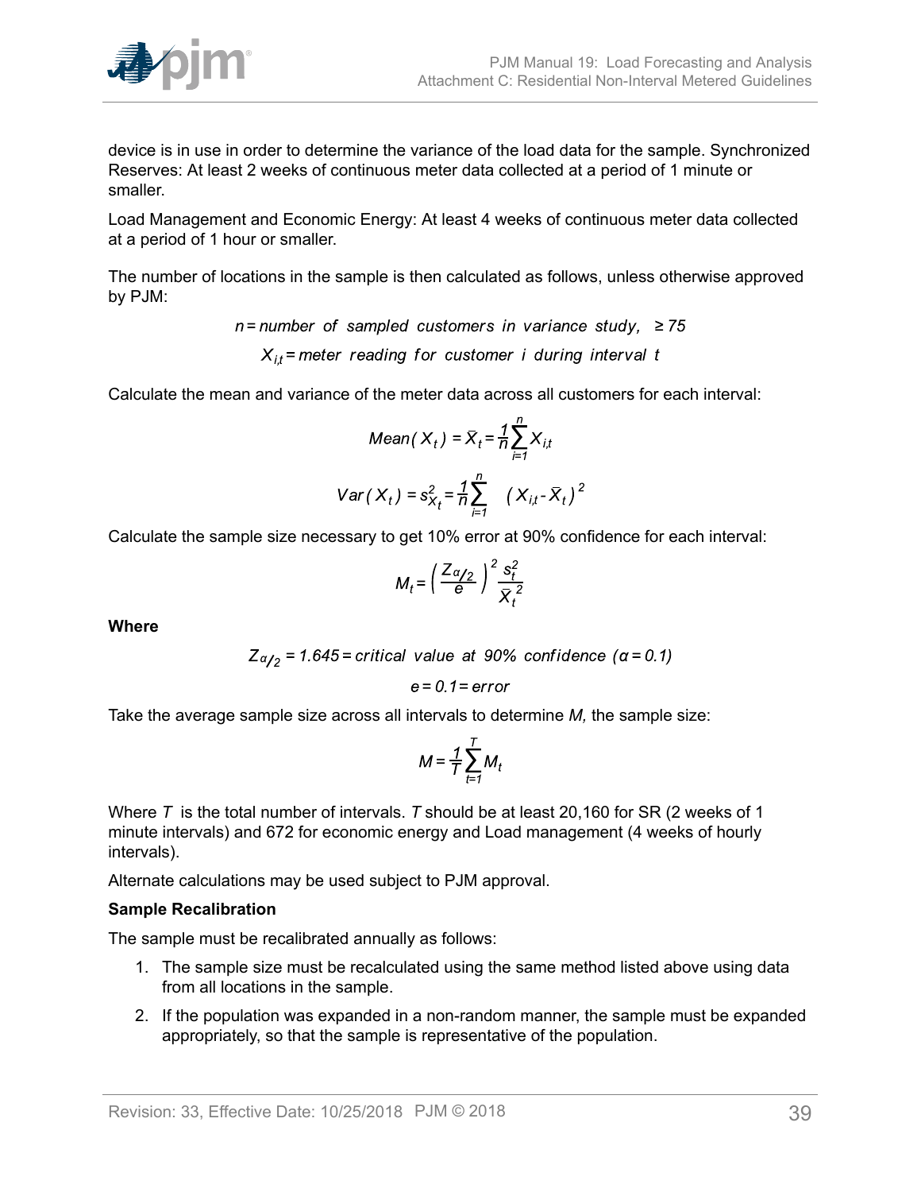device is in use in order to determine the variance of the load data for the sample. Synchronized Reserves: At least 2 weeks of continuous meter data collected at a period of 1 minute or smaller.

Load Management and Economic Energy: At least 4 weeks of continuous meter data collected at a period of 1 hour or smaller.

The number of locations in the sample is then calculated as follows, unless otherwise approved by PJM:

$$n = \textit{number of sampled customers in variance study}, \quad \geq 75$$

$$X_{i,t} = \textit{meter reading for customer } i \textit{ during interval } t$$

Calculate the mean and variance of the meter data across all customers for each interval:

$$Mean(X_t) = \bar{X}_t = \frac{1}{n}\sum_{i=1}^{n} X_{i,t}$$

$$Var(X_t) = s_{X_t}^2 = \frac{1}{n}\sum_{i=1}^{n} (X_{i,t} - \bar{X}_t)^2$$

Calculate the sample size necessary to get 10% error at 90% confidence for each interval:

$$M_t = \left(\frac{Z_{\alpha/2}}{e}\right)^2 \frac{s_t^2}{\bar{X}_t^2}$$

**Where**

$$Z_{\alpha/2} = 1.645 = \textit{critical value at 90\% confidence } (\alpha = 0.1)$$

$$e = 0.1 = \textit{error}$$

Take the average sample size across all intervals to determine *M,* the sample size:

$$M = \frac{1}{T}\sum_{t=1}^{T} M_t$$

Where $T$ is the total number of intervals. $T$ should be at least 20,160 for SR (2 weeks of 1 minute intervals) and 672 for economic energy and Load management (4 weeks of hourly intervals).

Alternate calculations may be used subject to PJM approval.

**Sample Recalibration**

The sample must be recalibrated annually as follows:

1. The sample size must be recalculated using the same method listed above using data from all locations in the sample.
2. If the population was expanded in a non-random manner, the sample must be expanded appropriately, so that the sample is representative of the population.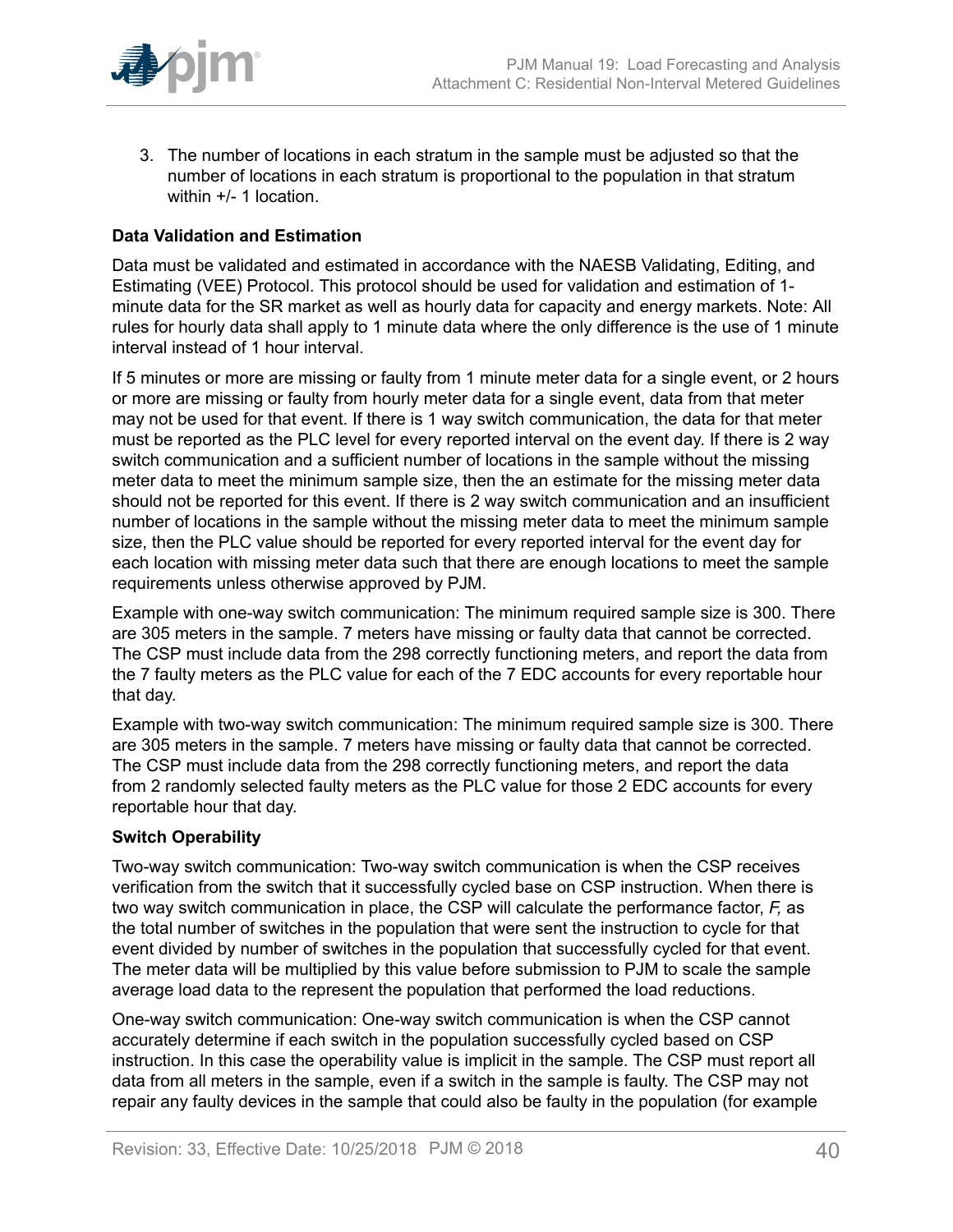3. The number of locations in each stratum in the sample must be adjusted so that the number of locations in each stratum is proportional to the population in that stratum within +/- 1 location.

**Data Validation and Estimation**

Data must be validated and estimated in accordance with the NAESB Validating, Editing, and Estimating (VEE) Protocol. This protocol should be used for validation and estimation of 1-minute data for the SR market as well as hourly data for capacity and energy markets. Note: All rules for hourly data shall apply to 1 minute data where the only difference is the use of 1 minute interval instead of 1 hour interval.

If 5 minutes or more are missing or faulty from 1 minute meter data for a single event, or 2 hours or more are missing or faulty from hourly meter data for a single event, data from that meter may not be used for that event. If there is 1 way switch communication, the data for that meter must be reported as the PLC level for every reported interval on the event day. If there is 2 way switch communication and a sufficient number of locations in the sample without the missing meter data to meet the minimum sample size, then the an estimate for the missing meter data should not be reported for this event. If there is 2 way switch communication and an insufficient number of locations in the sample without the missing meter data to meet the minimum sample size, then the PLC value should be reported for every reported interval for the event day for each location with missing meter data such that there are enough locations to meet the sample requirements unless otherwise approved by PJM.

Example with one-way switch communication: The minimum required sample size is 300. There are 305 meters in the sample. 7 meters have missing or faulty data that cannot be corrected. The CSP must include data from the 298 correctly functioning meters, and report the data from the 7 faulty meters as the PLC value for each of the 7 EDC accounts for every reportable hour that day.

Example with two-way switch communication: The minimum required sample size is 300. There are 305 meters in the sample. 7 meters have missing or faulty data that cannot be corrected. The CSP must include data from the 298 correctly functioning meters, and report the data from 2 randomly selected faulty meters as the PLC value for those 2 EDC accounts for every reportable hour that day.

**Switch Operability**

Two-way switch communication: Two-way switch communication is when the CSP receives verification from the switch that it successfully cycled base on CSP instruction. When there is two way switch communication in place, the CSP will calculate the performance factor, *F,* as the total number of switches in the population that were sent the instruction to cycle for that event divided by number of switches in the population that successfully cycled for that event. The meter data will be multiplied by this value before submission to PJM to scale the sample average load data to the represent the population that performed the load reductions.

One-way switch communication: One-way switch communication is when the CSP cannot accurately determine if each switch in the population successfully cycled based on CSP instruction. In this case the operability value is implicit in the sample. The CSP must report all data from all meters in the sample, even if a switch in the sample is faulty. The CSP may not repair any faulty devices in the sample that could also be faulty in the population (for example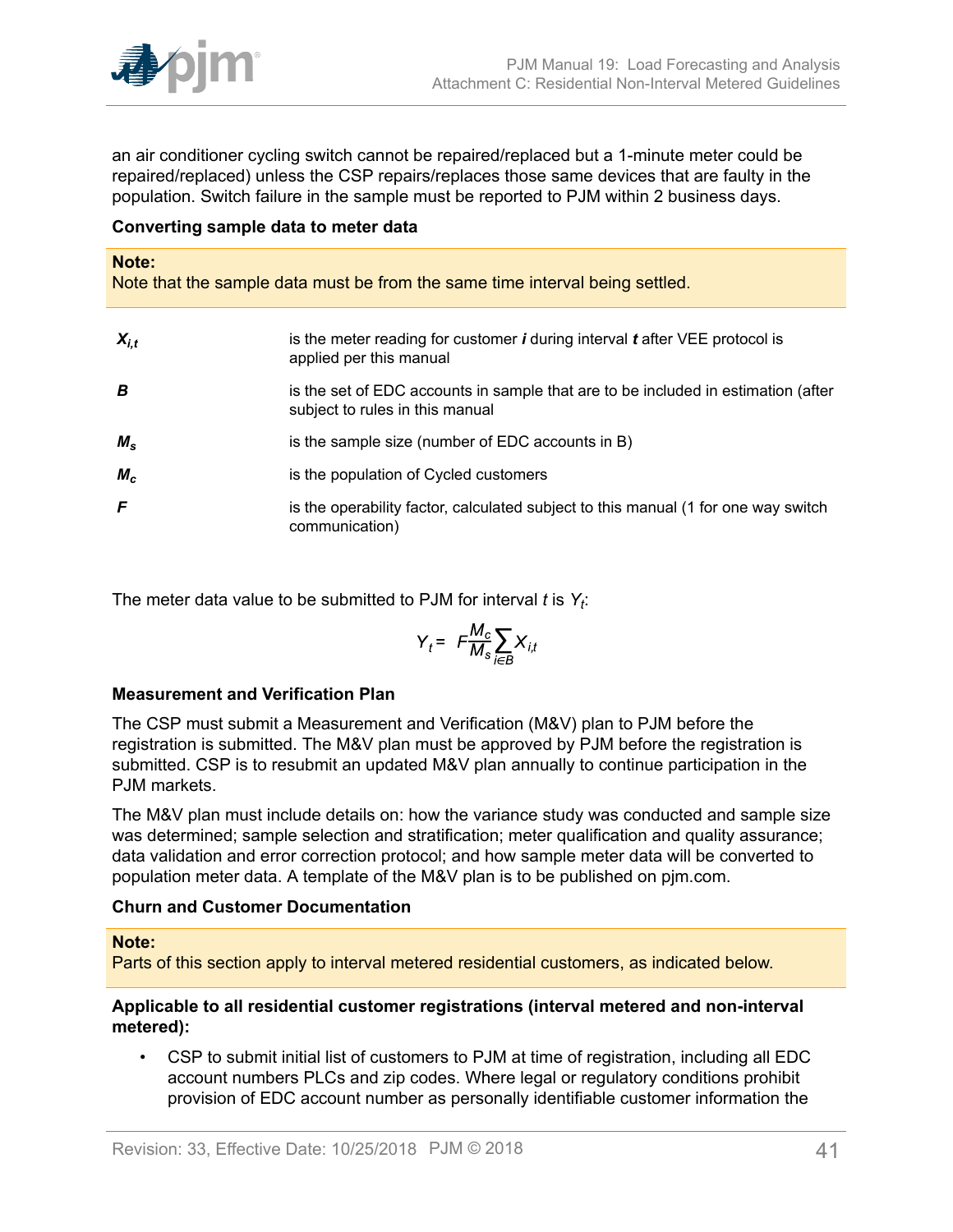an air conditioner cycling switch cannot be repaired/replaced but a 1-minute meter could be repaired/replaced) unless the CSP repairs/replaces those same devices that are faulty in the population. Switch failure in the sample must be reported to PJM within 2 business days.

**Converting sample data to meter data**

> **Note:**
> Note that the sample data must be from the same time interval being settled.

| | |
|---|---|
| $X_{i,t}$ | is the meter reading for customer ***i*** during interval ***t*** after VEE protocol is applied per this manual |
| $B$ | is the set of EDC accounts in sample that are to be included in estimation (after subject to rules in this manual |
| $M_s$ | is the sample size (number of EDC accounts in B) |
| $M_c$ | is the population of Cycled customers |
| $F$ | is the operability factor, calculated subject to this manual (1 for one way switch communication) |

The meter data value to be submitted to PJM for interval $t$ is $Y_t$:

$$Y_t = F\frac{M_c}{M_s}\sum_{i \in B} X_{i,t}$$

**Measurement and Verification Plan**

The CSP must submit a Measurement and Verification (M&V) plan to PJM before the registration is submitted. The M&V plan must be approved by PJM before the registration is submitted. CSP is to resubmit an updated M&V plan annually to continue participation in the PJM markets.

The M&V plan must include details on: how the variance study was conducted and sample size was determined; sample selection and stratification; meter qualification and quality assurance; data validation and error correction protocol; and how sample meter data will be converted to population meter data. A template of the M&V plan is to be published on pjm.com.

**Churn and Customer Documentation**

> **Note:**
> Parts of this section apply to interval metered residential customers, as indicated below.

**Applicable to all residential customer registrations (interval metered and non-interval metered):**

- CSP to submit initial list of customers to PJM at time of registration, including all EDC account numbers PLCs and zip codes. Where legal or regulatory conditions prohibit provision of EDC account number as personally identifiable customer information the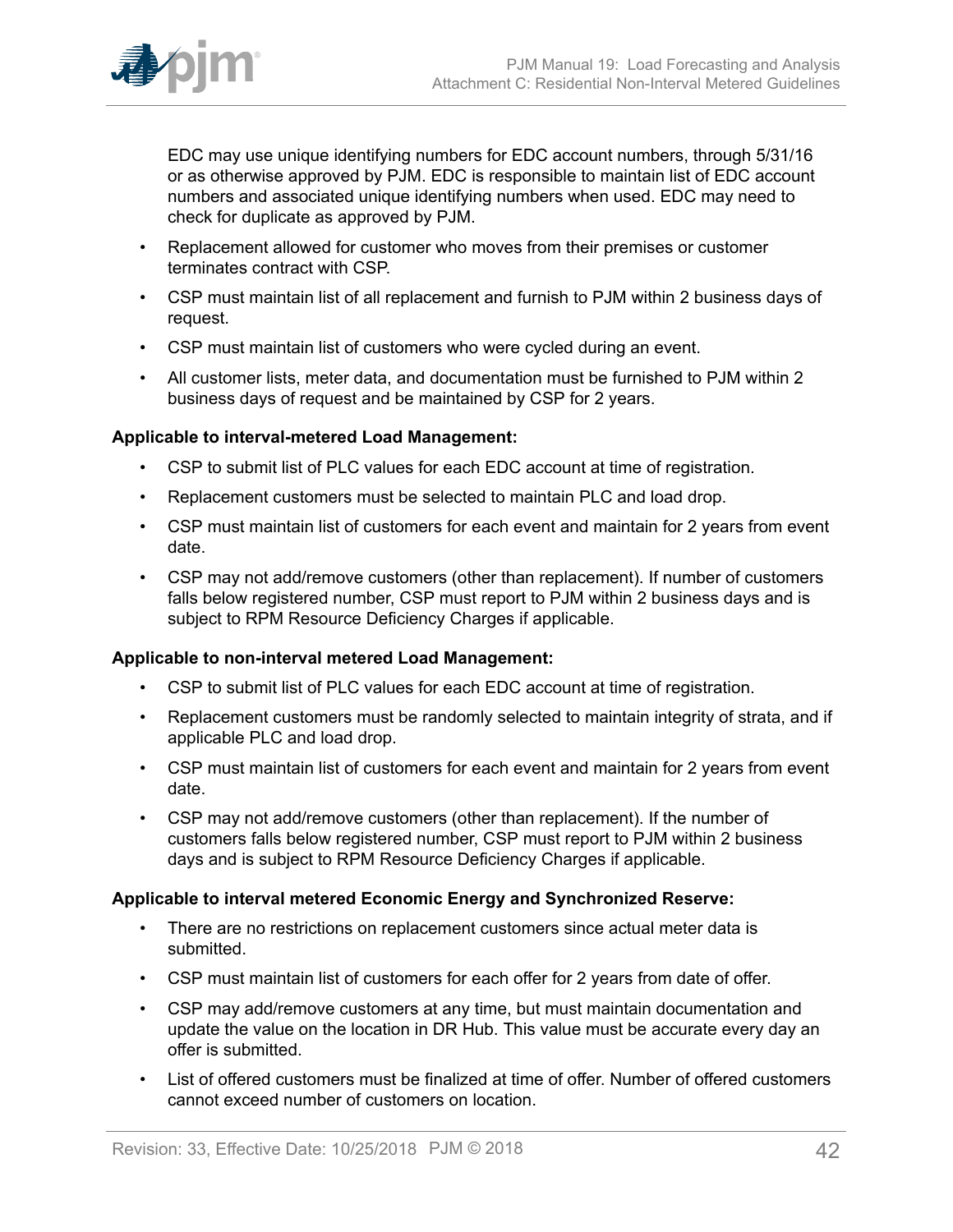EDC may use unique identifying numbers for EDC account numbers, through 5/31/16 or as otherwise approved by PJM. EDC is responsible to maintain list of EDC account numbers and associated unique identifying numbers when used. EDC may need to check for duplicate as approved by PJM.

- Replacement allowed for customer who moves from their premises or customer terminates contract with CSP.
- CSP must maintain list of all replacement and furnish to PJM within 2 business days of request.
- CSP must maintain list of customers who were cycled during an event.
- All customer lists, meter data, and documentation must be furnished to PJM within 2 business days of request and be maintained by CSP for 2 years.

**Applicable to interval-metered Load Management:**

- CSP to submit list of PLC values for each EDC account at time of registration.
- Replacement customers must be selected to maintain PLC and load drop.
- CSP must maintain list of customers for each event and maintain for 2 years from event date.
- CSP may not add/remove customers (other than replacement). If number of customers falls below registered number, CSP must report to PJM within 2 business days and is subject to RPM Resource Deficiency Charges if applicable.

**Applicable to non-interval metered Load Management:**

- CSP to submit list of PLC values for each EDC account at time of registration.
- Replacement customers must be randomly selected to maintain integrity of strata, and if applicable PLC and load drop.
- CSP must maintain list of customers for each event and maintain for 2 years from event date.
- CSP may not add/remove customers (other than replacement). If the number of customers falls below registered number, CSP must report to PJM within 2 business days and is subject to RPM Resource Deficiency Charges if applicable.

**Applicable to interval metered Economic Energy and Synchronized Reserve:**

- There are no restrictions on replacement customers since actual meter data is submitted.
- CSP must maintain list of customers for each offer for 2 years from date of offer.
- CSP may add/remove customers at any time, but must maintain documentation and update the value on the location in DR Hub. This value must be accurate every day an offer is submitted.
- List of offered customers must be finalized at time of offer. Number of offered customers cannot exceed number of customers on location.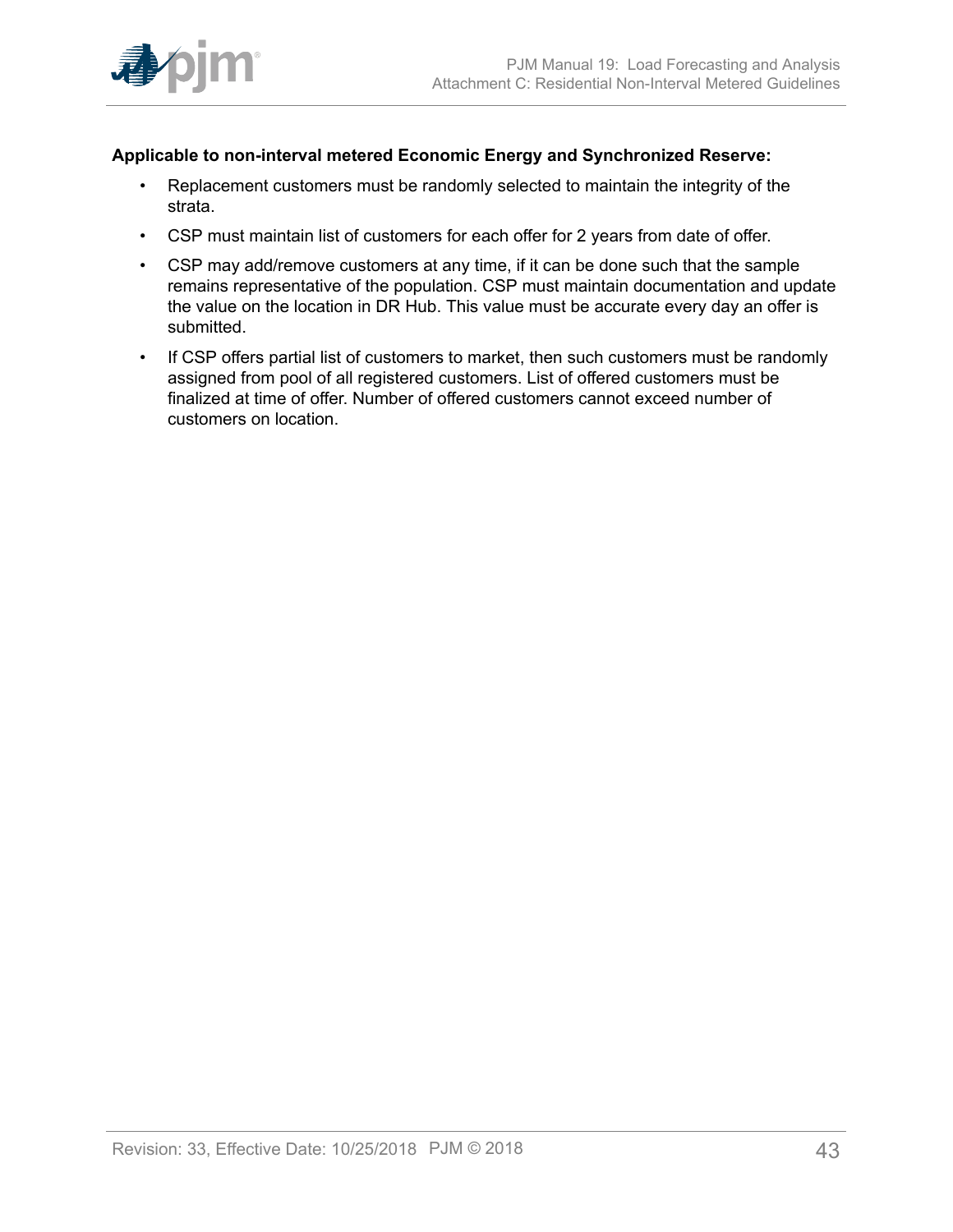**Applicable to non-interval metered Economic Energy and Synchronized Reserve:**

- Replacement customers must be randomly selected to maintain the integrity of the strata.
- CSP must maintain list of customers for each offer for 2 years from date of offer.
- CSP may add/remove customers at any time, if it can be done such that the sample remains representative of the population. CSP must maintain documentation and update the value on the location in DR Hub. This value must be accurate every day an offer is submitted.
- If CSP offers partial list of customers to market, then such customers must be randomly assigned from pool of all registered customers. List of offered customers must be finalized at time of offer. Number of offered customers cannot exceed number of customers on location.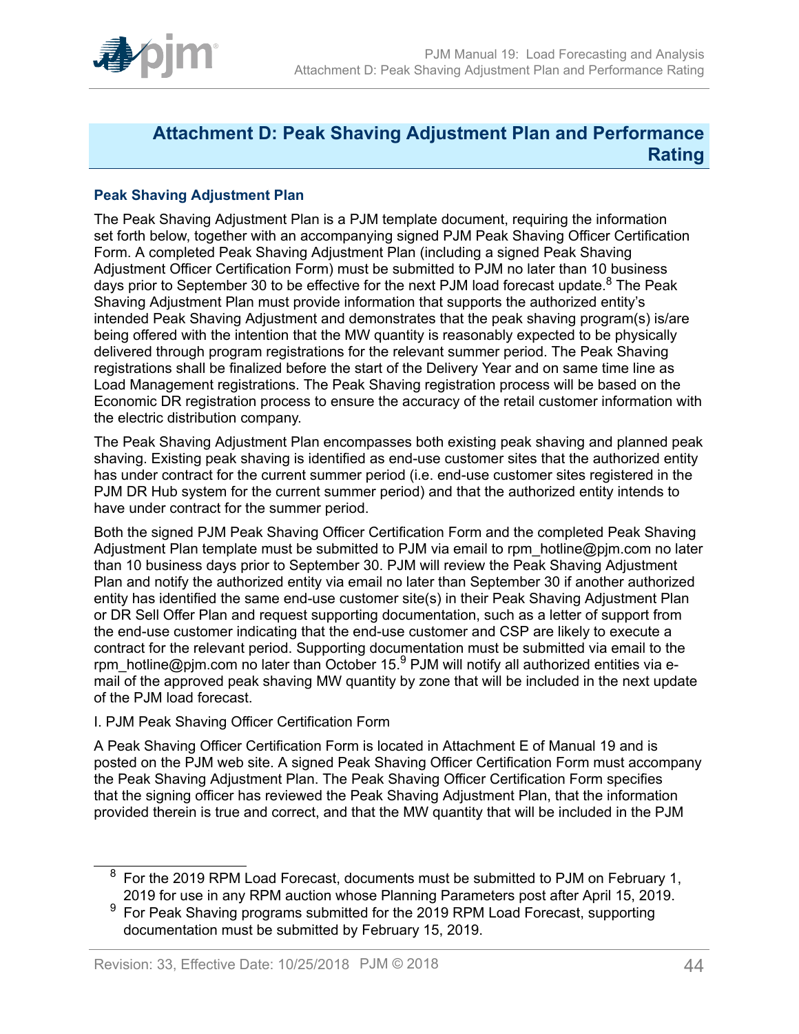# Attachment D: Peak Shaving Adjustment Plan and Performance Rating

### Peak Shaving Adjustment Plan

The Peak Shaving Adjustment Plan is a PJM template document, requiring the information set forth below, together with an accompanying signed PJM Peak Shaving Officer Certification Form. A completed Peak Shaving Adjustment Plan (including a signed Peak Shaving Adjustment Officer Certification Form) must be submitted to PJM no later than 10 business days prior to September 30 to be effective for the next PJM load forecast update.[8] The Peak Shaving Adjustment Plan must provide information that supports the authorized entity's intended Peak Shaving Adjustment and demonstrates that the peak shaving program(s) is/are being offered with the intention that the MW quantity is reasonably expected to be physically delivered through program registrations for the relevant summer period. The Peak Shaving registrations shall be finalized before the start of the Delivery Year and on same time line as Load Management registrations. The Peak Shaving registration process will be based on the Economic DR registration process to ensure the accuracy of the retail customer information with the electric distribution company.

The Peak Shaving Adjustment Plan encompasses both existing peak shaving and planned peak shaving. Existing peak shaving is identified as end-use customer sites that the authorized entity has under contract for the current summer period (i.e. end-use customer sites registered in the PJM DR Hub system for the current summer period) and that the authorized entity intends to have under contract for the summer period.

Both the signed PJM Peak Shaving Officer Certification Form and the completed Peak Shaving Adjustment Plan template must be submitted to PJM via email to rpm_hotline@pjm.com no later than 10 business days prior to September 30. PJM will review the Peak Shaving Adjustment Plan and notify the authorized entity via email no later than September 30 if another authorized entity has identified the same end-use customer site(s) in their Peak Shaving Adjustment Plan or DR Sell Offer Plan and request supporting documentation, such as a letter of support from the end-use customer indicating that the end-use customer and CSP are likely to execute a contract for the relevant period. Supporting documentation must be submitted via email to the rpm_hotline@pjm.com no later than October 15.[9] PJM will notify all authorized entities via e-mail of the approved peak shaving MW quantity by zone that will be included in the next update of the PJM load forecast.

I. PJM Peak Shaving Officer Certification Form

A Peak Shaving Officer Certification Form is located in Attachment E of Manual 19 and is posted on the PJM web site. A signed Peak Shaving Officer Certification Form must accompany the Peak Shaving Adjustment Plan. The Peak Shaving Officer Certification Form specifies that the signing officer has reviewed the Peak Shaving Adjustment Plan, that the information provided therein is true and correct, and that the MW quantity that will be included in the PJM

---

[8] For the 2019 RPM Load Forecast, documents must be submitted to PJM on February 1, 2019 for use in any RPM auction whose Planning Parameters post after April 15, 2019.

[9] For Peak Shaving programs submitted for the 2019 RPM Load Forecast, supporting documentation must be submitted by February 15, 2019.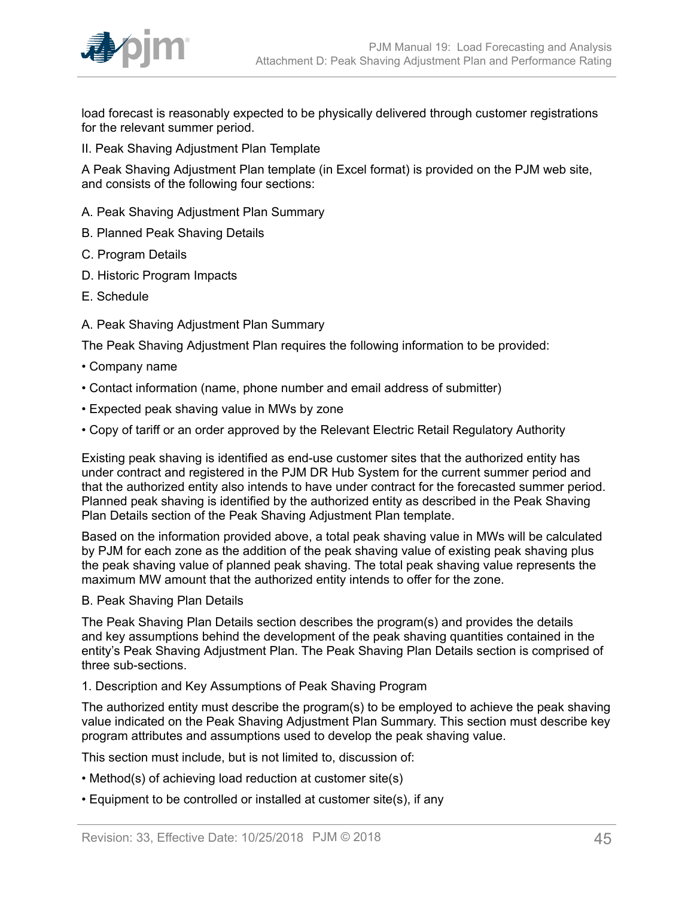load forecast is reasonably expected to be physically delivered through customer registrations for the relevant summer period.

II. Peak Shaving Adjustment Plan Template

A Peak Shaving Adjustment Plan template (in Excel format) is provided on the PJM web site, and consists of the following four sections:

A. Peak Shaving Adjustment Plan Summary

B. Planned Peak Shaving Details

C. Program Details

D. Historic Program Impacts

E. Schedule

A. Peak Shaving Adjustment Plan Summary

The Peak Shaving Adjustment Plan requires the following information to be provided:

- Company name
- Contact information (name, phone number and email address of submitter)
- Expected peak shaving value in MWs by zone
- Copy of tariff or an order approved by the Relevant Electric Retail Regulatory Authority

Existing peak shaving is identified as end-use customer sites that the authorized entity has under contract and registered in the PJM DR Hub System for the current summer period and that the authorized entity also intends to have under contract for the forecasted summer period. Planned peak shaving is identified by the authorized entity as described in the Peak Shaving Plan Details section of the Peak Shaving Adjustment Plan template.

Based on the information provided above, a total peak shaving value in MWs will be calculated by PJM for each zone as the addition of the peak shaving value of existing peak shaving plus the peak shaving value of planned peak shaving. The total peak shaving value represents the maximum MW amount that the authorized entity intends to offer for the zone.

B. Peak Shaving Plan Details

The Peak Shaving Plan Details section describes the program(s) and provides the details and key assumptions behind the development of the peak shaving quantities contained in the entity's Peak Shaving Adjustment Plan. The Peak Shaving Plan Details section is comprised of three sub-sections.

1. Description and Key Assumptions of Peak Shaving Program

The authorized entity must describe the program(s) to be employed to achieve the peak shaving value indicated on the Peak Shaving Adjustment Plan Summary. This section must describe key program attributes and assumptions used to develop the peak shaving value.

This section must include, but is not limited to, discussion of:

- Method(s) of achieving load reduction at customer site(s)
- Equipment to be controlled or installed at customer site(s), if any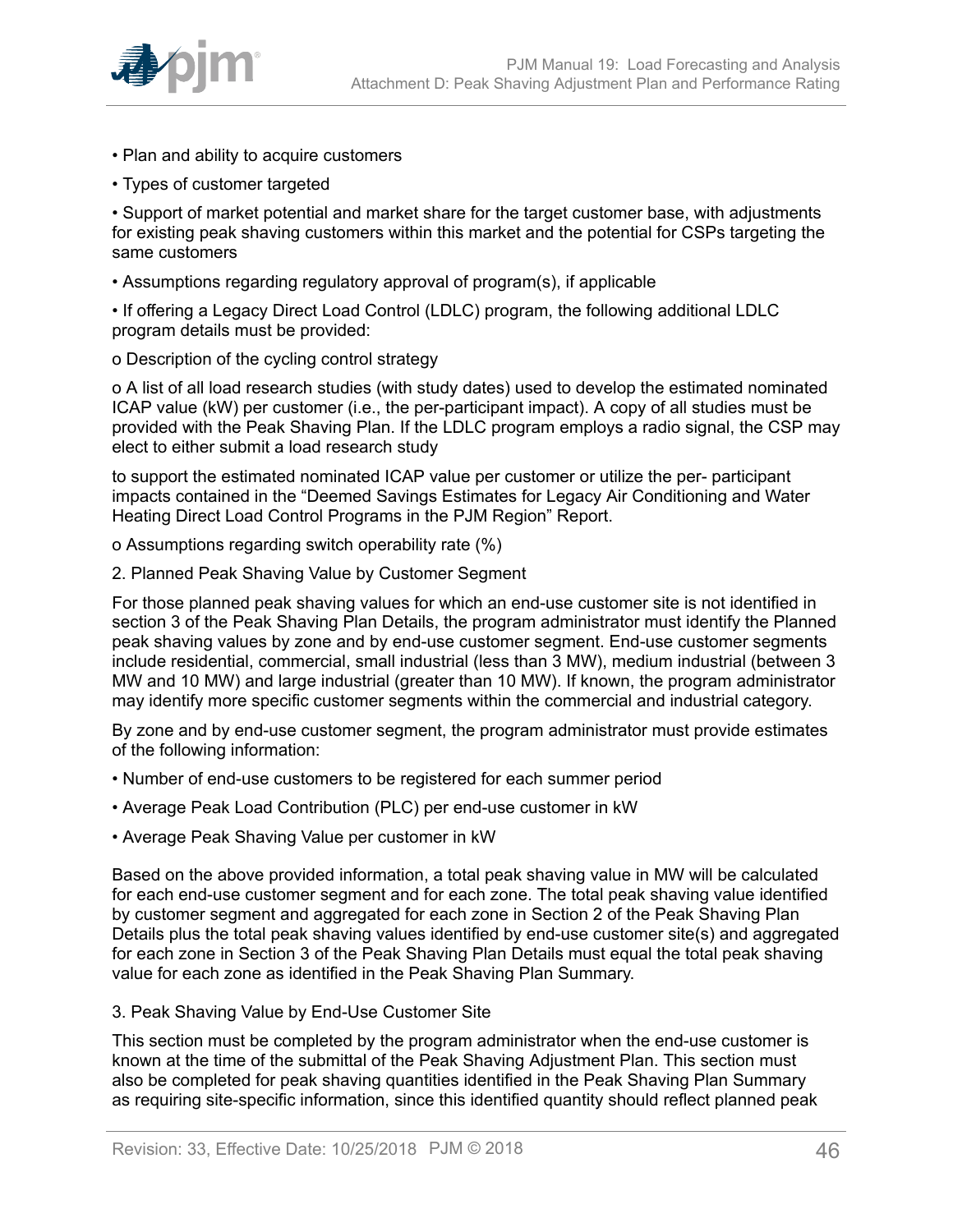- Plan and ability to acquire customers
- Types of customer targeted
- Support of market potential and market share for the target customer base, with adjustments for existing peak shaving customers within this market and the potential for CSPs targeting the same customers
- Assumptions regarding regulatory approval of program(s), if applicable
- If offering a Legacy Direct Load Control (LDLC) program, the following additional LDLC program details must be provided:
  - Description of the cycling control strategy
  - A list of all load research studies (with study dates) used to develop the estimated nominated ICAP value (kW) per customer (i.e., the per-participant impact). A copy of all studies must be provided with the Peak Shaving Plan. If the LDLC program employs a radio signal, the CSP may elect to either submit a load research study

    to support the estimated nominated ICAP value per customer or utilize the per- participant impacts contained in the "Deemed Savings Estimates for Legacy Air Conditioning and Water Heating Direct Load Control Programs in the PJM Region" Report.
  - Assumptions regarding switch operability rate (%)

2. Planned Peak Shaving Value by Customer Segment

For those planned peak shaving values for which an end-use customer site is not identified in section 3 of the Peak Shaving Plan Details, the program administrator must identify the Planned peak shaving values by zone and by end-use customer segment. End-use customer segments include residential, commercial, small industrial (less than 3 MW), medium industrial (between 3 MW and 10 MW) and large industrial (greater than 10 MW). If known, the program administrator may identify more specific customer segments within the commercial and industrial category.

By zone and by end-use customer segment, the program administrator must provide estimates of the following information:

- Number of end-use customers to be registered for each summer period
- Average Peak Load Contribution (PLC) per end-use customer in kW
- Average Peak Shaving Value per customer in kW

Based on the above provided information, a total peak shaving value in MW will be calculated for each end-use customer segment and for each zone. The total peak shaving value identified by customer segment and aggregated for each zone in Section 2 of the Peak Shaving Plan Details plus the total peak shaving values identified by end-use customer site(s) and aggregated for each zone in Section 3 of the Peak Shaving Plan Details must equal the total peak shaving value for each zone as identified in the Peak Shaving Plan Summary.

3. Peak Shaving Value by End-Use Customer Site

This section must be completed by the program administrator when the end-use customer is known at the time of the submittal of the Peak Shaving Adjustment Plan. This section must also be completed for peak shaving quantities identified in the Peak Shaving Plan Summary as requiring site-specific information, since this identified quantity should reflect planned peak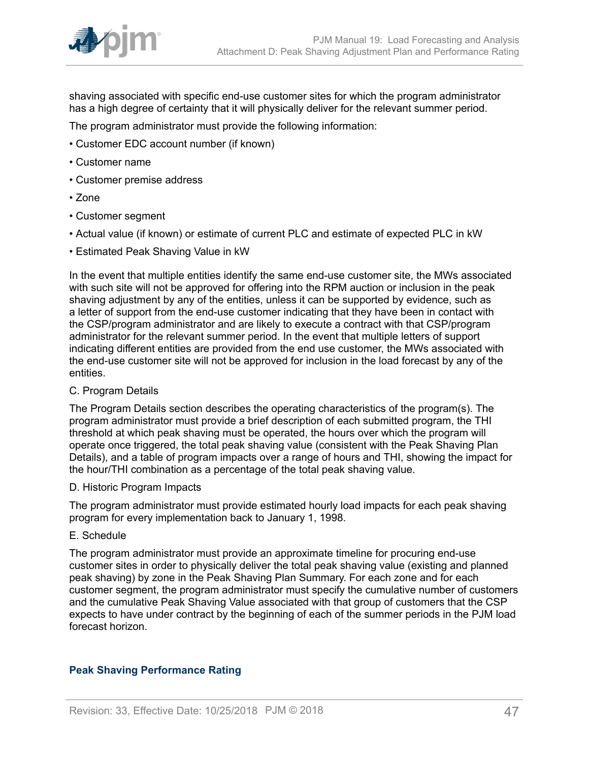shaving associated with specific end-use customer sites for which the program administrator has a high degree of certainty that it will physically deliver for the relevant summer period.

The program administrator must provide the following information:

- Customer EDC account number (if known)
- Customer name
- Customer premise address
- Zone
- Customer segment
- Actual value (if known) or estimate of current PLC and estimate of expected PLC in kW
- Estimated Peak Shaving Value in kW

In the event that multiple entities identify the same end-use customer site, the MWs associated with such site will not be approved for offering into the RPM auction or inclusion in the peak shaving adjustment by any of the entities, unless it can be supported by evidence, such as a letter of support from the end-use customer indicating that they have been in contact with the CSP/program administrator and are likely to execute a contract with that CSP/program administrator for the relevant summer period. In the event that multiple letters of support indicating different entities are provided from the end use customer, the MWs associated with the end-use customer site will not be approved for inclusion in the load forecast by any of the entities.

C. Program Details

The Program Details section describes the operating characteristics of the program(s). The program administrator must provide a brief description of each submitted program, the THI threshold at which peak shaving must be operated, the hours over which the program will operate once triggered, the total peak shaving value (consistent with the Peak Shaving Plan Details), and a table of program impacts over a range of hours and THI, showing the impact for the hour/THI combination as a percentage of the total peak shaving value.

D. Historic Program Impacts

The program administrator must provide estimated hourly load impacts for each peak shaving program for every implementation back to January 1, 1998.

E. Schedule

The program administrator must provide an approximate timeline for procuring end-use customer sites in order to physically deliver the total peak shaving value (existing and planned peak shaving) by zone in the Peak Shaving Plan Summary. For each zone and for each customer segment, the program administrator must specify the cumulative number of customers and the cumulative Peak Shaving Value associated with that group of customers that the CSP expects to have under contract by the beginning of each of the summer periods in the PJM load forecast horizon.

## Peak Shaving Performance Rating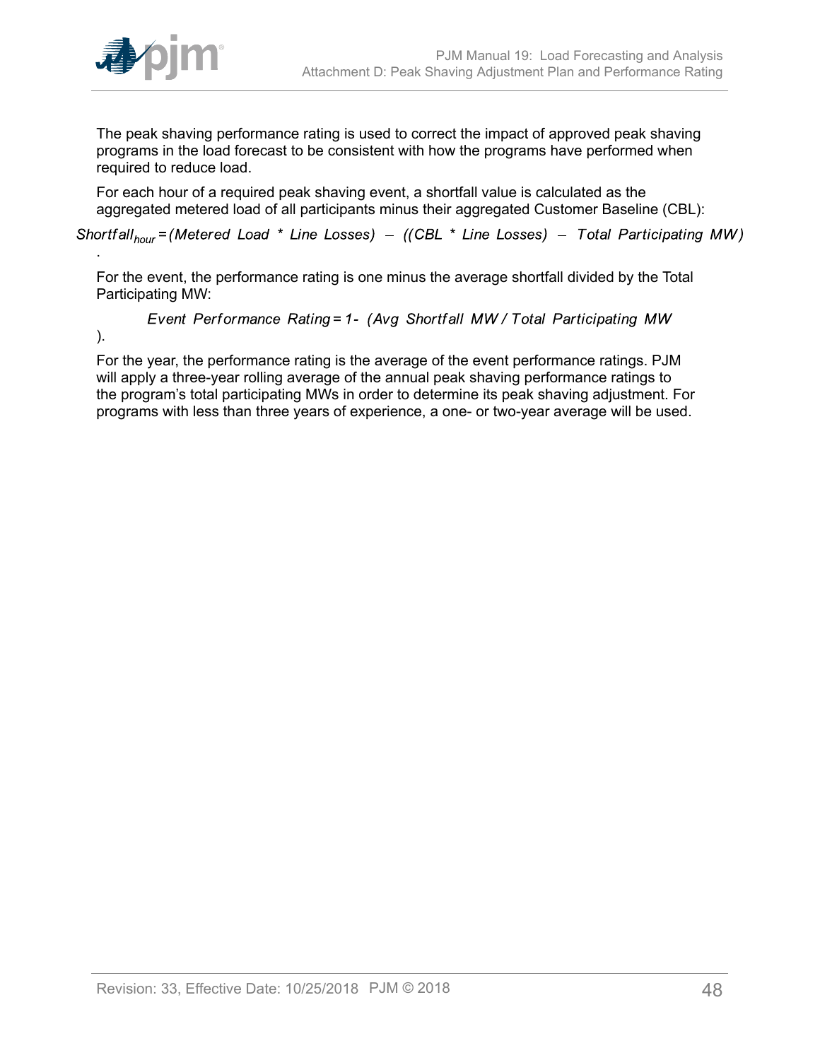The peak shaving performance rating is used to correct the impact of approved peak shaving programs in the load forecast to be consistent with how the programs have performed when required to reduce load.

For each hour of a required peak shaving event, a shortfall value is calculated as the aggregated metered load of all participants minus their aggregated Customer Baseline (CBL):

$$Shortfall_{hour} = (Metered\ Load\ *\ Line\ Losses) - ((CBL\ *\ Line\ Losses) - Total\ Participating\ MW)$$

.

For the event, the performance rating is one minus the average shortfall divided by the Total Participating MW:

$$Event\ Performance\ Rating = 1 - (Avg\ Shortfall\ MW\ /\ Total\ Participating\ MW)$$

.

For the year, the performance rating is the average of the event performance ratings. PJM will apply a three-year rolling average of the annual peak shaving performance ratings to the program's total participating MWs in order to determine its peak shaving adjustment. For programs with less than three years of experience, a one- or two-year average will be used.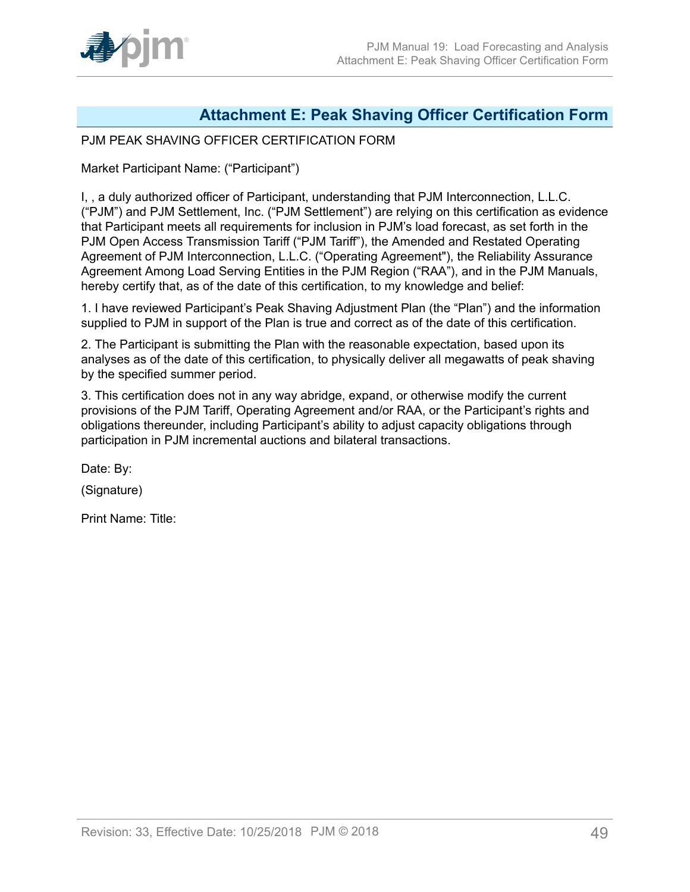# Attachment E: Peak Shaving Officer Certification Form

PJM PEAK SHAVING OFFICER CERTIFICATION FORM

Market Participant Name: ("Participant")

I, , a duly authorized officer of Participant, understanding that PJM Interconnection, L.L.C. ("PJM") and PJM Settlement, Inc. ("PJM Settlement") are relying on this certification as evidence that Participant meets all requirements for inclusion in PJM's load forecast, as set forth in the PJM Open Access Transmission Tariff ("PJM Tariff"), the Amended and Restated Operating Agreement of PJM Interconnection, L.L.C. ("Operating Agreement"), the Reliability Assurance Agreement Among Load Serving Entities in the PJM Region ("RAA"), and in the PJM Manuals, hereby certify that, as of the date of this certification, to my knowledge and belief:

1. I have reviewed Participant's Peak Shaving Adjustment Plan (the "Plan") and the information supplied to PJM in support of the Plan is true and correct as of the date of this certification.

2. The Participant is submitting the Plan with the reasonable expectation, based upon its analyses as of the date of this certification, to physically deliver all megawatts of peak shaving by the specified summer period.

3. This certification does not in any way abridge, expand, or otherwise modify the current provisions of the PJM Tariff, Operating Agreement and/or RAA, or the Participant's rights and obligations thereunder, including Participant's ability to adjust capacity obligations through participation in PJM incremental auctions and bilateral transactions.

Date: By:

(Signature)

Print Name: Title: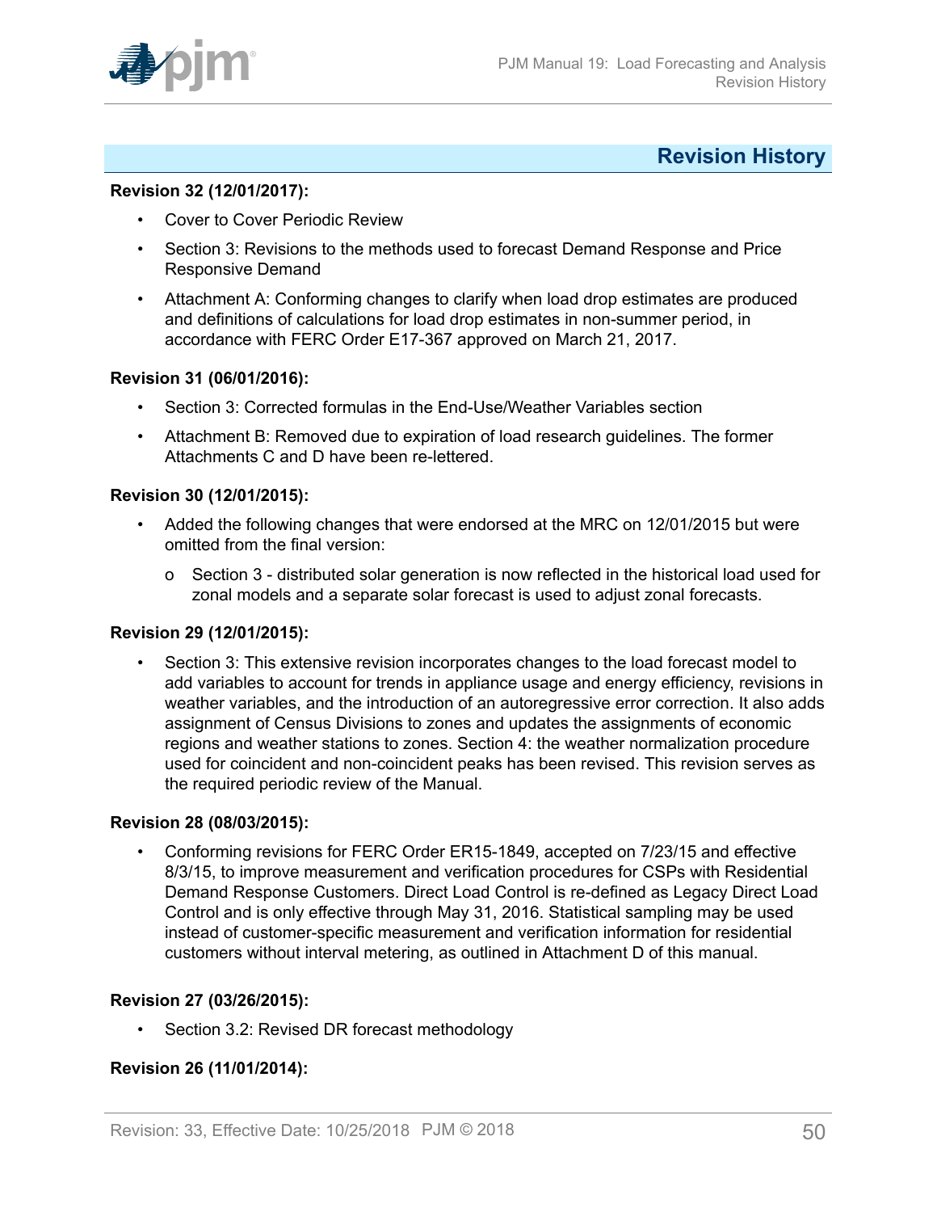## Revision History

**Revision 32 (12/01/2017):**

- Cover to Cover Periodic Review
- Section 3: Revisions to the methods used to forecast Demand Response and Price Responsive Demand
- Attachment A: Conforming changes to clarify when load drop estimates are produced and definitions of calculations for load drop estimates in non-summer period, in accordance with FERC Order E17-367 approved on March 21, 2017.

**Revision 31 (06/01/2016):**

- Section 3: Corrected formulas in the End-Use/Weather Variables section
- Attachment B: Removed due to expiration of load research guidelines. The former Attachments C and D have been re-lettered.

**Revision 30 (12/01/2015):**

- Added the following changes that were endorsed at the MRC on 12/01/2015 but were omitted from the final version:
    - Section 3 - distributed solar generation is now reflected in the historical load used for zonal models and a separate solar forecast is used to adjust zonal forecasts.

**Revision 29 (12/01/2015):**

- Section 3: This extensive revision incorporates changes to the load forecast model to add variables to account for trends in appliance usage and energy efficiency, revisions in weather variables, and the introduction of an autoregressive error correction. It also adds assignment of Census Divisions to zones and updates the assignments of economic regions and weather stations to zones. Section 4: the weather normalization procedure used for coincident and non-coincident peaks has been revised. This revision serves as the required periodic review of the Manual.

**Revision 28 (08/03/2015):**

- Conforming revisions for FERC Order ER15-1849, accepted on 7/23/15 and effective 8/3/15, to improve measurement and verification procedures for CSPs with Residential Demand Response Customers. Direct Load Control is re-defined as Legacy Direct Load Control and is only effective through May 31, 2016. Statistical sampling may be used instead of customer-specific measurement and verification information for residential customers without interval metering, as outlined in Attachment D of this manual.

**Revision 27 (03/26/2015):**

- Section 3.2: Revised DR forecast methodology

**Revision 26 (11/01/2014):**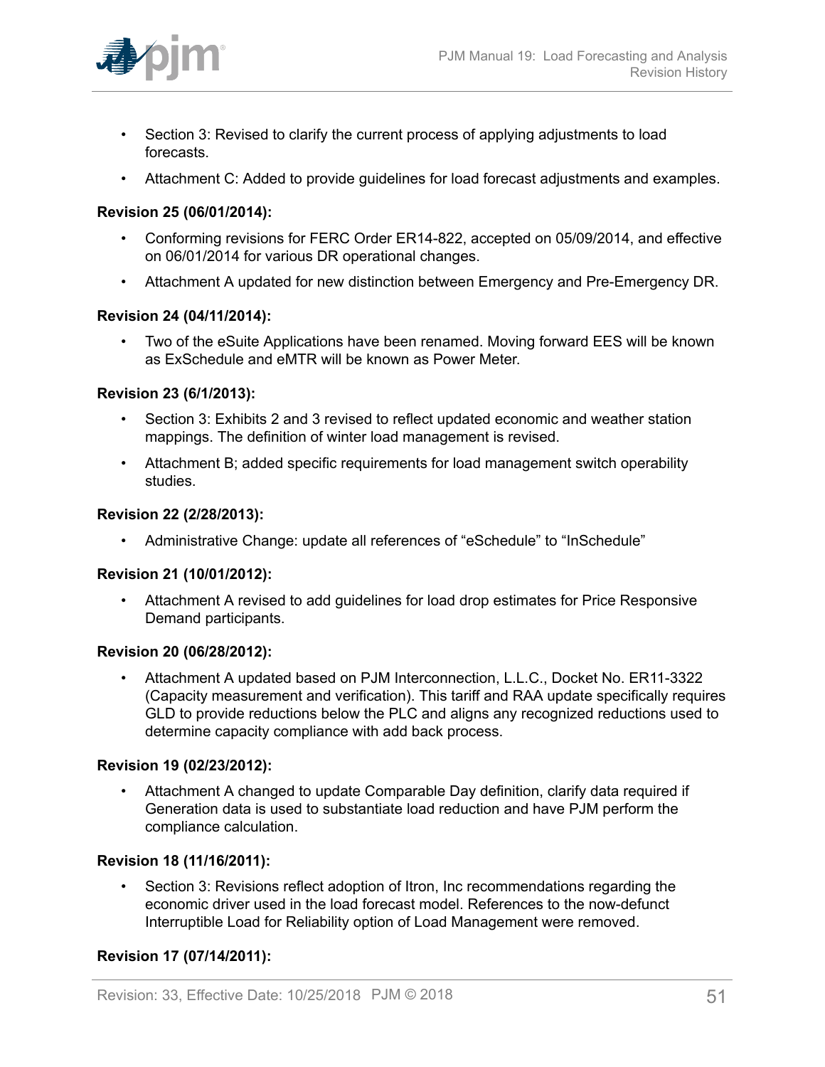- Section 3: Revised to clarify the current process of applying adjustments to load forecasts.
- Attachment C: Added to provide guidelines for load forecast adjustments and examples.

**Revision 25 (06/01/2014):**

- Conforming revisions for FERC Order ER14-822, accepted on 05/09/2014, and effective on 06/01/2014 for various DR operational changes.
- Attachment A updated for new distinction between Emergency and Pre-Emergency DR.

**Revision 24 (04/11/2014):**

- Two of the eSuite Applications have been renamed. Moving forward EES will be known as ExSchedule and eMTR will be known as Power Meter.

**Revision 23 (6/1/2013):**

- Section 3: Exhibits 2 and 3 revised to reflect updated economic and weather station mappings. The definition of winter load management is revised.
- Attachment B; added specific requirements for load management switch operability studies.

**Revision 22 (2/28/2013):**

- Administrative Change: update all references of “eSchedule” to “InSchedule”

**Revision 21 (10/01/2012):**

- Attachment A revised to add guidelines for load drop estimates for Price Responsive Demand participants.

**Revision 20 (06/28/2012):**

- Attachment A updated based on PJM Interconnection, L.L.C., Docket No. ER11-3322 (Capacity measurement and verification). This tariff and RAA update specifically requires GLD to provide reductions below the PLC and aligns any recognized reductions used to determine capacity compliance with add back process.

**Revision 19 (02/23/2012):**

- Attachment A changed to update Comparable Day definition, clarify data required if Generation data is used to substantiate load reduction and have PJM perform the compliance calculation.

**Revision 18 (11/16/2011):**

- Section 3: Revisions reflect adoption of Itron, Inc recommendations regarding the economic driver used in the load forecast model. References to the now-defunct Interruptible Load for Reliability option of Load Management were removed.

**Revision 17 (07/14/2011):**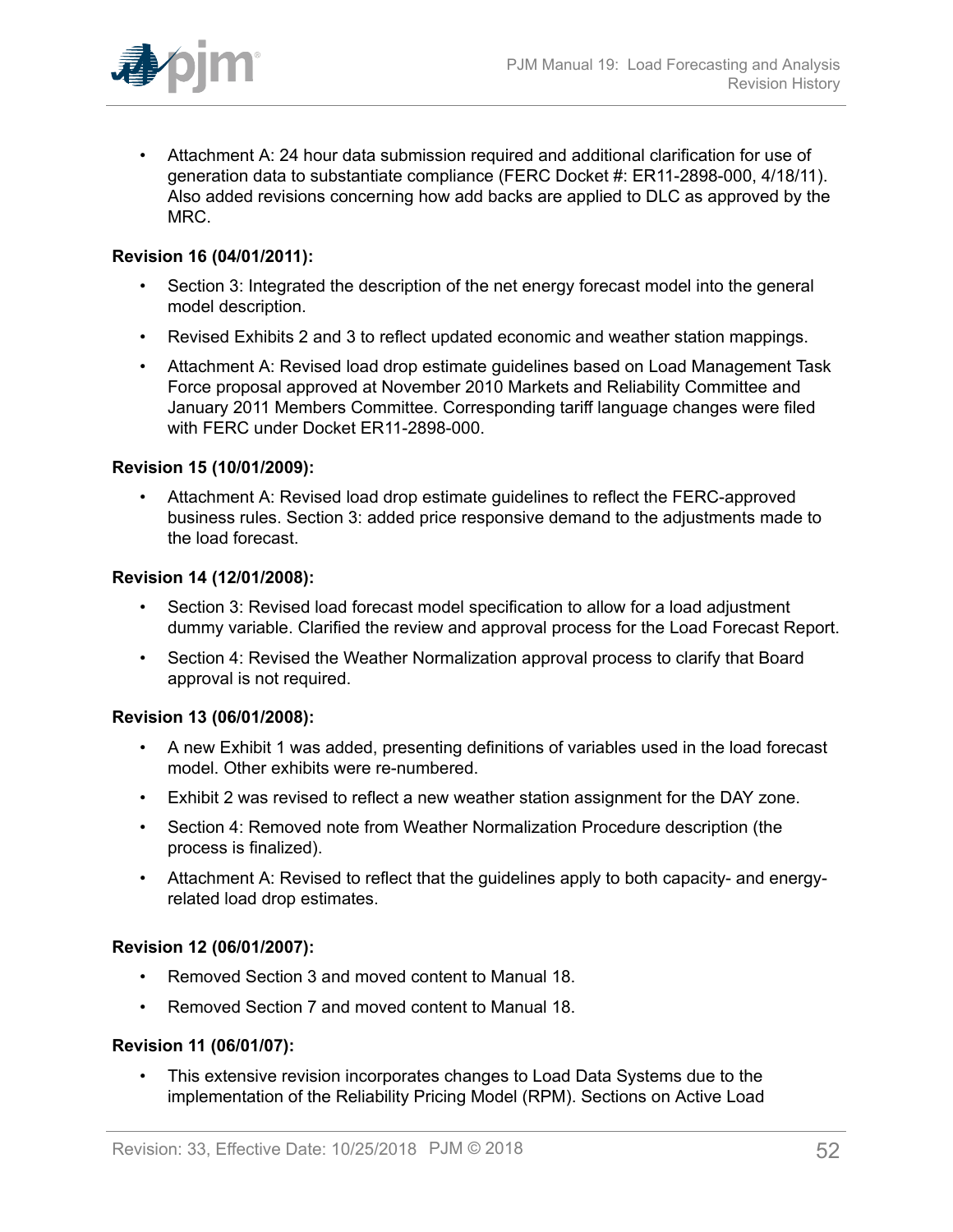- Attachment A: 24 hour data submission required and additional clarification for use of generation data to substantiate compliance (FERC Docket #: ER11-2898-000, 4/18/11). Also added revisions concerning how add backs are applied to DLC as approved by the MRC.

**Revision 16 (04/01/2011):**

- Section 3: Integrated the description of the net energy forecast model into the general model description.
- Revised Exhibits 2 and 3 to reflect updated economic and weather station mappings.
- Attachment A: Revised load drop estimate guidelines based on Load Management Task Force proposal approved at November 2010 Markets and Reliability Committee and January 2011 Members Committee. Corresponding tariff language changes were filed with FERC under Docket ER11-2898-000.

**Revision 15 (10/01/2009):**

- Attachment A: Revised load drop estimate guidelines to reflect the FERC-approved business rules. Section 3: added price responsive demand to the adjustments made to the load forecast.

**Revision 14 (12/01/2008):**

- Section 3: Revised load forecast model specification to allow for a load adjustment dummy variable. Clarified the review and approval process for the Load Forecast Report.
- Section 4: Revised the Weather Normalization approval process to clarify that Board approval is not required.

**Revision 13 (06/01/2008):**

- A new Exhibit 1 was added, presenting definitions of variables used in the load forecast model. Other exhibits were re-numbered.
- Exhibit 2 was revised to reflect a new weather station assignment for the DAY zone.
- Section 4: Removed note from Weather Normalization Procedure description (the process is finalized).
- Attachment A: Revised to reflect that the guidelines apply to both capacity- and energy-related load drop estimates.

**Revision 12 (06/01/2007):**

- Removed Section 3 and moved content to Manual 18.
- Removed Section 7 and moved content to Manual 18.

**Revision 11 (06/01/07):**

- This extensive revision incorporates changes to Load Data Systems due to the implementation of the Reliability Pricing Model (RPM). Sections on Active Load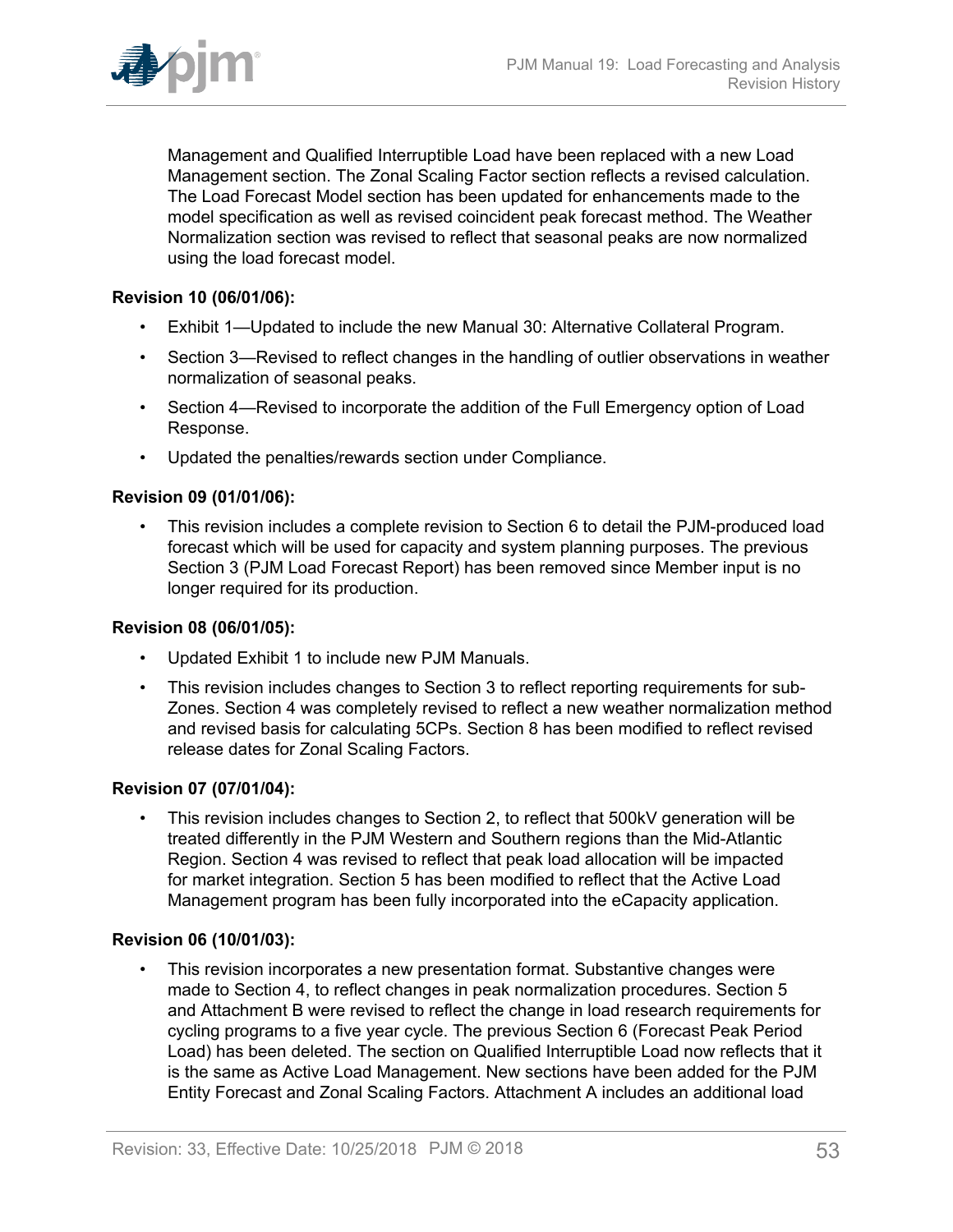Management and Qualified Interruptible Load have been replaced with a new Load Management section. The Zonal Scaling Factor section reflects a revised calculation. The Load Forecast Model section has been updated for enhancements made to the model specification as well as revised coincident peak forecast method. The Weather Normalization section was revised to reflect that seasonal peaks are now normalized using the load forecast model.

**Revision 10 (06/01/06):**

- Exhibit 1—Updated to include the new Manual 30: Alternative Collateral Program.
- Section 3—Revised to reflect changes in the handling of outlier observations in weather normalization of seasonal peaks.
- Section 4—Revised to incorporate the addition of the Full Emergency option of Load Response.
- Updated the penalties/rewards section under Compliance.

**Revision 09 (01/01/06):**

- This revision includes a complete revision to Section 6 to detail the PJM-produced load forecast which will be used for capacity and system planning purposes. The previous Section 3 (PJM Load Forecast Report) has been removed since Member input is no longer required for its production.

**Revision 08 (06/01/05):**

- Updated Exhibit 1 to include new PJM Manuals.
- This revision includes changes to Section 3 to reflect reporting requirements for sub-Zones. Section 4 was completely revised to reflect a new weather normalization method and revised basis for calculating 5CPs. Section 8 has been modified to reflect revised release dates for Zonal Scaling Factors.

**Revision 07 (07/01/04):**

- This revision includes changes to Section 2, to reflect that 500kV generation will be treated differently in the PJM Western and Southern regions than the Mid-Atlantic Region. Section 4 was revised to reflect that peak load allocation will be impacted for market integration. Section 5 has been modified to reflect that the Active Load Management program has been fully incorporated into the eCapacity application.

**Revision 06 (10/01/03):**

- This revision incorporates a new presentation format. Substantive changes were made to Section 4, to reflect changes in peak normalization procedures. Section 5 and Attachment B were revised to reflect the change in load research requirements for cycling programs to a five year cycle. The previous Section 6 (Forecast Peak Period Load) has been deleted. The section on Qualified Interruptible Load now reflects that it is the same as Active Load Management. New sections have been added for the PJM Entity Forecast and Zonal Scaling Factors. Attachment A includes an additional load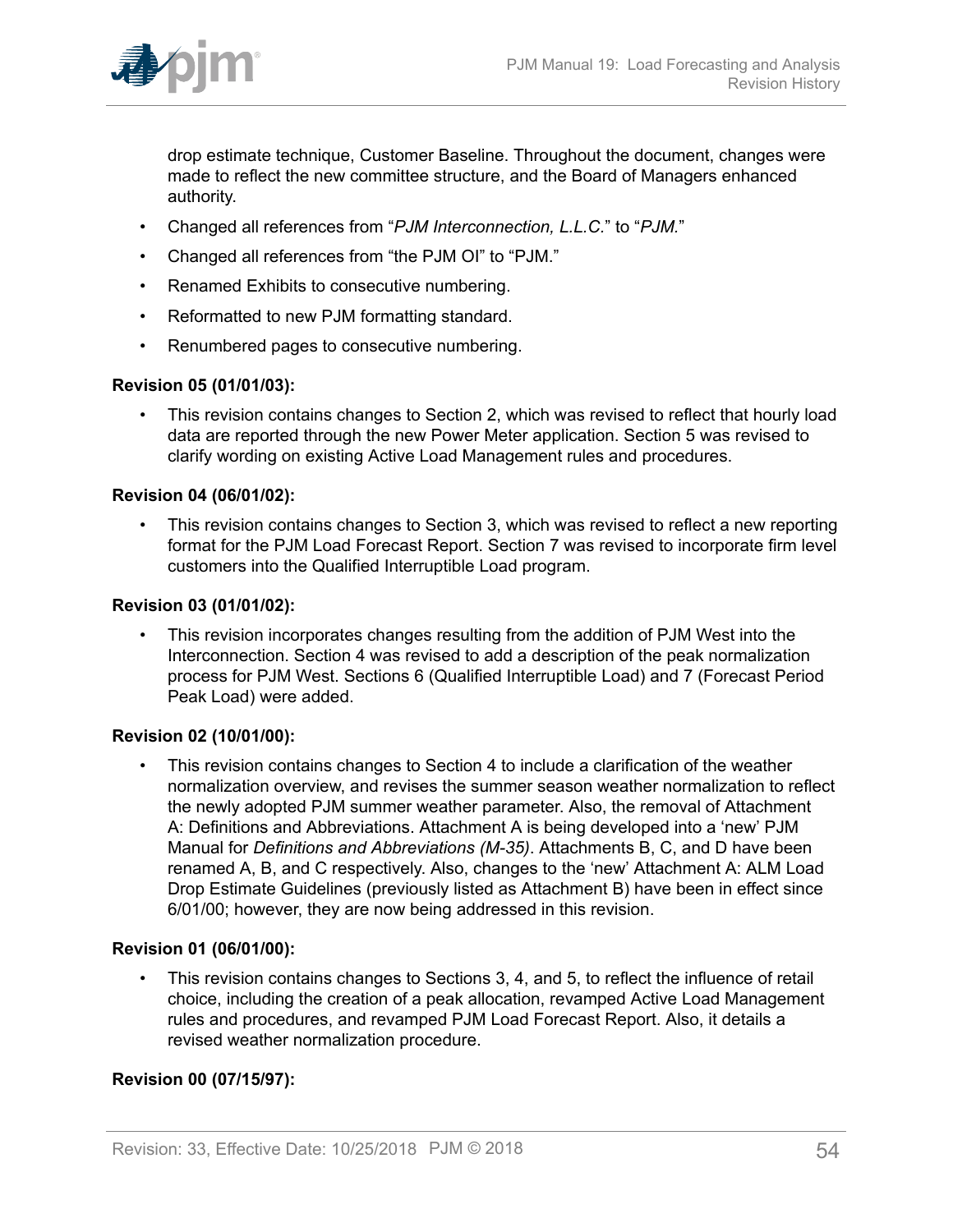drop estimate technique, Customer Baseline. Throughout the document, changes were made to reflect the new committee structure, and the Board of Managers enhanced authority.

- Changed all references from "*PJM Interconnection, L.L.C.*" to "*PJM.*"
- Changed all references from "the PJM OI" to "PJM."
- Renamed Exhibits to consecutive numbering.
- Reformatted to new PJM formatting standard.
- Renumbered pages to consecutive numbering.

**Revision 05 (01/01/03):**

- This revision contains changes to Section 2, which was revised to reflect that hourly load data are reported through the new Power Meter application. Section 5 was revised to clarify wording on existing Active Load Management rules and procedures.

**Revision 04 (06/01/02):**

- This revision contains changes to Section 3, which was revised to reflect a new reporting format for the PJM Load Forecast Report. Section 7 was revised to incorporate firm level customers into the Qualified Interruptible Load program.

**Revision 03 (01/01/02):**

- This revision incorporates changes resulting from the addition of PJM West into the Interconnection. Section 4 was revised to add a description of the peak normalization process for PJM West. Sections 6 (Qualified Interruptible Load) and 7 (Forecast Period Peak Load) were added.

**Revision 02 (10/01/00):**

- This revision contains changes to Section 4 to include a clarification of the weather normalization overview, and revises the summer season weather normalization to reflect the newly adopted PJM summer weather parameter. Also, the removal of Attachment A: Definitions and Abbreviations. Attachment A is being developed into a 'new' PJM Manual for *Definitions and Abbreviations (M-35)*. Attachments B, C, and D have been renamed A, B, and C respectively. Also, changes to the 'new' Attachment A: ALM Load Drop Estimate Guidelines (previously listed as Attachment B) have been in effect since 6/01/00; however, they are now being addressed in this revision.

**Revision 01 (06/01/00):**

- This revision contains changes to Sections 3, 4, and 5, to reflect the influence of retail choice, including the creation of a peak allocation, revamped Active Load Management rules and procedures, and revamped PJM Load Forecast Report. Also, it details a revised weather normalization procedure.

**Revision 00 (07/15/97):**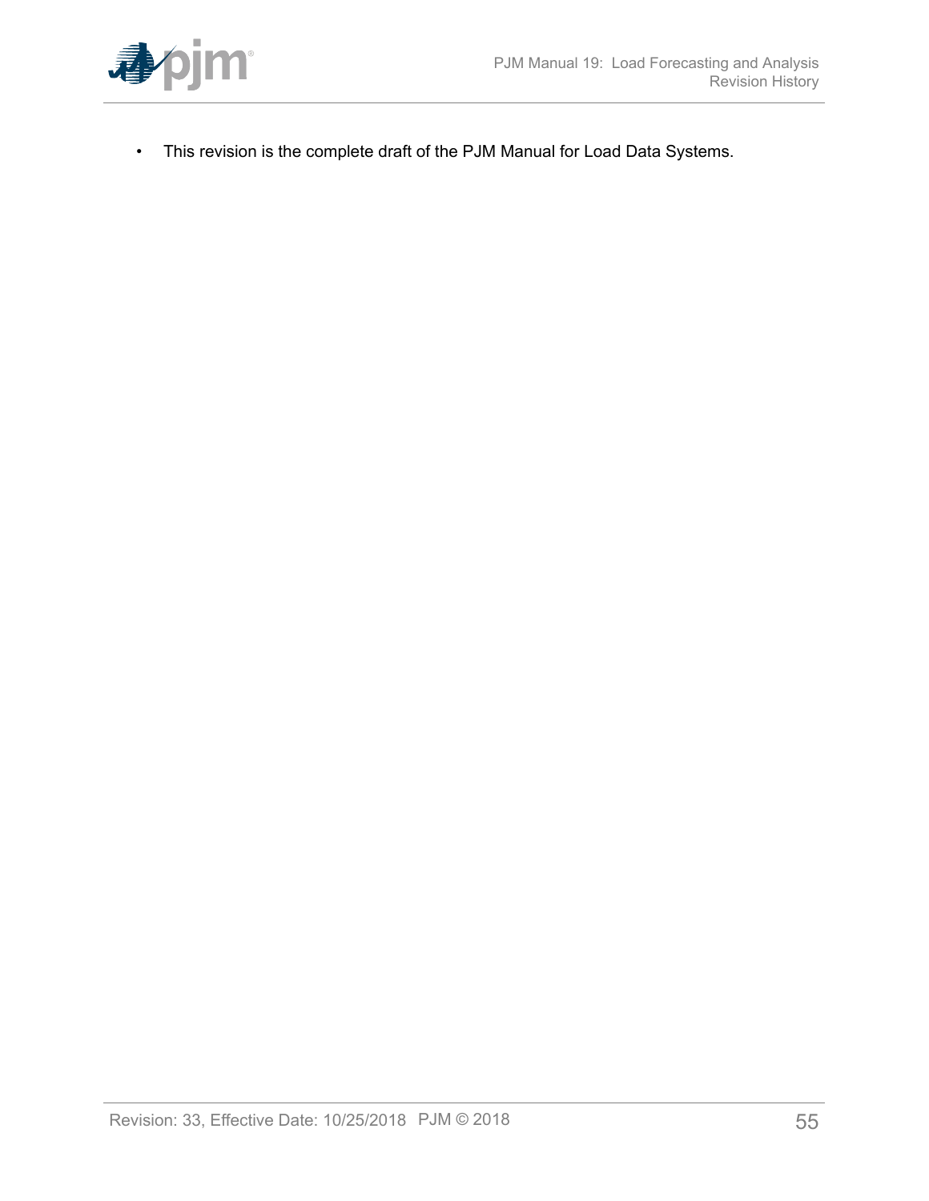- This revision is the complete draft of the PJM Manual for Load Data Systems.